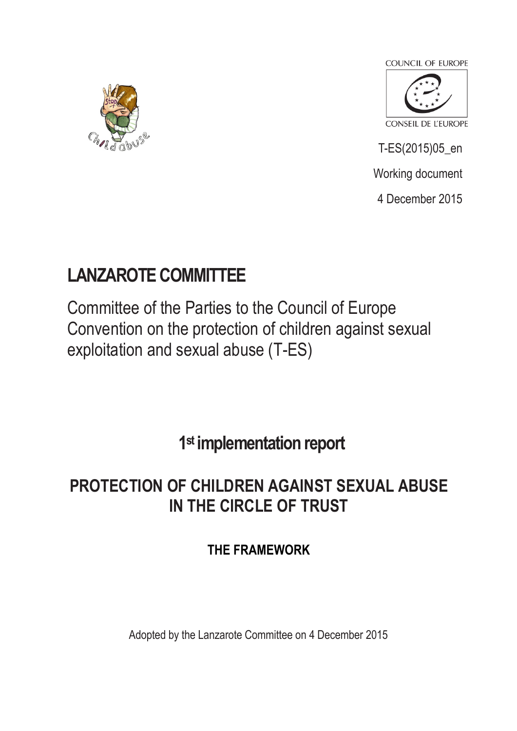COUNCIL OF EUROPE

CONSEIL DE L'EUROPE

T-ES(2015)05_en

Working document

4 December 2015

# LANZAROTE COMMITTEE

Committee of the Parties to the Council of Europe Convention on the protection of children against sexual exploitation and sexual abuse (T-ES)

## 1st implementation report

## PROTECTION OF CHILDREN AGAINST SEXUAL ABUSE IN THE CIRCLE OF TRUST

### THE FRAMEWORK

Adopted by the Lanzarote Committee on 4 December 2015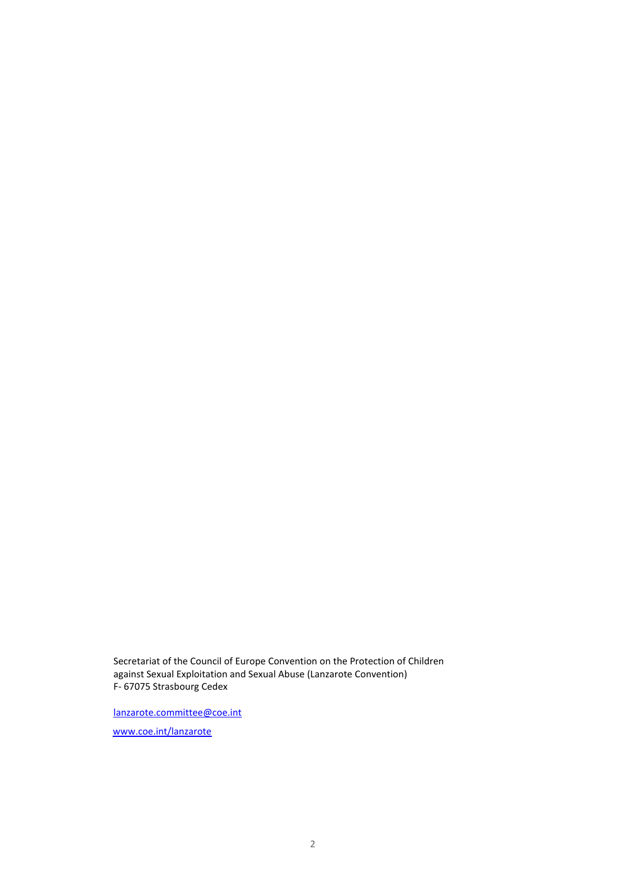Secretariat of the Council of Europe Convention on the Protection of Children against Sexual Exploitation and Sexual Abuse (Lanzarote Convention)
F- 67075 Strasbourg Cedex

lanzarote.committee@coe.int

www.coe.int/lanzarote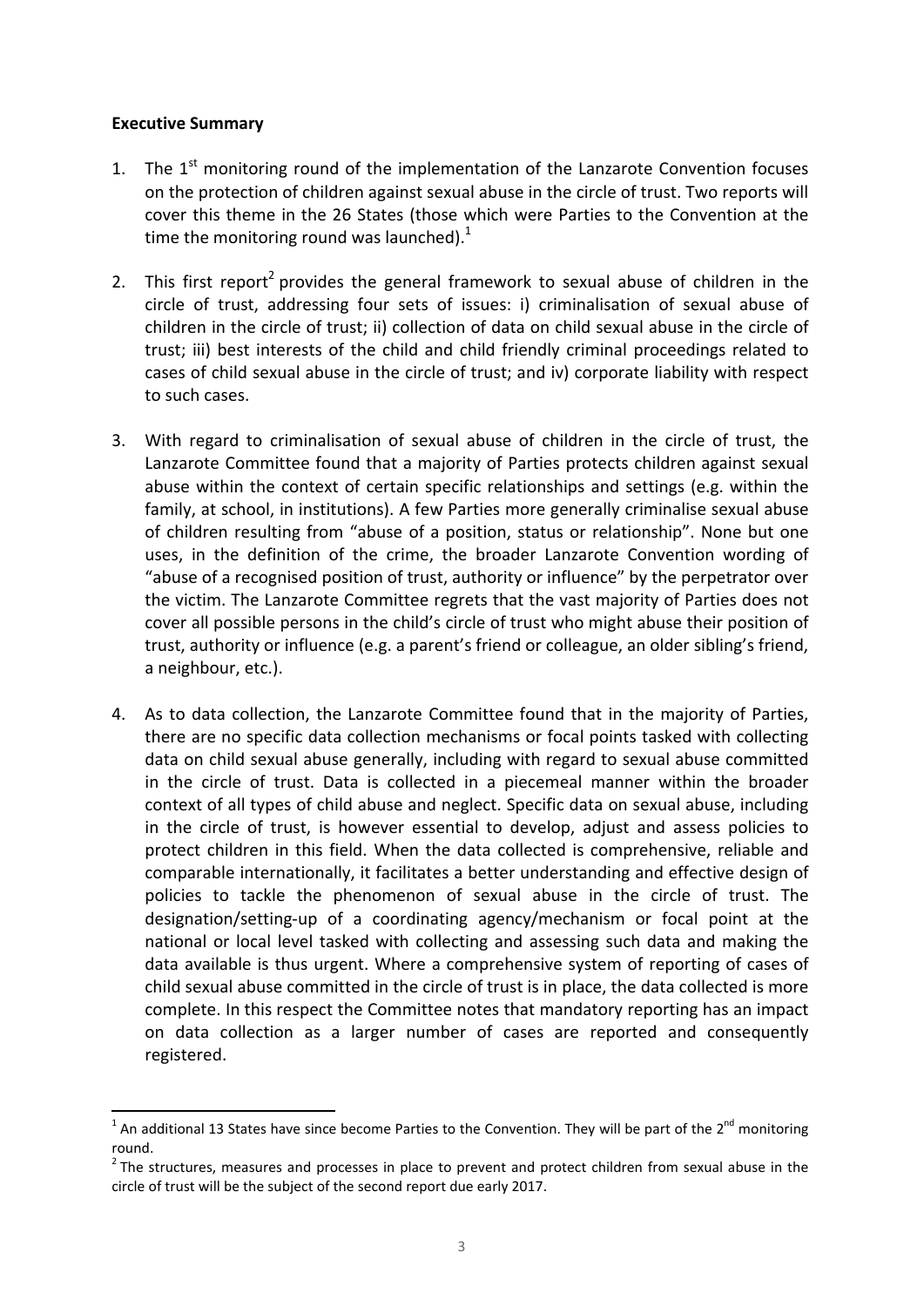**Executive Summary**

1. The 1st monitoring round of the implementation of the Lanzarote Convention focuses on the protection of children against sexual abuse in the circle of trust. Two reports will cover this theme in the 26 States (those which were Parties to the Convention at the time the monitoring round was launched).[1]

2. This first report[2] provides the general framework to sexual abuse of children in the circle of trust, addressing four sets of issues: i) criminalisation of sexual abuse of children in the circle of trust; ii) collection of data on child sexual abuse in the circle of trust; iii) best interests of the child and child friendly criminal proceedings related to cases of child sexual abuse in the circle of trust; and iv) corporate liability with respect to such cases.

3. With regard to criminalisation of sexual abuse of children in the circle of trust, the Lanzarote Committee found that a majority of Parties protects children against sexual abuse within the context of certain specific relationships and settings (e.g. within the family, at school, in institutions). A few Parties more generally criminalise sexual abuse of children resulting from "abuse of a position, status or relationship". None but one uses, in the definition of the crime, the broader Lanzarote Convention wording of "abuse of a recognised position of trust, authority or influence" by the perpetrator over the victim. The Lanzarote Committee regrets that the vast majority of Parties does not cover all possible persons in the child's circle of trust who might abuse their position of trust, authority or influence (e.g. a parent's friend or colleague, an older sibling's friend, a neighbour, etc.).

4. As to data collection, the Lanzarote Committee found that in the majority of Parties, there are no specific data collection mechanisms or focal points tasked with collecting data on child sexual abuse generally, including with regard to sexual abuse committed in the circle of trust. Data is collected in a piecemeal manner within the broader context of all types of child abuse and neglect. Specific data on sexual abuse, including in the circle of trust, is however essential to develop, adjust and assess policies to protect children in this field. When the data collected is comprehensive, reliable and comparable internationally, it facilitates a better understanding and effective design of policies to tackle the phenomenon of sexual abuse in the circle of trust. The designation/setting-up of a coordinating agency/mechanism or focal point at the national or local level tasked with collecting and assessing such data and making the data available is thus urgent. Where a comprehensive system of reporting of cases of child sexual abuse committed in the circle of trust is in place, the data collected is more complete. In this respect the Committee notes that mandatory reporting has an impact on data collection as a larger number of cases are reported and consequently registered.

---

[1] An additional 13 States have since become Parties to the Convention. They will be part of the 2nd monitoring round.

[2] The structures, measures and processes in place to prevent and protect children from sexual abuse in the circle of trust will be the subject of the second report due early 2017.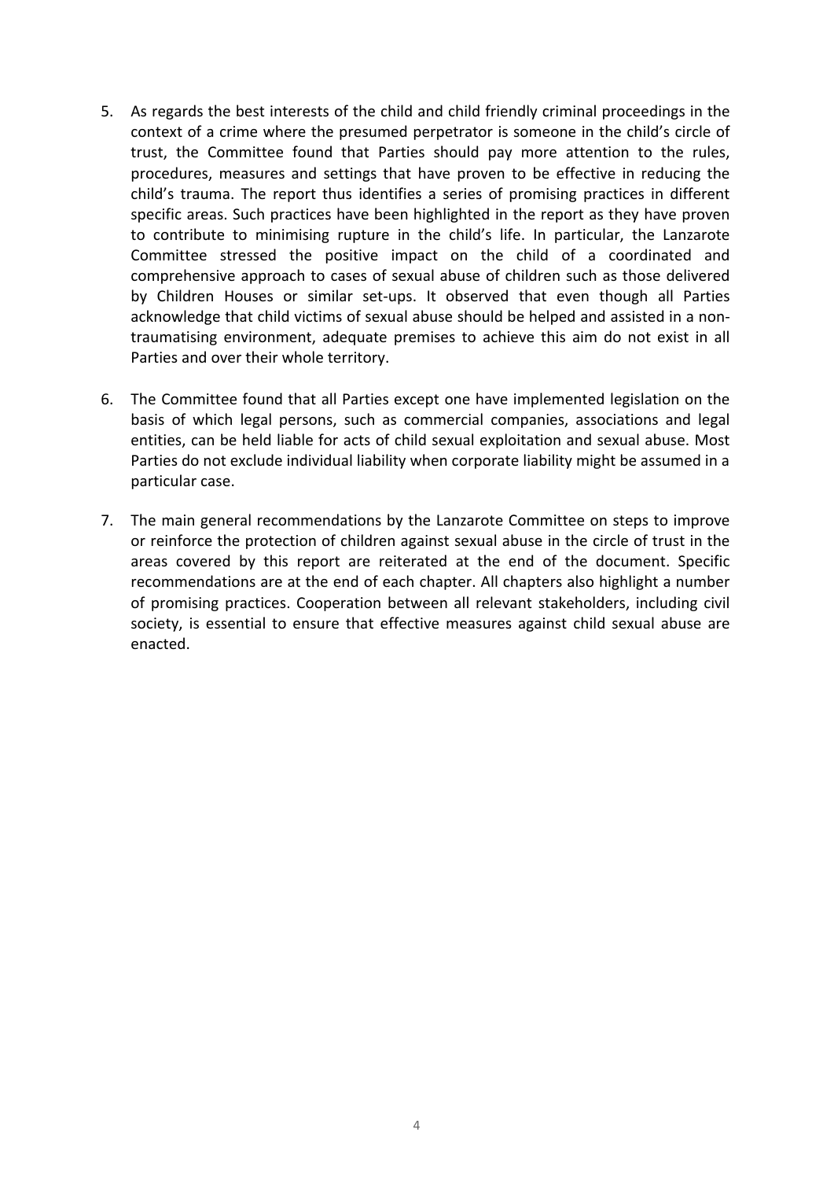5. As regards the best interests of the child and child friendly criminal proceedings in the context of a crime where the presumed perpetrator is someone in the child's circle of trust, the Committee found that Parties should pay more attention to the rules, procedures, measures and settings that have proven to be effective in reducing the child's trauma. The report thus identifies a series of promising practices in different specific areas. Such practices have been highlighted in the report as they have proven to contribute to minimising rupture in the child's life. In particular, the Lanzarote Committee stressed the positive impact on the child of a coordinated and comprehensive approach to cases of sexual abuse of children such as those delivered by Children Houses or similar set-ups. It observed that even though all Parties acknowledge that child victims of sexual abuse should be helped and assisted in a non-traumatising environment, adequate premises to achieve this aim do not exist in all Parties and over their whole territory.

6. The Committee found that all Parties except one have implemented legislation on the basis of which legal persons, such as commercial companies, associations and legal entities, can be held liable for acts of child sexual exploitation and sexual abuse. Most Parties do not exclude individual liability when corporate liability might be assumed in a particular case.

7. The main general recommendations by the Lanzarote Committee on steps to improve or reinforce the protection of children against sexual abuse in the circle of trust in the areas covered by this report are reiterated at the end of the document. Specific recommendations are at the end of each chapter. All chapters also highlight a number of promising practices. Cooperation between all relevant stakeholders, including civil society, is essential to ensure that effective measures against child sexual abuse are enacted.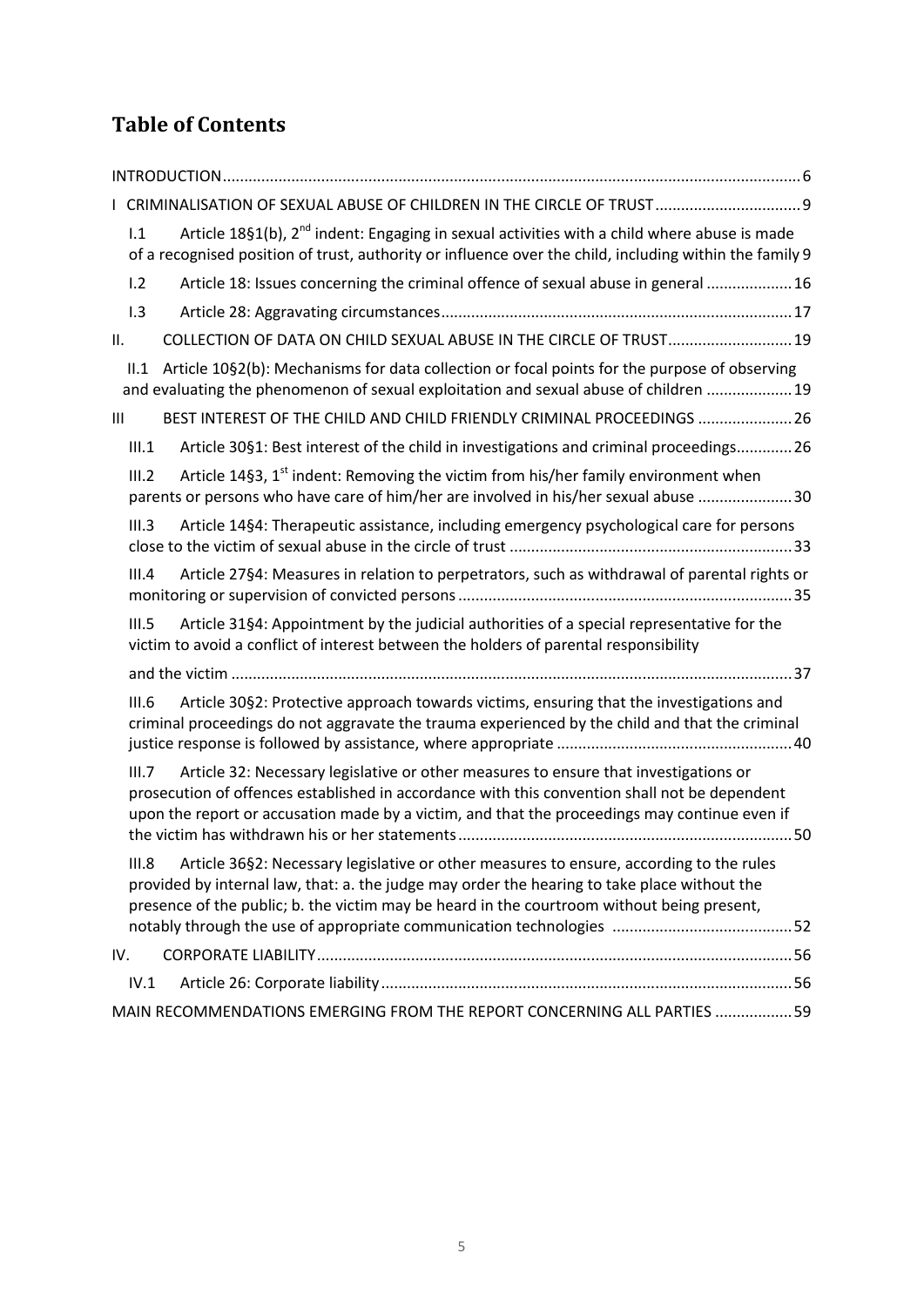# Table of Contents

INTRODUCTION ..... 6

I CRIMINALISATION OF SEXUAL ABUSE OF CHILDREN IN THE CIRCLE OF TRUST ..... 9

- I.1 Article 18§1(b), 2nd indent: Engaging in sexual activities with a child where abuse is made of a recognised position of trust, authority or influence over the child, including within the family ..... 9
- I.2 Article 18: Issues concerning the criminal offence of sexual abuse in general ..... 16
- I.3 Article 28: Aggravating circumstances ..... 17

II. COLLECTION OF DATA ON CHILD SEXUAL ABUSE IN THE CIRCLE OF TRUST ..... 19

- II.1 Article 10§2(b): Mechanisms for data collection or focal points for the purpose of observing and evaluating the phenomenon of sexual exploitation and sexual abuse of children ..... 19

III BEST INTEREST OF THE CHILD AND CHILD FRIENDLY CRIMINAL PROCEEDINGS ..... 26

- III.1 Article 30§1: Best interest of the child in investigations and criminal proceedings ..... 26
- III.2 Article 14§3, 1st indent: Removing the victim from his/her family environment when parents or persons who have care of him/her are involved in his/her sexual abuse ..... 30
- III.3 Article 14§4: Therapeutic assistance, including emergency psychological care for persons close to the victim of sexual abuse in the circle of trust ..... 33
- III.4 Article 27§4: Measures in relation to perpetrators, such as withdrawal of parental rights or monitoring or supervision of convicted persons ..... 35
- III.5 Article 31§4: Appointment by the judicial authorities of a special representative for the victim to avoid a conflict of interest between the holders of parental responsibility and the victim ..... 37
- III.6 Article 30§2: Protective approach towards victims, ensuring that the investigations and criminal proceedings do not aggravate the trauma experienced by the child and that the criminal justice response is followed by assistance, where appropriate ..... 40
- III.7 Article 32: Necessary legislative or other measures to ensure that investigations or prosecution of offences established in accordance with this convention shall not be dependent upon the report or accusation made by a victim, and that the proceedings may continue even if the victim has withdrawn his or her statements ..... 50
- III.8 Article 36§2: Necessary legislative or other measures to ensure, according to the rules provided by internal law, that: a. the judge may order the hearing to take place without the presence of the public; b. the victim may be heard in the courtroom without being present, notably through the use of appropriate communication technologies ..... 52

IV. CORPORATE LIABILITY ..... 56

- IV.1 Article 26: Corporate liability ..... 56

MAIN RECOMMENDATIONS EMERGING FROM THE REPORT CONCERNING ALL PARTIES ..... 59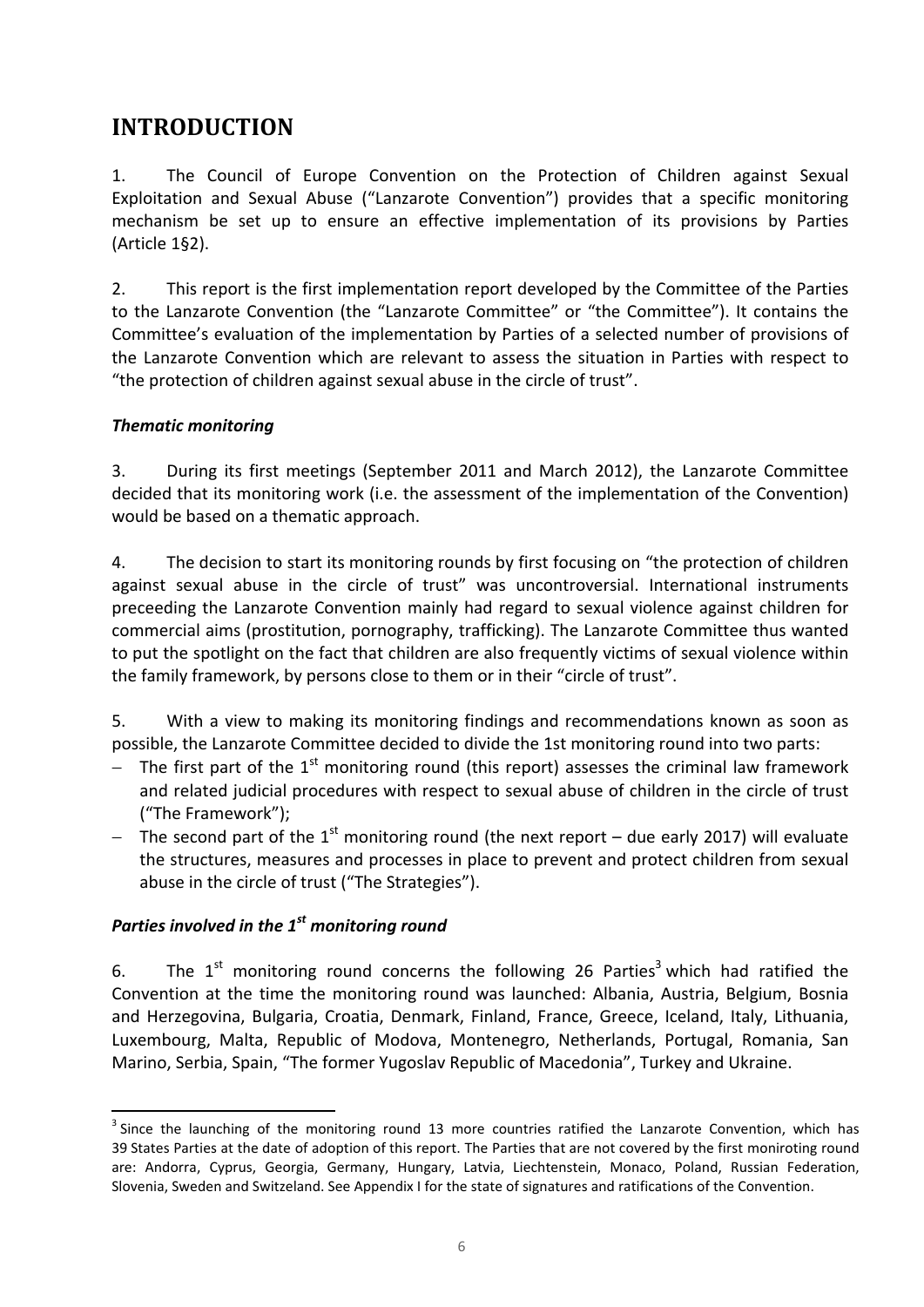# INTRODUCTION

1. The Council of Europe Convention on the Protection of Children against Sexual Exploitation and Sexual Abuse ("Lanzarote Convention") provides that a specific monitoring mechanism be set up to ensure an effective implementation of its provisions by Parties (Article 1§2).

2. This report is the first implementation report developed by the Committee of the Parties to the Lanzarote Convention (the "Lanzarote Committee" or "the Committee"). It contains the Committee's evaluation of the implementation by Parties of a selected number of provisions of the Lanzarote Convention which are relevant to assess the situation in Parties with respect to "the protection of children against sexual abuse in the circle of trust".

### *Thematic monitoring*

3. During its first meetings (September 2011 and March 2012), the Lanzarote Committee decided that its monitoring work (i.e. the assessment of the implementation of the Convention) would be based on a thematic approach.

4. The decision to start its monitoring rounds by first focusing on "the protection of children against sexual abuse in the circle of trust" was uncontroversial. International instruments preceeding the Lanzarote Convention mainly had regard to sexual violence against children for commercial aims (prostitution, pornography, trafficking). The Lanzarote Committee thus wanted to put the spotlight on the fact that children are also frequently victims of sexual violence within the family framework, by persons close to them or in their "circle of trust".

5. With a view to making its monitoring findings and recommendations known as soon as possible, the Lanzarote Committee decided to divide the 1st monitoring round into two parts:

- The first part of the 1st monitoring round (this report) assesses the criminal law framework and related judicial procedures with respect to sexual abuse of children in the circle of trust ("The Framework");
- The second part of the 1st monitoring round (the next report – due early 2017) will evaluate the structures, measures and processes in place to prevent and protect children from sexual abuse in the circle of trust ("The Strategies").

### *Parties involved in the 1st monitoring round*

6. The 1st monitoring round concerns the following 26 Parties[3] which had ratified the Convention at the time the monitoring round was launched: Albania, Austria, Belgium, Bosnia and Herzegovina, Bulgaria, Croatia, Denmark, Finland, France, Greece, Iceland, Italy, Lithuania, Luxembourg, Malta, Republic of Modova, Montenegro, Netherlands, Portugal, Romania, San Marino, Serbia, Spain, "The former Yugoslav Republic of Macedonia", Turkey and Ukraine.

---

[3] Since the launching of the monitoring round 13 more countries ratified the Lanzarote Convention, which has 39 States Parties at the date of adoption of this report. The Parties that are not covered by the first moniroting round are: Andorra, Cyprus, Georgia, Germany, Hungary, Latvia, Liechtenstein, Monaco, Poland, Russian Federation, Slovenia, Sweden and Switzerland. See Appendix I for the state of signatures and ratifications of the Convention.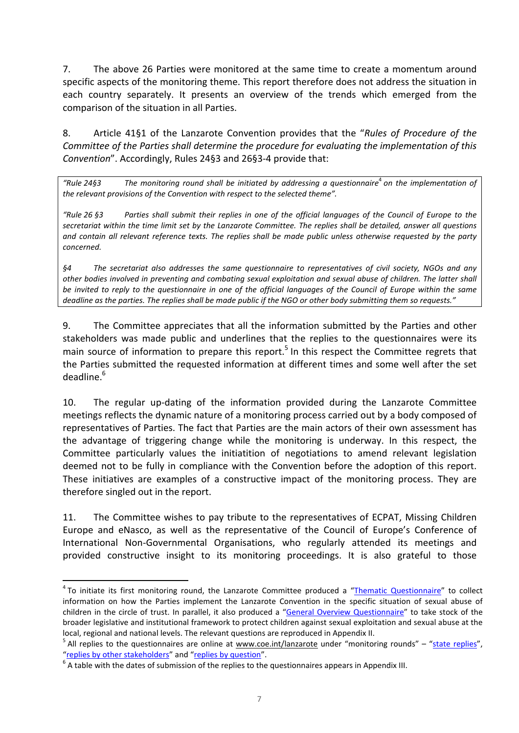7. The above 26 Parties were monitored at the same time to create a momentum around specific aspects of the monitoring theme. This report therefore does not address the situation in each country separately. It presents an overview of the trends which emerged from the comparison of the situation in all Parties.

8. Article 41§1 of the Lanzarote Convention provides that the "*Rules of Procedure of the Committee of the Parties shall determine the procedure for evaluating the implementation of this Convention*". Accordingly, Rules 24§3 and 26§3-4 provide that:

> *"Rule 24§3 The monitoring round shall be initiated by addressing a questionnaire[4] on the implementation of the relevant provisions of the Convention with respect to the selected theme".*
>
> *"Rule 26 §3 Parties shall submit their replies in one of the official languages of the Council of Europe to the secretariat within the time limit set by the Lanzarote Committee. The replies shall be detailed, answer all questions and contain all relevant reference texts. The replies shall be made public unless otherwise requested by the party concerned.*
>
> *§4 The secretariat also addresses the same questionnaire to representatives of civil society, NGOs and any other bodies involved in preventing and combating sexual exploitation and sexual abuse of children. The latter shall be invited to reply to the questionnaire in one of the official languages of the Council of Europe within the same deadline as the parties. The replies shall be made public if the NGO or other body submitting them so requests."*

9. The Committee appreciates that all the information submitted by the Parties and other stakeholders was made public and underlines that the replies to the questionnaires were its main source of information to prepare this report.[5] In this respect the Committee regrets that the Parties submitted the requested information at different times and some well after the set deadline.[6]

10. The regular up-dating of the information provided during the Lanzarote Committee meetings reflects the dynamic nature of a monitoring process carried out by a body composed of representatives of Parties. The fact that Parties are the main actors of their own assessment has the advantage of triggering change while the monitoring is underway. In this respect, the Committee particularly values the initiatition of negotiations to amend relevant legislation deemed not to be fully in compliance with the Convention before the adoption of this report. These initiatives are examples of a constructive impact of the monitoring process. They are therefore singled out in the report.

11. The Committee wishes to pay tribute to the representatives of ECPAT, Missing Children Europe and eNasco, as well as the representative of the Council of Europe's Conference of International Non-Governmental Organisations, who regularly attended its meetings and provided constructive insight to its monitoring proceedings. It is also grateful to those

---

[4] To initiate its first monitoring round, the Lanzarote Committee produced a "Thematic Questionnaire" to collect information on how the Parties implement the Lanzarote Convention in the specific situation of sexual abuse of children in the circle of trust. In parallel, it also produced a "General Overview Questionnaire" to take stock of the broader legislative and institutional framework to protect children against sexual exploitation and sexual abuse at the local, regional and national levels. The relevant questions are reproduced in Appendix II.

[5] All replies to the questionnaires are online at www.coe.int/lanzarote under "monitoring rounds" – "state replies", "replies by other stakeholders" and "replies by question".

[6] A table with the dates of submission of the replies to the questionnaires appears in Appendix III.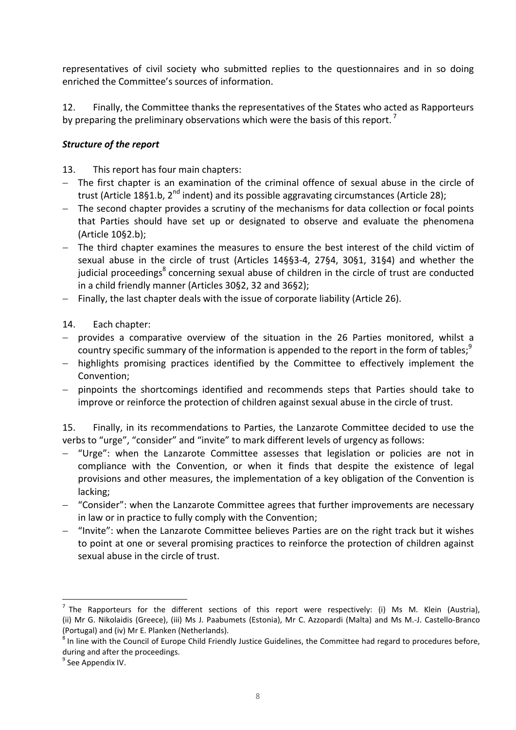representatives of civil society who submitted replies to the questionnaires and in so doing enriched the Committee's sources of information.

12. Finally, the Committee thanks the representatives of the States who acted as Rapporteurs by preparing the preliminary observations which were the basis of this report.[7]

***Structure of the report***

13. This report has four main chapters:

- The first chapter is an examination of the criminal offence of sexual abuse in the circle of trust (Article 18§1.b, 2nd indent) and its possible aggravating circumstances (Article 28);
- The second chapter provides a scrutiny of the mechanisms for data collection or focal points that Parties should have set up or designated to observe and evaluate the phenomena (Article 10§2.b);
- The third chapter examines the measures to ensure the best interest of the child victim of sexual abuse in the circle of trust (Articles 14§§3-4, 27§4, 30§1, 31§4) and whether the judicial proceedings[8] concerning sexual abuse of children in the circle of trust are conducted in a child friendly manner (Articles 30§2, 32 and 36§2);
- Finally, the last chapter deals with the issue of corporate liability (Article 26).

14. Each chapter:

- provides a comparative overview of the situation in the 26 Parties monitored, whilst a country specific summary of the information is appended to the report in the form of tables;[9]
- highlights promising practices identified by the Committee to effectively implement the Convention;
- pinpoints the shortcomings identified and recommends steps that Parties should take to improve or reinforce the protection of children against sexual abuse in the circle of trust.

15. Finally, in its recommendations to Parties, the Lanzarote Committee decided to use the verbs to "urge", "consider" and "invite" to mark different levels of urgency as follows:

- "Urge": when the Lanzarote Committee assesses that legislation or policies are not in compliance with the Convention, or when it finds that despite the existence of legal provisions and other measures, the implementation of a key obligation of the Convention is lacking;
- "Consider": when the Lanzarote Committee agrees that further improvements are necessary in law or in practice to fully comply with the Convention;
- "Invite": when the Lanzarote Committee believes Parties are on the right track but it wishes to point at one or several promising practices to reinforce the protection of children against sexual abuse in the circle of trust.

---

[7] The Rapporteurs for the different sections of this report were respectively: (i) Ms M. Klein (Austria), (ii) Mr G. Nikolaidis (Greece), (iii) Ms J. Paabumets (Estonia), Mr C. Azzopardi (Malta) and Ms M.-J. Castello-Branco (Portugal) and (iv) Mr E. Planken (Netherlands).

[8] In line with the Council of Europe Child Friendly Justice Guidelines, the Committee had regard to procedures before, during and after the proceedings.

[9] See Appendix IV.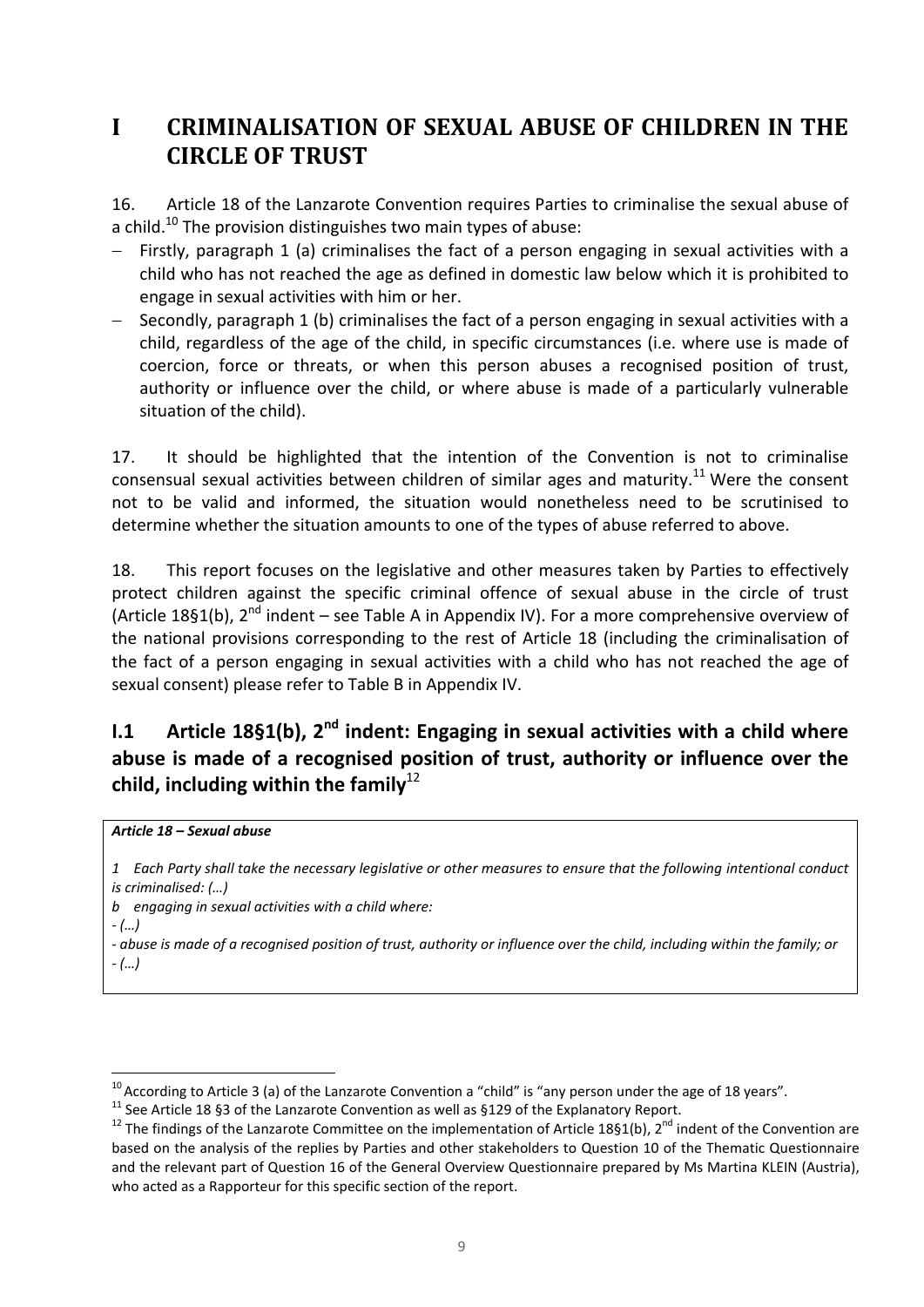# I CRIMINALISATION OF SEXUAL ABUSE OF CHILDREN IN THE CIRCLE OF TRUST

16. Article 18 of the Lanzarote Convention requires Parties to criminalise the sexual abuse of a child.[10] The provision distinguishes two main types of abuse:

- Firstly, paragraph 1 (a) criminalises the fact of a person engaging in sexual activities with a child who has not reached the age as defined in domestic law below which it is prohibited to engage in sexual activities with him or her.
- Secondly, paragraph 1 (b) criminalises the fact of a person engaging in sexual activities with a child, regardless of the age of the child, in specific circumstances (i.e. where use is made of coercion, force or threats, or when this person abuses a recognised position of trust, authority or influence over the child, or where abuse is made of a particularly vulnerable situation of the child).

17. It should be highlighted that the intention of the Convention is not to criminalise consensual sexual activities between children of similar ages and maturity.[11] Were the consent not to be valid and informed, the situation would nonetheless need to be scrutinised to determine whether the situation amounts to one of the types of abuse referred to above.

18. This report focuses on the legislative and other measures taken by Parties to effectively protect children against the specific criminal offence of sexual abuse in the circle of trust (Article 18§1(b), 2nd indent – see Table A in Appendix IV). For a more comprehensive overview of the national provisions corresponding to the rest of Article 18 (including the criminalisation of the fact of a person engaging in sexual activities with a child who has not reached the age of sexual consent) please refer to Table B in Appendix IV.

## I.1 Article 18§1(b), 2nd indent: Engaging in sexual activities with a child where abuse is made of a recognised position of trust, authority or influence over the child, including within the family[12]

> ***Article 18 – Sexual abuse***
>
> *1 Each Party shall take the necessary legislative or other measures to ensure that the following intentional conduct is criminalised: (…)*
>
> *b engaging in sexual activities with a child where:*
>
> *- (…)*
>
> *- abuse is made of a recognised position of trust, authority or influence over the child, including within the family; or*
>
> *- (…)*

---

[10] According to Article 3 (a) of the Lanzarote Convention a "child" is "any person under the age of 18 years".

[11] See Article 18 §3 of the Lanzarote Convention as well as §129 of the Explanatory Report.

[12] The findings of the Lanzarote Committee on the implementation of Article 18§1(b), 2nd indent of the Convention are based on the analysis of the replies by Parties and other stakeholders to Question 10 of the Thematic Questionnaire and the relevant part of Question 16 of the General Overview Questionnaire prepared by Ms Martina KLEIN (Austria), who acted as a Rapporteur for this specific section of the report.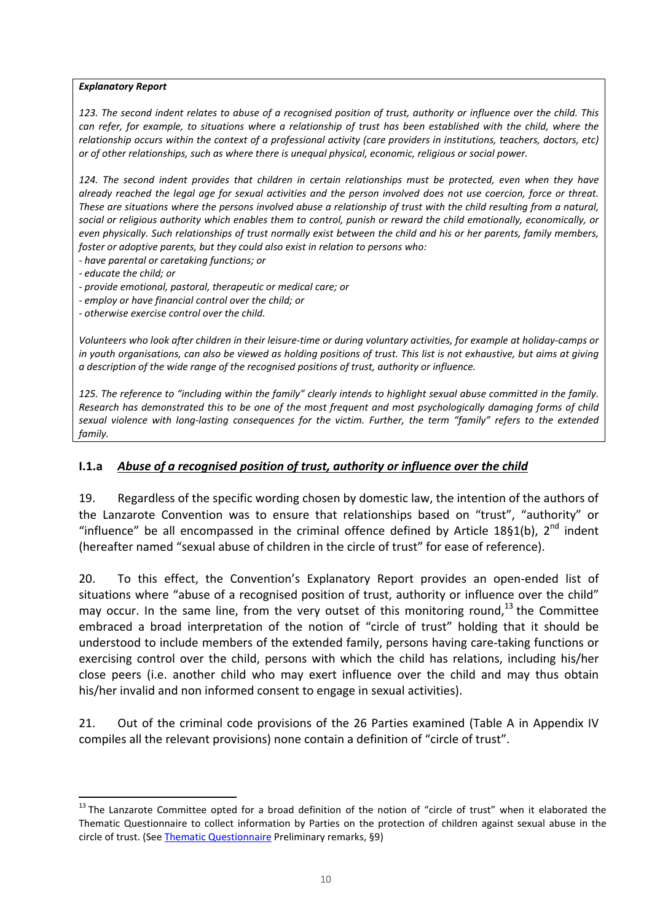***Explanatory Report***

*123. The second indent relates to abuse of a recognised position of trust, authority or influence over the child. This can refer, for example, to situations where a relationship of trust has been established with the child, where the relationship occurs within the context of a professional activity (care providers in institutions, teachers, doctors, etc) or of other relationships, such as where there is unequal physical, economic, religious or social power.*

*124. The second indent provides that children in certain relationships must be protected, even when they have already reached the legal age for sexual activities and the person involved does not use coercion, force or threat. These are situations where the persons involved abuse a relationship of trust with the child resulting from a natural, social or religious authority which enables them to control, punish or reward the child emotionally, economically, or even physically. Such relationships of trust normally exist between the child and his or her parents, family members, foster or adoptive parents, but they could also exist in relation to persons who:*

- *have parental or caretaking functions; or*
- *educate the child; or*
- *provide emotional, pastoral, therapeutic or medical care; or*
- *employ or have financial control over the child; or*
- *otherwise exercise control over the child.*

*Volunteers who look after children in their leisure-time or during voluntary activities, for example at holiday-camps or in youth organisations, can also be viewed as holding positions of trust. This list is not exhaustive, but aims at giving a description of the wide range of the recognised positions of trust, authority or influence.*

*125. The reference to "including within the family" clearly intends to highlight sexual abuse committed in the family. Research has demonstrated this to be one of the most frequent and most psychologically damaging forms of child sexual violence with long-lasting consequences for the victim. Further, the term "family" refers to the extended family.*

### I.1.a *Abuse of a recognised position of trust, authority or influence over the child*

19. Regardless of the specific wording chosen by domestic law, the intention of the authors of the Lanzarote Convention was to ensure that relationships based on "trust", "authority" or "influence" be all encompassed in the criminal offence defined by Article 18§1(b), 2nd indent (hereafter named "sexual abuse of children in the circle of trust" for ease of reference).

20. To this effect, the Convention's Explanatory Report provides an open-ended list of situations where "abuse of a recognised position of trust, authority or influence over the child" may occur. In the same line, from the very outset of this monitoring round,[13] the Committee embraced a broad interpretation of the notion of "circle of trust" holding that it should be understood to include members of the extended family, persons having care-taking functions or exercising control over the child, persons with which the child has relations, including his/her close peers (i.e. another child who may exert influence over the child and may thus obtain his/her invalid and non informed consent to engage in sexual activities).

21. Out of the criminal code provisions of the 26 Parties examined (Table A in Appendix IV compiles all the relevant provisions) none contain a definition of "circle of trust".

---

[13] The Lanzarote Committee opted for a broad definition of the notion of "circle of trust" when it elaborated the Thematic Questionnaire to collect information by Parties on the protection of children against sexual abuse in the circle of trust. (See Thematic Questionnaire Preliminary remarks, §9)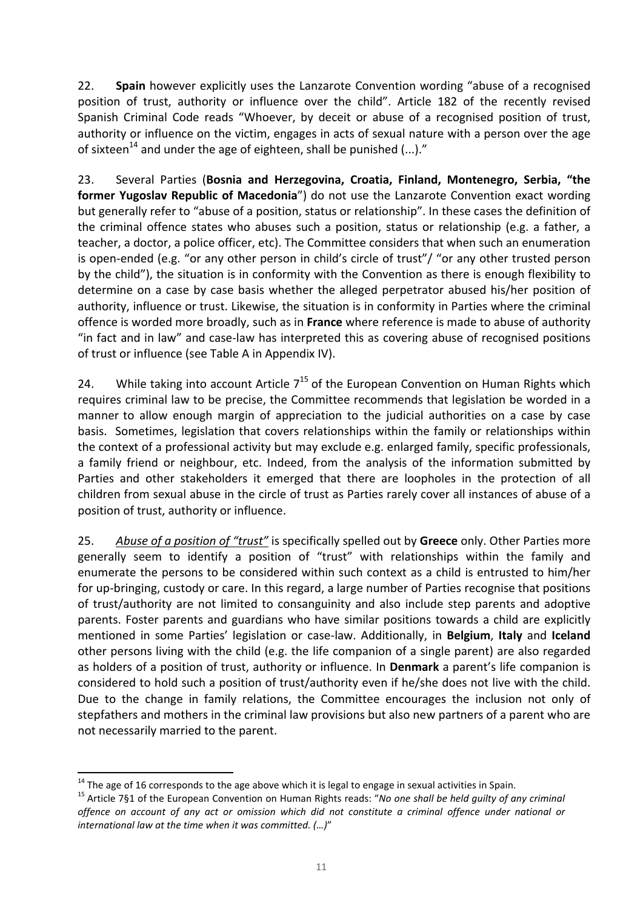22. **Spain** however explicitly uses the Lanzarote Convention wording "abuse of a recognised position of trust, authority or influence over the child". Article 182 of the recently revised Spanish Criminal Code reads "Whoever, by deceit or abuse of a recognised position of trust, authority or influence on the victim, engages in acts of sexual nature with a person over the age of sixteen[14] and under the age of eighteen, shall be punished (...)."

23. Several Parties (**Bosnia and Herzegovina, Croatia, Finland, Montenegro, Serbia, "the former Yugoslav Republic of Macedonia"**) do not use the Lanzarote Convention exact wording but generally refer to "abuse of a position, status or relationship". In these cases the definition of the criminal offence states who abuses such a position, status or relationship (e.g. a father, a teacher, a doctor, a police officer, etc). The Committee considers that when such an enumeration is open-ended (e.g. "or any other person in child's circle of trust"/ "or any other trusted person by the child"), the situation is in conformity with the Convention as there is enough flexibility to determine on a case by case basis whether the alleged perpetrator abused his/her position of authority, influence or trust. Likewise, the situation is in conformity in Parties where the criminal offence is worded more broadly, such as in **France** where reference is made to abuse of authority "in fact and in law" and case-law has interpreted this as covering abuse of recognised positions of trust or influence (see Table A in Appendix IV).

24. While taking into account Article 7[15] of the European Convention on Human Rights which requires criminal law to be precise, the Committee recommends that legislation be worded in a manner to allow enough margin of appreciation to the judicial authorities on a case by case basis. Sometimes, legislation that covers relationships within the family or relationships within the context of a professional activity but may exclude e.g. enlarged family, specific professionals, a family friend or neighbour, etc. Indeed, from the analysis of the information submitted by Parties and other stakeholders it emerged that there are loopholes in the protection of all children from sexual abuse in the circle of trust as Parties rarely cover all instances of abuse of a position of trust, authority or influence.

25. *Abuse of a position of "trust"* is specifically spelled out by **Greece** only. Other Parties more generally seem to identify a position of "trust" with relationships within the family and enumerate the persons to be considered within such context as a child is entrusted to him/her for up-bringing, custody or care. In this regard, a large number of Parties recognise that positions of trust/authority are not limited to consanguinity and also include step parents and adoptive parents. Foster parents and guardians who have similar positions towards a child are explicitly mentioned in some Parties' legislation or case-law. Additionally, in **Belgium**, **Italy** and **Iceland** other persons living with the child (e.g. the life companion of a single parent) are also regarded as holders of a position of trust, authority or influence. In **Denmark** a parent's life companion is considered to hold such a position of trust/authority even if he/she does not live with the child. Due to the change in family relations, the Committee encourages the inclusion not only of stepfathers and mothers in the criminal law provisions but also new partners of a parent who are not necessarily married to the parent.

---

[14] The age of 16 corresponds to the age above which it is legal to engage in sexual activities in Spain.

[15] Article 7§1 of the European Convention on Human Rights reads: "*No one shall be held guilty of any criminal offence on account of any act or omission which did not constitute a criminal offence under national or international law at the time when it was committed. (…)*"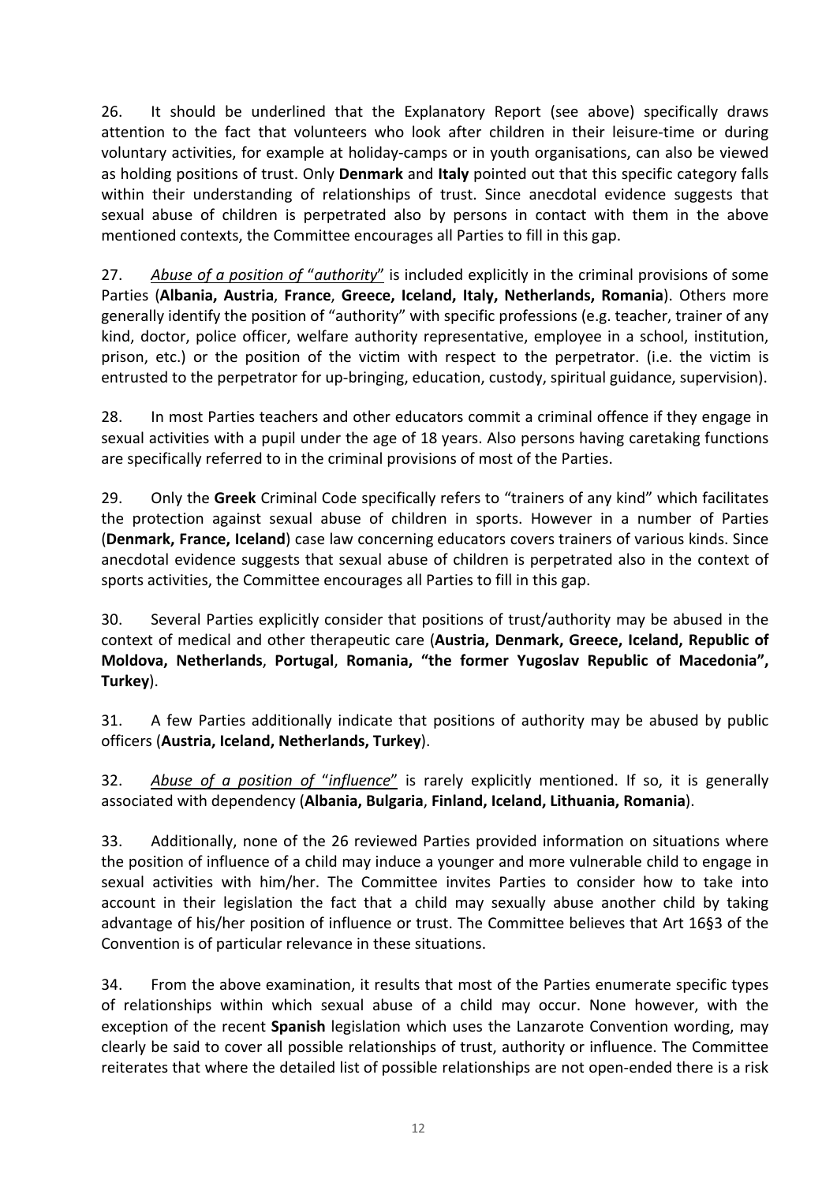26. It should be underlined that the Explanatory Report (see above) specifically draws attention to the fact that volunteers who look after children in their leisure-time or during voluntary activities, for example at holiday-camps or in youth organisations, can also be viewed as holding positions of trust. Only **Denmark** and **Italy** pointed out that this specific category falls within their understanding of relationships of trust. Since anecdotal evidence suggests that sexual abuse of children is perpetrated also by persons in contact with them in the above mentioned contexts, the Committee encourages all Parties to fill in this gap.

27. *Abuse of a position of "authority"* is included explicitly in the criminal provisions of some Parties (**Albania, Austria**, **France**, **Greece, Iceland, Italy, Netherlands, Romania**). Others more generally identify the position of "authority" with specific professions (e.g. teacher, trainer of any kind, doctor, police officer, welfare authority representative, employee in a school, institution, prison, etc.) or the position of the victim with respect to the perpetrator. (i.e. the victim is entrusted to the perpetrator for up-bringing, education, custody, spiritual guidance, supervision).

28. In most Parties teachers and other educators commit a criminal offence if they engage in sexual activities with a pupil under the age of 18 years. Also persons having caretaking functions are specifically referred to in the criminal provisions of most of the Parties.

29. Only the **Greek** Criminal Code specifically refers to "trainers of any kind" which facilitates the protection against sexual abuse of children in sports. However in a number of Parties (**Denmark, France, Iceland**) case law concerning educators covers trainers of various kinds. Since anecdotal evidence suggests that sexual abuse of children is perpetrated also in the context of sports activities, the Committee encourages all Parties to fill in this gap.

30. Several Parties explicitly consider that positions of trust/authority may be abused in the context of medical and other therapeutic care (**Austria, Denmark, Greece, Iceland, Republic of Moldova, Netherlands**, **Portugal**, **Romania, "the former Yugoslav Republic of Macedonia", Turkey**).

31. A few Parties additionally indicate that positions of authority may be abused by public officers (**Austria, Iceland, Netherlands, Turkey**).

32. *Abuse of a position of "influence"* is rarely explicitly mentioned. If so, it is generally associated with dependency (**Albania, Bulgaria**, **Finland, Iceland, Lithuania, Romania**).

33. Additionally, none of the 26 reviewed Parties provided information on situations where the position of influence of a child may induce a younger and more vulnerable child to engage in sexual activities with him/her. The Committee invites Parties to consider how to take into account in their legislation the fact that a child may sexually abuse another child by taking advantage of his/her position of influence or trust. The Committee believes that Art 16§3 of the Convention is of particular relevance in these situations.

34. From the above examination, it results that most of the Parties enumerate specific types of relationships within which sexual abuse of a child may occur. None however, with the exception of the recent **Spanish** legislation which uses the Lanzarote Convention wording, may clearly be said to cover all possible relationships of trust, authority or influence. The Committee reiterates that where the detailed list of possible relationships are not open-ended there is a risk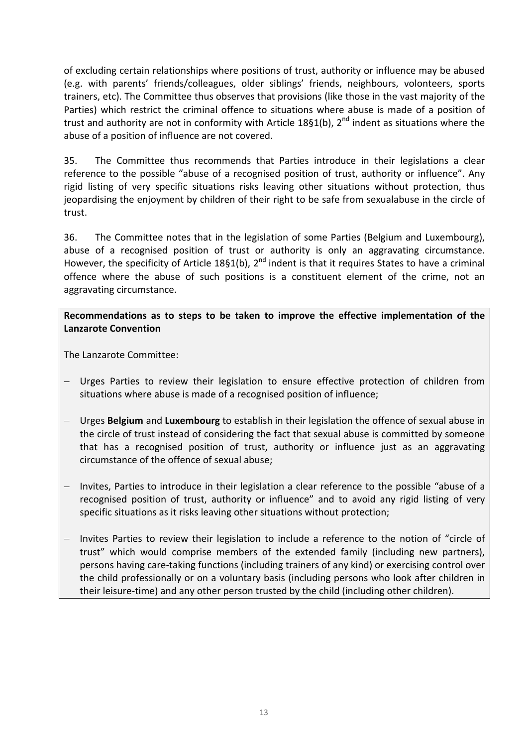of excluding certain relationships where positions of trust, authority or influence may be abused (e.g. with parents' friends/colleagues, older siblings' friends, neighbours, volonteers, sports trainers, etc). The Committee thus observes that provisions (like those in the vast majority of the Parties) which restrict the criminal offence to situations where abuse is made of a position of trust and authority are not in conformity with Article 18§1(b), 2nd indent as situations where the abuse of a position of influence are not covered.

35. The Committee thus recommends that Parties introduce in their legislations a clear reference to the possible "abuse of a recognised position of trust, authority or influence". Any rigid listing of very specific situations risks leaving other situations without protection, thus jeopardising the enjoyment by children of their right to be safe from sexualabuse in the circle of trust.

36. The Committee notes that in the legislation of some Parties (Belgium and Luxembourg), abuse of a recognised position of trust or authority is only an aggravating circumstance. However, the specificity of Article 18§1(b), 2nd indent is that it requires States to have a criminal offence where the abuse of such positions is a constituent element of the crime, not an aggravating circumstance.

**Recommendations as to steps to be taken to improve the effective implementation of the Lanzarote Convention**

The Lanzarote Committee:

- Urges Parties to review their legislation to ensure effective protection of children from situations where abuse is made of a recognised position of influence;
- Urges **Belgium** and **Luxembourg** to establish in their legislation the offence of sexual abuse in the circle of trust instead of considering the fact that sexual abuse is committed by someone that has a recognised position of trust, authority or influence just as an aggravating circumstance of the offence of sexual abuse;
- Invites, Parties to introduce in their legislation a clear reference to the possible "abuse of a recognised position of trust, authority or influence" and to avoid any rigid listing of very specific situations as it risks leaving other situations without protection;
- Invites Parties to review their legislation to include a reference to the notion of "circle of trust" which would comprise members of the extended family (including new partners), persons having care-taking functions (including trainers of any kind) or exercising control over the child professionally or on a voluntary basis (including persons who look after children in their leisure-time) and any other person trusted by the child (including other children).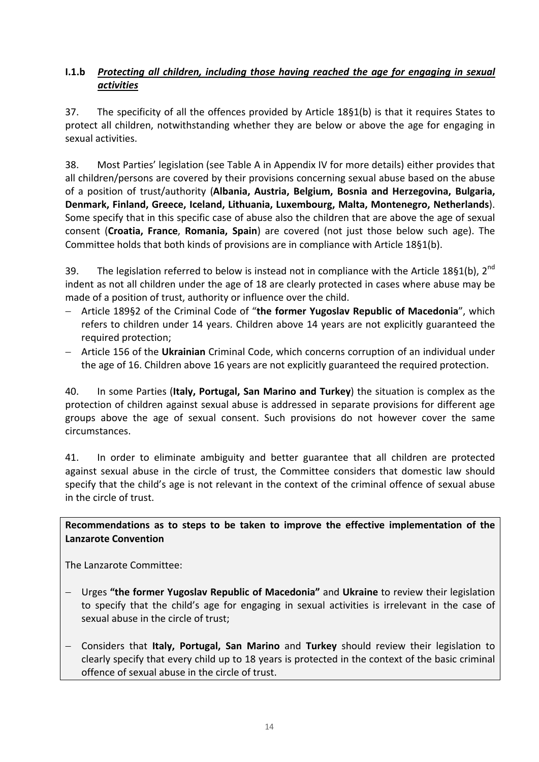### I.1.b *Protecting all children, including those having reached the age for engaging in sexual activities*

37. The specificity of all the offences provided by Article 18§1(b) is that it requires States to protect all children, notwithstanding whether they are below or above the age for engaging in sexual activities.

38. Most Parties' legislation (see Table A in Appendix IV for more details) either provides that all children/persons are covered by their provisions concerning sexual abuse based on the abuse of a position of trust/authority (**Albania, Austria, Belgium, Bosnia and Herzegovina, Bulgaria, Denmark, Finland, Greece, Iceland, Lithuania, Luxembourg, Malta, Montenegro, Netherlands**). Some specify that in this specific case of abuse also the children that are above the age of sexual consent (**Croatia, France**, **Romania, Spain**) are covered (not just those below such age). The Committee holds that both kinds of provisions are in compliance with Article 18§1(b).

39. The legislation referred to below is instead not in compliance with the Article 18§1(b), 2nd indent as not all children under the age of 18 are clearly protected in cases where abuse may be made of a position of trust, authority or influence over the child.

- Article 189§2 of the Criminal Code of "**the former Yugoslav Republic of Macedonia**", which refers to children under 14 years. Children above 14 years are not explicitly guaranteed the required protection;
- Article 156 of the **Ukrainian** Criminal Code, which concerns corruption of an individual under the age of 16. Children above 16 years are not explicitly guaranteed the required protection.

40. In some Parties (**Italy, Portugal, San Marino and Turkey**) the situation is complex as the protection of children against sexual abuse is addressed in separate provisions for different age groups above the age of sexual consent. Such provisions do not however cover the same circumstances.

41. In order to eliminate ambiguity and better guarantee that all children are protected against sexual abuse in the circle of trust, the Committee considers that domestic law should specify that the child's age is not relevant in the context of the criminal offence of sexual abuse in the circle of trust.

**Recommendations as to steps to be taken to improve the effective implementation of the Lanzarote Convention**

The Lanzarote Committee:

- Urges **"the former Yugoslav Republic of Macedonia"** and **Ukraine** to review their legislation to specify that the child's age for engaging in sexual activities is irrelevant in the case of sexual abuse in the circle of trust;
- Considers that **Italy, Portugal, San Marino** and **Turkey** should review their legislation to clearly specify that every child up to 18 years is protected in the context of the basic criminal offence of sexual abuse in the circle of trust.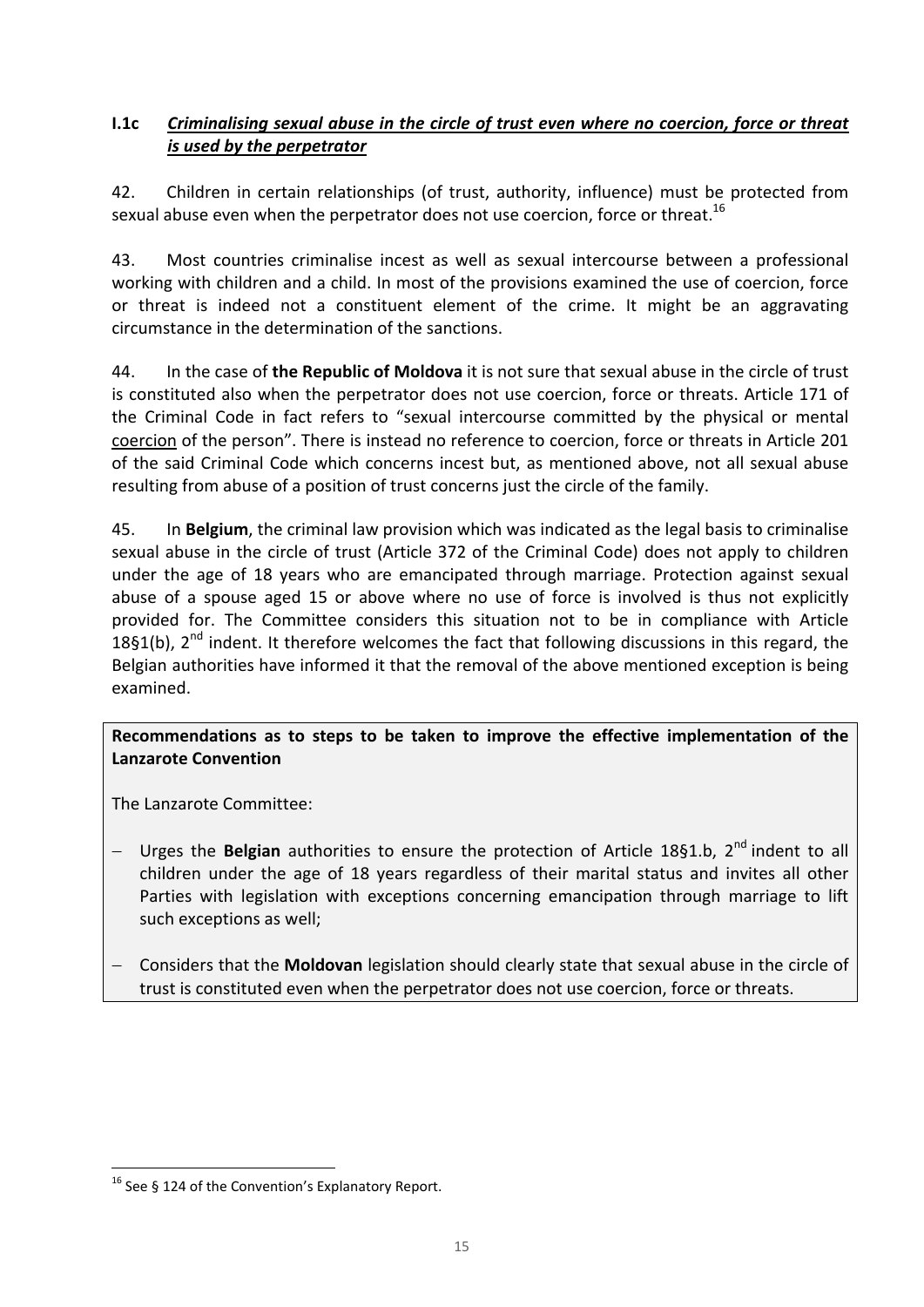### I.1c *Criminalising sexual abuse in the circle of trust even where no coercion, force or threat is used by the perpetrator*

42. Children in certain relationships (of trust, authority, influence) must be protected from sexual abuse even when the perpetrator does not use coercion, force or threat.[16]

43. Most countries criminalise incest as well as sexual intercourse between a professional working with children and a child. In most of the provisions examined the use of coercion, force or threat is indeed not a constituent element of the crime. It might be an aggravating circumstance in the determination of the sanctions.

44. In the case of **the Republic of Moldova** it is not sure that sexual abuse in the circle of trust is constituted also when the perpetrator does not use coercion, force or threats. Article 171 of the Criminal Code in fact refers to "sexual intercourse committed by the physical or mental coercion of the person". There is instead no reference to coercion, force or threats in Article 201 of the said Criminal Code which concerns incest but, as mentioned above, not all sexual abuse resulting from abuse of a position of trust concerns just the circle of the family.

45. In **Belgium**, the criminal law provision which was indicated as the legal basis to criminalise sexual abuse in the circle of trust (Article 372 of the Criminal Code) does not apply to children under the age of 18 years who are emancipated through marriage. Protection against sexual abuse of a spouse aged 15 or above where no use of force is involved is thus not explicitly provided for. The Committee considers this situation not to be in compliance with Article 18§1(b), 2nd indent. It therefore welcomes the fact that following discussions in this regard, the Belgian authorities have informed it that the removal of the above mentioned exception is being examined.

**Recommendations as to steps to be taken to improve the effective implementation of the Lanzarote Convention**

The Lanzarote Committee:

- Urges the **Belgian** authorities to ensure the protection of Article 18§1.b, 2nd indent to all children under the age of 18 years regardless of their marital status and invites all other Parties with legislation with exceptions concerning emancipation through marriage to lift such exceptions as well;
- Considers that the **Moldovan** legislation should clearly state that sexual abuse in the circle of trust is constituted even when the perpetrator does not use coercion, force or threats.

[16] See § 124 of the Convention's Explanatory Report.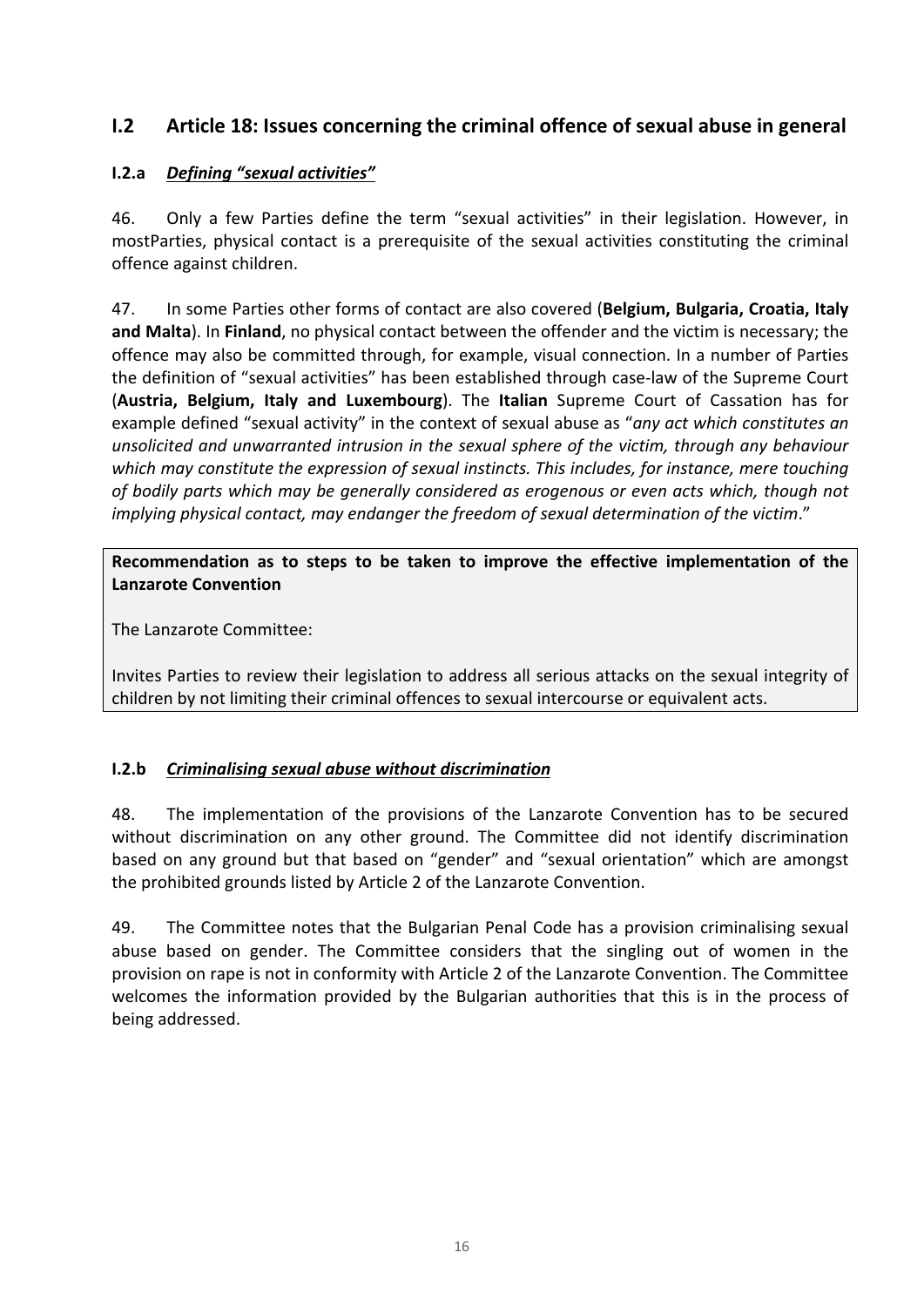## I.2 Article 18: Issues concerning the criminal offence of sexual abuse in general

### I.2.a *Defining "sexual activities"*

46. Only a few Parties define the term "sexual activities" in their legislation. However, in mostParties, physical contact is a prerequisite of the sexual activities constituting the criminal offence against children.

47. In some Parties other forms of contact are also covered (**Belgium, Bulgaria, Croatia, Italy and Malta**). In **Finland**, no physical contact between the offender and the victim is necessary; the offence may also be committed through, for example, visual connection. In a number of Parties the definition of "sexual activities" has been established through case-law of the Supreme Court (**Austria, Belgium, Italy and Luxembourg**). The **Italian** Supreme Court of Cassation has for example defined "sexual activity" in the context of sexual abuse as "*any act which constitutes an unsolicited and unwarranted intrusion in the sexual sphere of the victim, through any behaviour which may constitute the expression of sexual instincts. This includes, for instance, mere touching of bodily parts which may be generally considered as erogenous or even acts which, though not implying physical contact, may endanger the freedom of sexual determination of the victim*."

**Recommendation as to steps to be taken to improve the effective implementation of the Lanzarote Convention**

The Lanzarote Committee:

Invites Parties to review their legislation to address all serious attacks on the sexual integrity of children by not limiting their criminal offences to sexual intercourse or equivalent acts.

### I.2.b *Criminalising sexual abuse without discrimination*

48. The implementation of the provisions of the Lanzarote Convention has to be secured without discrimination on any other ground. The Committee did not identify discrimination based on any ground but that based on "gender" and "sexual orientation" which are amongst the prohibited grounds listed by Article 2 of the Lanzarote Convention.

49. The Committee notes that the Bulgarian Penal Code has a provision criminalising sexual abuse based on gender. The Committee considers that the singling out of women in the provision on rape is not in conformity with Article 2 of the Lanzarote Convention. The Committee welcomes the information provided by the Bulgarian authorities that this is in the process of being addressed.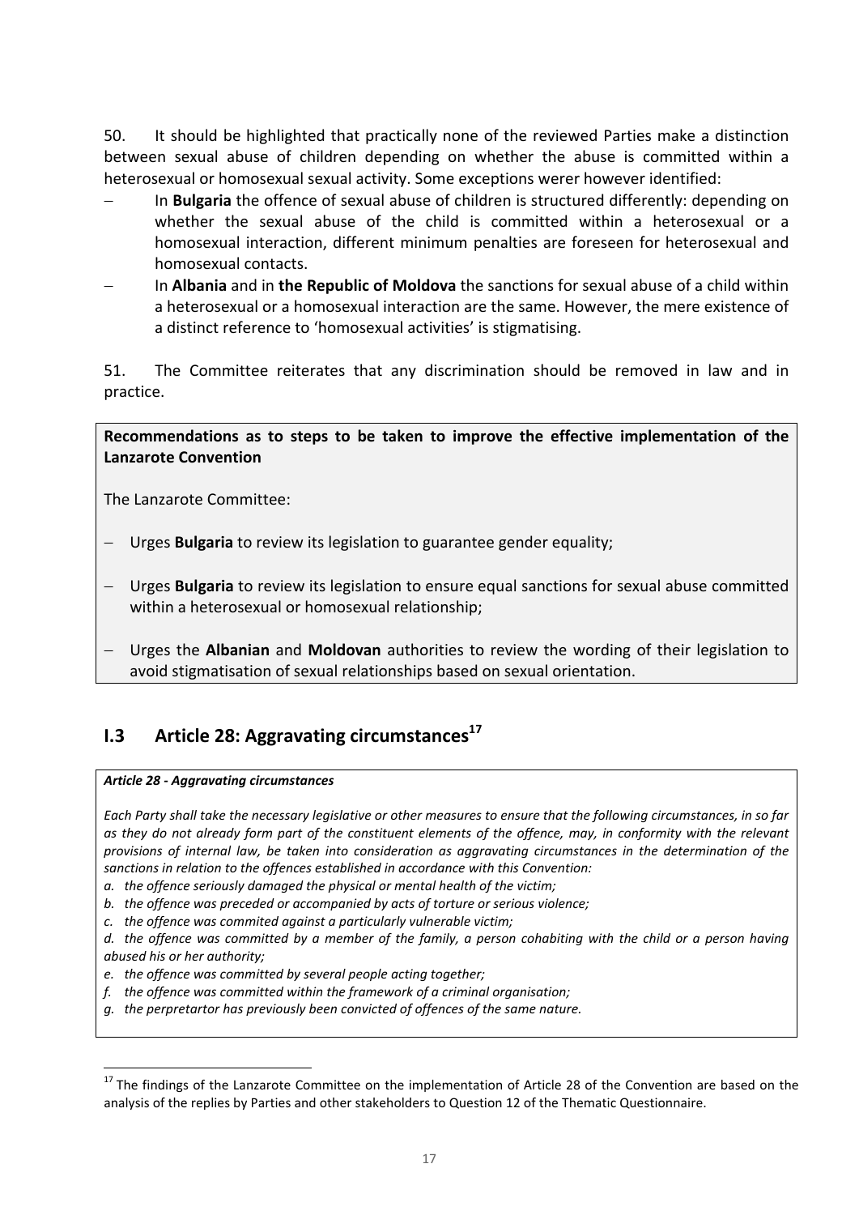50. It should be highlighted that practically none of the reviewed Parties make a distinction between sexual abuse of children depending on whether the abuse is committed within a heterosexual or homosexual sexual activity. Some exceptions werer however identified:

- In **Bulgaria** the offence of sexual abuse of children is structured differently: depending on whether the sexual abuse of the child is committed within a heterosexual or a homosexual interaction, different minimum penalties are foreseen for heterosexual and homosexual contacts.
- In **Albania** and in **the Republic of Moldova** the sanctions for sexual abuse of a child within a heterosexual or a homosexual interaction are the same. However, the mere existence of a distinct reference to 'homosexual activities' is stigmatising.

51. The Committee reiterates that any discrimination should be removed in law and in practice.

> **Recommendations as to steps to be taken to improve the effective implementation of the Lanzarote Convention**
>
> The Lanzarote Committee:
>
> - Urges **Bulgaria** to review its legislation to guarantee gender equality;
> - Urges **Bulgaria** to review its legislation to ensure equal sanctions for sexual abuse committed within a heterosexual or homosexual relationship;
> - Urges the **Albanian** and **Moldovan** authorities to review the wording of their legislation to avoid stigmatisation of sexual relationships based on sexual orientation.

## I.3 Article 28: Aggravating circumstances[17]

> ***Article 28 - Aggravating circumstances***
>
> *Each Party shall take the necessary legislative or other measures to ensure that the following circumstances, in so far as they do not already form part of the constituent elements of the offence, may, in conformity with the relevant provisions of internal law, be taken into consideration as aggravating circumstances in the determination of the sanctions in relation to the offences established in accordance with this Convention:*
>
> *a. the offence seriously damaged the physical or mental health of the victim;*
> *b. the offence was preceded or accompanied by acts of torture or serious violence;*
> *c. the offence was commited against a particularly vulnerable victim;*
> *d. the offence was committed by a member of the family, a person cohabiting with the child or a person having abused his or her authority;*
> *e. the offence was committed by several people acting together;*
> *f. the offence was committed within the framework of a criminal organisation;*
> *g. the perpretartor has previously been convicted of offences of the same nature.*

[17] The findings of the Lanzarote Committee on the implementation of Article 28 of the Convention are based on the analysis of the replies by Parties and other stakeholders to Question 12 of the Thematic Questionnaire.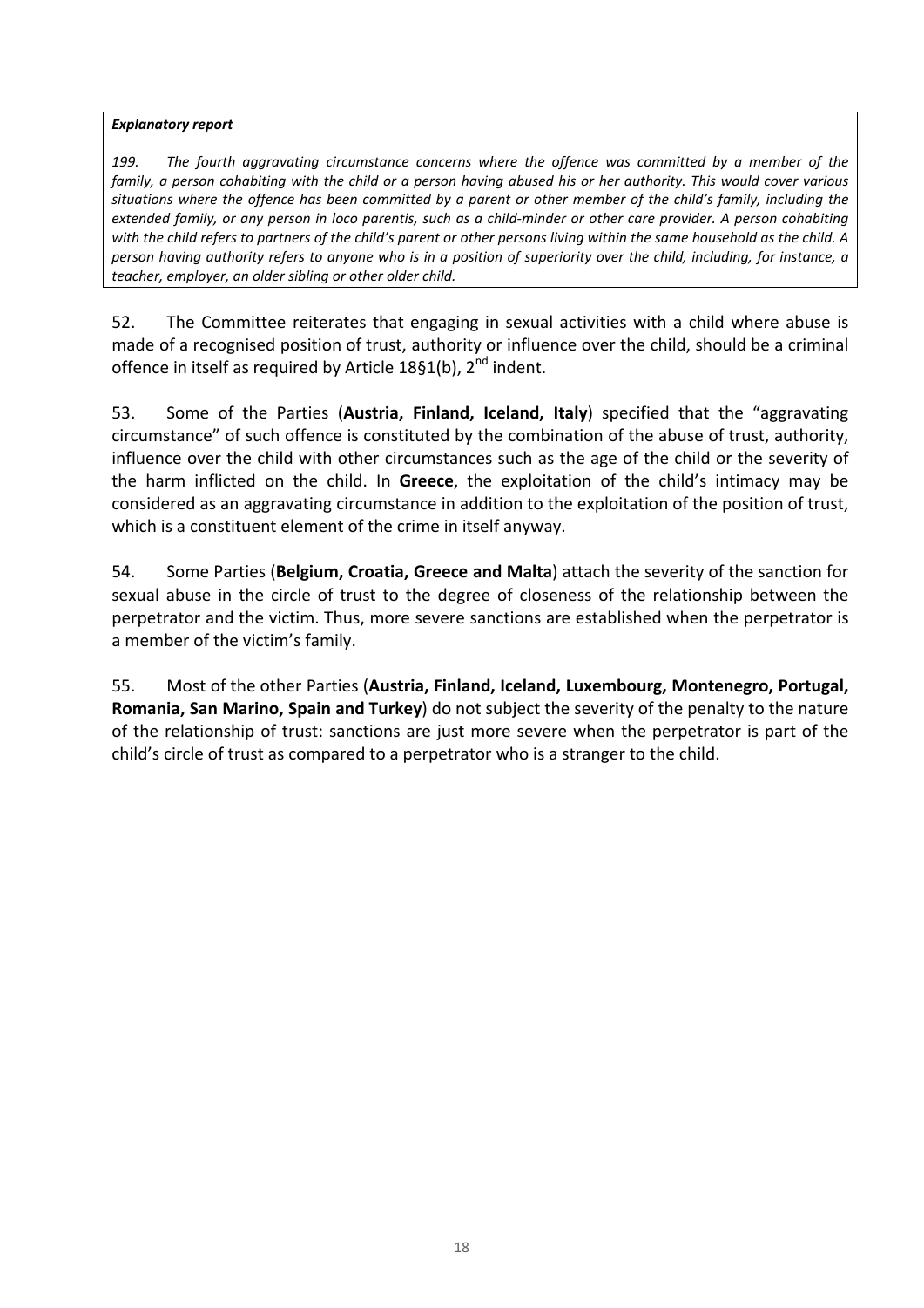> ***Explanatory report***
>
> *199. The fourth aggravating circumstance concerns where the offence was committed by a member of the family, a person cohabiting with the child or a person having abused his or her authority. This would cover various situations where the offence has been committed by a parent or other member of the child's family, including the extended family, or any person in loco parentis, such as a child-minder or other care provider. A person cohabiting with the child refers to partners of the child's parent or other persons living within the same household as the child. A person having authority refers to anyone who is in a position of superiority over the child, including, for instance, a teacher, employer, an older sibling or other older child.*

52. The Committee reiterates that engaging in sexual activities with a child where abuse is made of a recognised position of trust, authority or influence over the child, should be a criminal offence in itself as required by Article 18§1(b), 2nd indent.

53. Some of the Parties (**Austria, Finland, Iceland, Italy**) specified that the "aggravating circumstance" of such offence is constituted by the combination of the abuse of trust, authority, influence over the child with other circumstances such as the age of the child or the severity of the harm inflicted on the child. In **Greece**, the exploitation of the child's intimacy may be considered as an aggravating circumstance in addition to the exploitation of the position of trust, which is a constituent element of the crime in itself anyway.

54. Some Parties (**Belgium, Croatia, Greece and Malta**) attach the severity of the sanction for sexual abuse in the circle of trust to the degree of closeness of the relationship between the perpetrator and the victim. Thus, more severe sanctions are established when the perpetrator is a member of the victim's family.

55. Most of the other Parties (**Austria, Finland, Iceland, Luxembourg, Montenegro, Portugal, Romania, San Marino, Spain and Turkey**) do not subject the severity of the penalty to the nature of the relationship of trust: sanctions are just more severe when the perpetrator is part of the child's circle of trust as compared to a perpetrator who is a stranger to the child.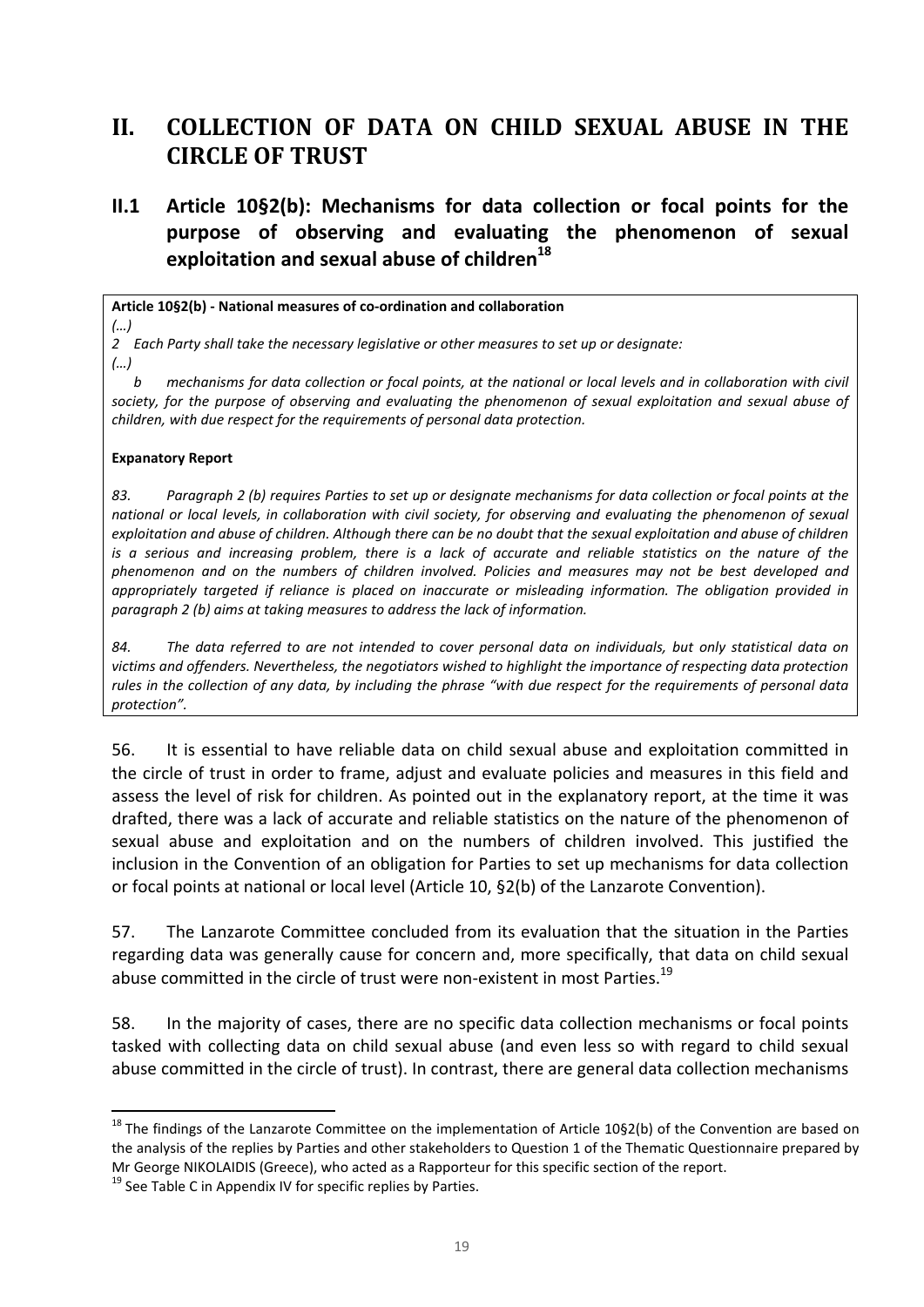# II. COLLECTION OF DATA ON CHILD SEXUAL ABUSE IN THE CIRCLE OF TRUST

## II.1 Article 10§2(b): Mechanisms for data collection or focal points for the purpose of observing and evaluating the phenomenon of sexual exploitation and sexual abuse of children[18]

**Article 10§2(b) - National measures of co-ordination and collaboration**

*(…)*

*2 Each Party shall take the necessary legislative or other measures to set up or designate:*

*(…)*

*b mechanisms for data collection or focal points, at the national or local levels and in collaboration with civil society, for the purpose of observing and evaluating the phenomenon of sexual exploitation and sexual abuse of children, with due respect for the requirements of personal data protection.*

**Expanatory Report**

*83. Paragraph 2 (b) requires Parties to set up or designate mechanisms for data collection or focal points at the national or local levels, in collaboration with civil society, for observing and evaluating the phenomenon of sexual exploitation and abuse of children. Although there can be no doubt that the sexual exploitation and abuse of children is a serious and increasing problem, there is a lack of accurate and reliable statistics on the nature of the phenomenon and on the numbers of children involved. Policies and measures may not be best developed and appropriately targeted if reliance is placed on inaccurate or misleading information. The obligation provided in paragraph 2 (b) aims at taking measures to address the lack of information.*

*84. The data referred to are not intended to cover personal data on individuals, but only statistical data on victims and offenders. Nevertheless, the negotiators wished to highlight the importance of respecting data protection rules in the collection of any data, by including the phrase "with due respect for the requirements of personal data protection".*

56. It is essential to have reliable data on child sexual abuse and exploitation committed in the circle of trust in order to frame, adjust and evaluate policies and measures in this field and assess the level of risk for children. As pointed out in the explanatory report, at the time it was drafted, there was a lack of accurate and reliable statistics on the nature of the phenomenon of sexual abuse and exploitation and on the numbers of children involved. This justified the inclusion in the Convention of an obligation for Parties to set up mechanisms for data collection or focal points at national or local level (Article 10, §2(b) of the Lanzarote Convention).

57. The Lanzarote Committee concluded from its evaluation that the situation in the Parties regarding data was generally cause for concern and, more specifically, that data on child sexual abuse committed in the circle of trust were non-existent in most Parties.[19]

58. In the majority of cases, there are no specific data collection mechanisms or focal points tasked with collecting data on child sexual abuse (and even less so with regard to child sexual abuse committed in the circle of trust). In contrast, there are general data collection mechanisms

[18] The findings of the Lanzarote Committee on the implementation of Article 10§2(b) of the Convention are based on the analysis of the replies by Parties and other stakeholders to Question 1 of the Thematic Questionnaire prepared by Mr George NIKOLAIDIS (Greece), who acted as a Rapporteur for this specific section of the report.

[19] See Table C in Appendix IV for specific replies by Parties.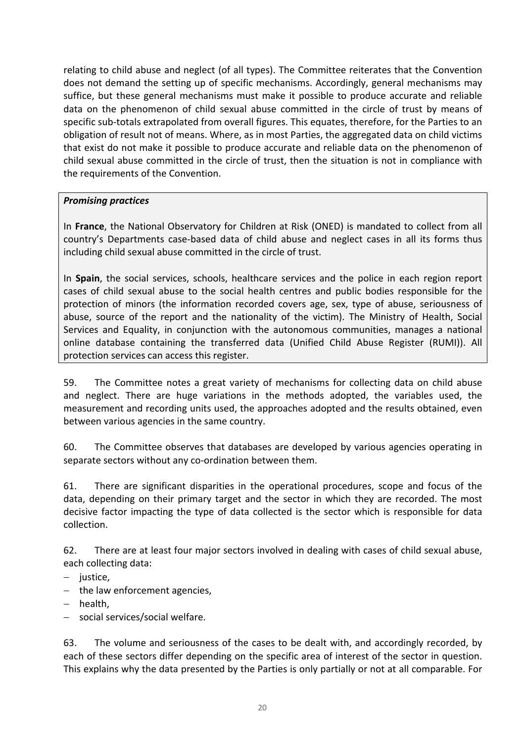relating to child abuse and neglect (of all types). The Committee reiterates that the Convention does not demand the setting up of specific mechanisms. Accordingly, general mechanisms may suffice, but these general mechanisms must make it possible to produce accurate and reliable data on the phenomenon of child sexual abuse committed in the circle of trust by means of specific sub-totals extrapolated from overall figures. This equates, therefore, for the Parties to an obligation of result not of means. Where, as in most Parties, the aggregated data on child victims that exist do not make it possible to produce accurate and reliable data on the phenomenon of child sexual abuse committed in the circle of trust, then the situation is not in compliance with the requirements of the Convention.

> ***Promising practices***
>
> In **France**, the National Observatory for Children at Risk (ONED) is mandated to collect from all country's Departments case-based data of child abuse and neglect cases in all its forms thus including child sexual abuse committed in the circle of trust.
>
> In **Spain**, the social services, schools, healthcare services and the police in each region report cases of child sexual abuse to the social health centres and public bodies responsible for the protection of minors (the information recorded covers age, sex, type of abuse, seriousness of abuse, source of the report and the nationality of the victim). The Ministry of Health, Social Services and Equality, in conjunction with the autonomous communities, manages a national online database containing the transferred data (Unified Child Abuse Register (RUMI)). All protection services can access this register.

59. The Committee notes a great variety of mechanisms for collecting data on child abuse and neglect. There are huge variations in the methods adopted, the variables used, the measurement and recording units used, the approaches adopted and the results obtained, even between various agencies in the same country.

60. The Committee observes that databases are developed by various agencies operating in separate sectors without any co-ordination between them.

61. There are significant disparities in the operational procedures, scope and focus of the data, depending on their primary target and the sector in which they are recorded. The most decisive factor impacting the type of data collected is the sector which is responsible for data collection.

62. There are at least four major sectors involved in dealing with cases of child sexual abuse, each collecting data:

- justice,
- the law enforcement agencies,
- health,
- social services/social welfare.

63. The volume and seriousness of the cases to be dealt with, and accordingly recorded, by each of these sectors differ depending on the specific area of interest of the sector in question. This explains why the data presented by the Parties is only partially or not at all comparable. For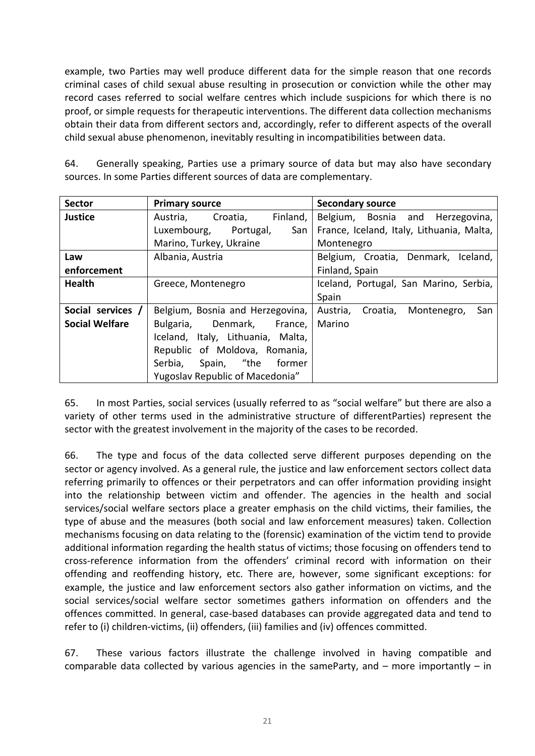example, two Parties may well produce different data for the simple reason that one records criminal cases of child sexual abuse resulting in prosecution or conviction while the other may record cases referred to social welfare centres which include suspicions for which there is no proof, or simple requests for therapeutic interventions. The different data collection mechanisms obtain their data from different sectors and, accordingly, refer to different aspects of the overall child sexual abuse phenomenon, inevitably resulting in incompatibilities between data.

64. Generally speaking, Parties use a primary source of data but may also have secondary sources. In some Parties different sources of data are complementary.

| Sector | Primary source | Secondary source |
|---|---|---|
| **Justice** | Austria, Croatia, Finland, Luxembourg, Portugal, San Marino, Turkey, Ukraine | Belgium, Bosnia and Herzegovina, France, Iceland, Italy, Lithuania, Malta, Montenegro |
| **Law enforcement** | Albania, Austria | Belgium, Croatia, Denmark, Iceland, Finland, Spain |
| **Health** | Greece, Montenegro | Iceland, Portugal, San Marino, Serbia, Spain |
| **Social services / Social Welfare** | Belgium, Bosnia and Herzegovina, Bulgaria, Denmark, France, Iceland, Italy, Lithuania, Malta, Republic of Moldova, Romania, Serbia, Spain, "the former Yugoslav Republic of Macedonia" | Austria, Croatia, Montenegro, San Marino |

65. In most Parties, social services (usually referred to as "social welfare" but there are also a variety of other terms used in the administrative structure of differentParties) represent the sector with the greatest involvement in the majority of the cases to be recorded.

66. The type and focus of the data collected serve different purposes depending on the sector or agency involved. As a general rule, the justice and law enforcement sectors collect data referring primarily to offences or their perpetrators and can offer information providing insight into the relationship between victim and offender. The agencies in the health and social services/social welfare sectors place a greater emphasis on the child victims, their families, the type of abuse and the measures (both social and law enforcement measures) taken. Collection mechanisms focusing on data relating to the (forensic) examination of the victim tend to provide additional information regarding the health status of victims; those focusing on offenders tend to cross-reference information from the offenders' criminal record with information on their offending and reoffending history, etc. There are, however, some significant exceptions: for example, the justice and law enforcement sectors also gather information on victims, and the social services/social welfare sector sometimes gathers information on offenders and the offences committed. In general, case-based databases can provide aggregated data and tend to refer to (i) children-victims, (ii) offenders, (iii) families and (iv) offences committed.

67. These various factors illustrate the challenge involved in having compatible and comparable data collected by various agencies in the sameParty, and – more importantly – in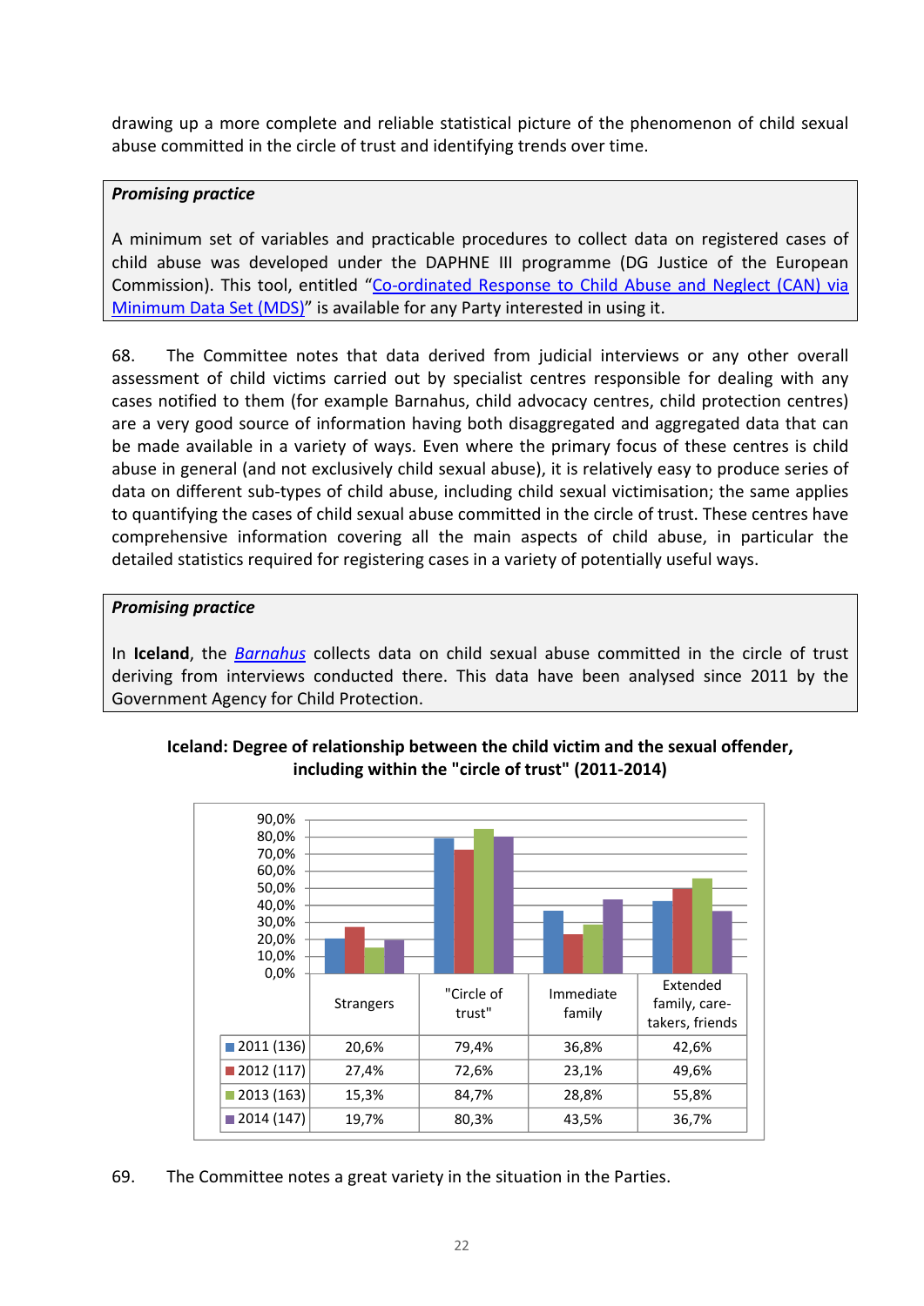drawing up a more complete and reliable statistical picture of the phenomenon of child sexual abuse committed in the circle of trust and identifying trends over time.

> ***Promising practice***
>
> A minimum set of variables and practicable procedures to collect data on registered cases of child abuse was developed under the DAPHNE III programme (DG Justice of the European Commission). This tool, entitled "[Co-ordinated Response to Child Abuse and Neglect (CAN) via Minimum Data Set (MDS)]" is available for any Party interested in using it.

68. The Committee notes that data derived from judicial interviews or any other overall assessment of child victims carried out by specialist centres responsible for dealing with any cases notified to them (for example Barnahus, child advocacy centres, child protection centres) are a very good source of information having both disaggregated and aggregated data that can be made available in a variety of ways. Even where the primary focus of these centres is child abuse in general (and not exclusively child sexual abuse), it is relatively easy to produce series of data on different sub-types of child abuse, including child sexual victimisation; the same applies to quantifying the cases of child sexual abuse committed in the circle of trust. These centres have comprehensive information covering all the main aspects of child abuse, in particular the detailed statistics required for registering cases in a variety of potentially useful ways.

> ***Promising practice***
>
> In **Iceland**, the *Barnahus* collects data on child sexual abuse committed in the circle of trust deriving from interviews conducted there. This data have been analysed since 2011 by the Government Agency for Child Protection.

**Iceland: Degree of relationship between the child victim and the sexual offender, including within the "circle of trust" (2011-2014)**

| | Strangers | "Circle of trust" | Immediate family | Extended family, care-takers, friends |
|---|---|---|---|---|
| 2011 (136) | 20,6% | 79,4% | 36,8% | 42,6% |
| 2012 (117) | 27,4% | 72,6% | 23,1% | 49,6% |
| 2013 (163) | 15,3% | 84,7% | 28,8% | 55,8% |
| 2014 (147) | 19,7% | 80,3% | 43,5% | 36,7% |

69. The Committee notes a great variety in the situation in the Parties.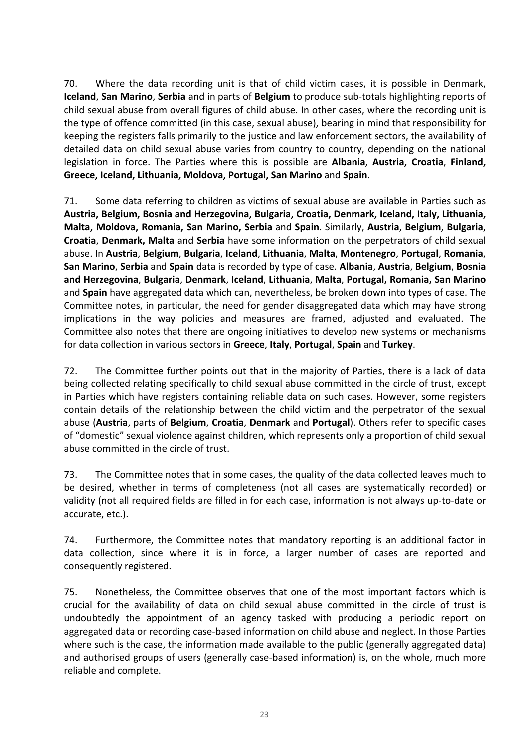70. Where the data recording unit is that of child victim cases, it is possible in Denmark, **Iceland**, **San Marino**, **Serbia** and in parts of **Belgium** to produce sub-totals highlighting reports of child sexual abuse from overall figures of child abuse. In other cases, where the recording unit is the type of offence committed (in this case, sexual abuse), bearing in mind that responsibility for keeping the registers falls primarily to the justice and law enforcement sectors, the availability of detailed data on child sexual abuse varies from country to country, depending on the national legislation in force. The Parties where this is possible are **Albania**, **Austria, Croatia**, **Finland, Greece, Iceland, Lithuania, Moldova, Portugal, San Marino** and **Spain**.

71. Some data referring to children as victims of sexual abuse are available in Parties such as **Austria, Belgium, Bosnia and Herzegovina, Bulgaria, Croatia, Denmark, Iceland, Italy, Lithuania, Malta, Moldova, Romania, San Marino, Serbia** and **Spain**. Similarly, **Austria**, **Belgium**, **Bulgaria**, **Croatia**, **Denmark, Malta** and **Serbia** have some information on the perpetrators of child sexual abuse. In **Austria**, **Belgium**, **Bulgaria**, **Iceland**, **Lithuania**, **Malta**, **Montenegro**, **Portugal**, **Romania**, **San Marino**, **Serbia** and **Spain** data is recorded by type of case. **Albania**, **Austria**, **Belgium**, **Bosnia and Herzegovina**, **Bulgaria**, **Denmark**, **Iceland**, **Lithuania**, **Malta**, **Portugal, Romania, San Marino** and **Spain** have aggregated data which can, nevertheless, be broken down into types of case. The Committee notes, in particular, the need for gender disaggregated data which may have strong implications in the way policies and measures are framed, adjusted and evaluated. The Committee also notes that there are ongoing initiatives to develop new systems or mechanisms for data collection in various sectors in **Greece**, **Italy**, **Portugal**, **Spain** and **Turkey**.

72. The Committee further points out that in the majority of Parties, there is a lack of data being collected relating specifically to child sexual abuse committed in the circle of trust, except in Parties which have registers containing reliable data on such cases. However, some registers contain details of the relationship between the child victim and the perpetrator of the sexual abuse (**Austria**, parts of **Belgium**, **Croatia**, **Denmark** and **Portugal**). Others refer to specific cases of "domestic" sexual violence against children, which represents only a proportion of child sexual abuse committed in the circle of trust.

73. The Committee notes that in some cases, the quality of the data collected leaves much to be desired, whether in terms of completeness (not all cases are systematically recorded) or validity (not all required fields are filled in for each case, information is not always up-to-date or accurate, etc.).

74. Furthermore, the Committee notes that mandatory reporting is an additional factor in data collection, since where it is in force, a larger number of cases are reported and consequently registered.

75. Nonetheless, the Committee observes that one of the most important factors which is crucial for the availability of data on child sexual abuse committed in the circle of trust is undoubtedly the appointment of an agency tasked with producing a periodic report on aggregated data or recording case-based information on child abuse and neglect. In those Parties where such is the case, the information made available to the public (generally aggregated data) and authorised groups of users (generally case-based information) is, on the whole, much more reliable and complete.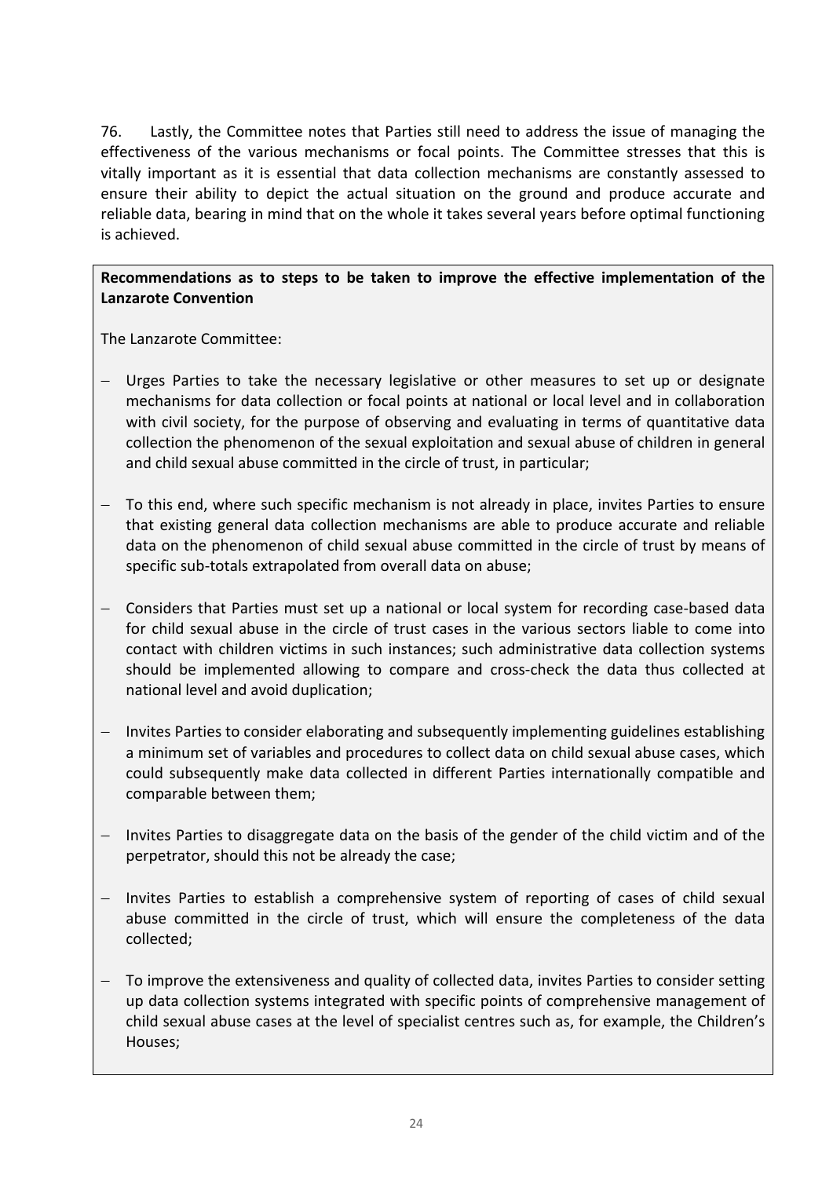76. Lastly, the Committee notes that Parties still need to address the issue of managing the effectiveness of the various mechanisms or focal points. The Committee stresses that this is vitally important as it is essential that data collection mechanisms are constantly assessed to ensure their ability to depict the actual situation on the ground and produce accurate and reliable data, bearing in mind that on the whole it takes several years before optimal functioning is achieved.

**Recommendations as to steps to be taken to improve the effective implementation of the Lanzarote Convention**

The Lanzarote Committee:

- Urges Parties to take the necessary legislative or other measures to set up or designate mechanisms for data collection or focal points at national or local level and in collaboration with civil society, for the purpose of observing and evaluating in terms of quantitative data collection the phenomenon of the sexual exploitation and sexual abuse of children in general and child sexual abuse committed in the circle of trust, in particular;

- To this end, where such specific mechanism is not already in place, invites Parties to ensure that existing general data collection mechanisms are able to produce accurate and reliable data on the phenomenon of child sexual abuse committed in the circle of trust by means of specific sub-totals extrapolated from overall data on abuse;

- Considers that Parties must set up a national or local system for recording case-based data for child sexual abuse in the circle of trust cases in the various sectors liable to come into contact with children victims in such instances; such administrative data collection systems should be implemented allowing to compare and cross-check the data thus collected at national level and avoid duplication;

- Invites Parties to consider elaborating and subsequently implementing guidelines establishing a minimum set of variables and procedures to collect data on child sexual abuse cases, which could subsequently make data collected in different Parties internationally compatible and comparable between them;

- Invites Parties to disaggregate data on the basis of the gender of the child victim and of the perpetrator, should this not be already the case;

- Invites Parties to establish a comprehensive system of reporting of cases of child sexual abuse committed in the circle of trust, which will ensure the completeness of the data collected;

- To improve the extensiveness and quality of collected data, invites Parties to consider setting up data collection systems integrated with specific points of comprehensive management of child sexual abuse cases at the level of specialist centres such as, for example, the Children's Houses;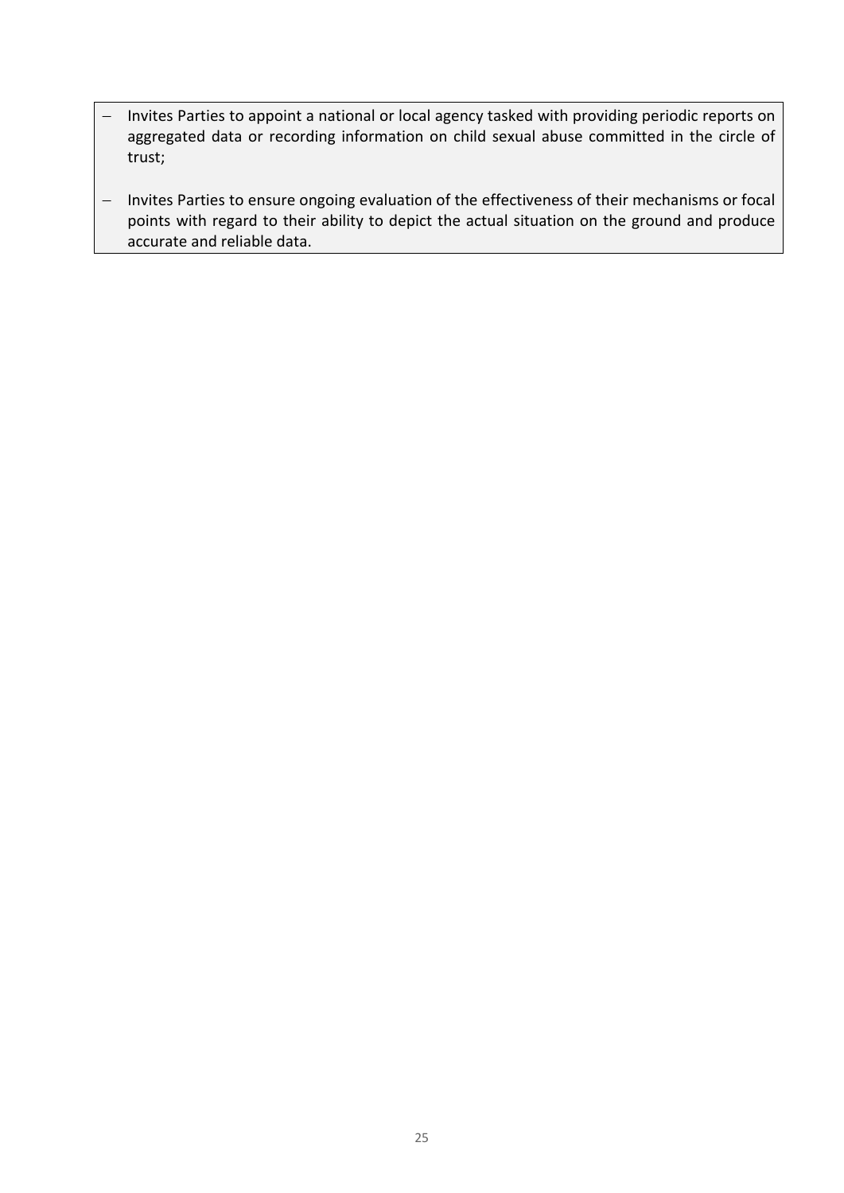- Invites Parties to appoint a national or local agency tasked with providing periodic reports on aggregated data or recording information on child sexual abuse committed in the circle of trust;

- Invites Parties to ensure ongoing evaluation of the effectiveness of their mechanisms or focal points with regard to their ability to depict the actual situation on the ground and produce accurate and reliable data.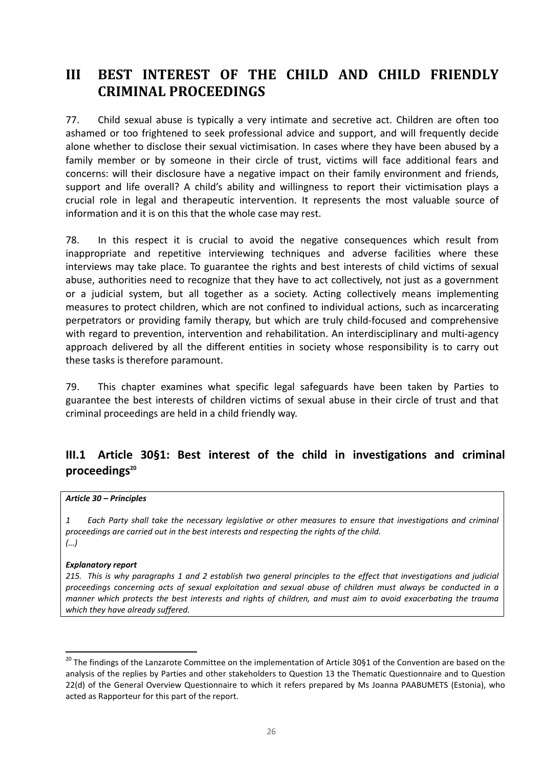# III BEST INTEREST OF THE CHILD AND CHILD FRIENDLY CRIMINAL PROCEEDINGS

77. Child sexual abuse is typically a very intimate and secretive act. Children are often too ashamed or too frightened to seek professional advice and support, and will frequently decide alone whether to disclose their sexual victimisation. In cases where they have been abused by a family member or by someone in their circle of trust, victims will face additional fears and concerns: will their disclosure have a negative impact on their family environment and friends, support and life overall? A child's ability and willingness to report their victimisation plays a crucial role in legal and therapeutic intervention. It represents the most valuable source of information and it is on this that the whole case may rest.

78. In this respect it is crucial to avoid the negative consequences which result from inappropriate and repetitive interviewing techniques and adverse facilities where these interviews may take place. To guarantee the rights and best interests of child victims of sexual abuse, authorities need to recognize that they have to act collectively, not just as a government or a judicial system, but all together as a society. Acting collectively means implementing measures to protect children, which are not confined to individual actions, such as incarcerating perpetrators or providing family therapy, but which are truly child-focused and comprehensive with regard to prevention, intervention and rehabilitation. An interdisciplinary and multi-agency approach delivered by all the different entities in society whose responsibility is to carry out these tasks is therefore paramount.

79. This chapter examines what specific legal safeguards have been taken by Parties to guarantee the best interests of children victims of sexual abuse in their circle of trust and that criminal proceedings are held in a child friendly way.

## III.1 Article 30§1: Best interest of the child in investigations and criminal proceedings[20]

***Article 30 – Principles***

*1 Each Party shall take the necessary legislative or other measures to ensure that investigations and criminal proceedings are carried out in the best interests and respecting the rights of the child.*
*(…)*

***Explanatory report***

*215. This is why paragraphs 1 and 2 establish two general principles to the effect that investigations and judicial proceedings concerning acts of sexual exploitation and sexual abuse of children must always be conducted in a manner which protects the best interests and rights of children, and must aim to avoid exacerbating the trauma which they have already suffered.*

[20] The findings of the Lanzarote Committee on the implementation of Article 30§1 of the Convention are based on the analysis of the replies by Parties and other stakeholders to Question 13 the Thematic Questionnaire and to Question 22(d) of the General Overview Questionnaire to which it refers prepared by Ms Joanna PAABUMETS (Estonia), who acted as Rapporteur for this part of the report.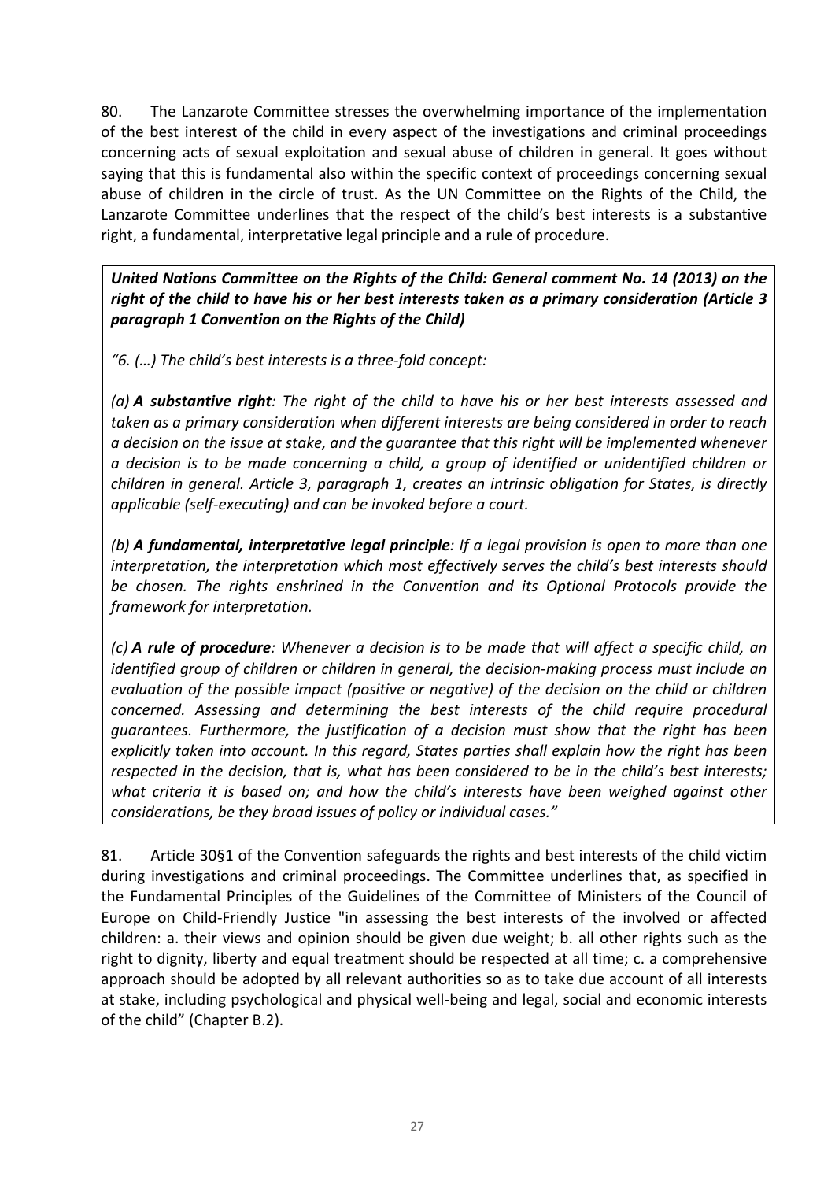80. The Lanzarote Committee stresses the overwhelming importance of the implementation of the best interest of the child in every aspect of the investigations and criminal proceedings concerning acts of sexual exploitation and sexual abuse of children in general. It goes without saying that this is fundamental also within the specific context of proceedings concerning sexual abuse of children in the circle of trust. As the UN Committee on the Rights of the Child, the Lanzarote Committee underlines that the respect of the child's best interests is a substantive right, a fundamental, interpretative legal principle and a rule of procedure.

> ***United Nations Committee on the Rights of the Child: General comment No. 14 (2013) on the right of the child to have his or her best interests taken as a primary consideration (Article 3 paragraph 1 Convention on the Rights of the Child)***
>
> *"6. (…) The child's best interests is a three-fold concept:*
>
> *(a)* ***A substantive right****: The right of the child to have his or her best interests assessed and taken as a primary consideration when different interests are being considered in order to reach a decision on the issue at stake, and the guarantee that this right will be implemented whenever a decision is to be made concerning a child, a group of identified or unidentified children or children in general. Article 3, paragraph 1, creates an intrinsic obligation for States, is directly applicable (self-executing) and can be invoked before a court.*
>
> *(b)* ***A fundamental, interpretative legal principle****: If a legal provision is open to more than one interpretation, the interpretation which most effectively serves the child's best interests should be chosen. The rights enshrined in the Convention and its Optional Protocols provide the framework for interpretation.*
>
> *(c)* ***A rule of procedure****: Whenever a decision is to be made that will affect a specific child, an identified group of children or children in general, the decision-making process must include an evaluation of the possible impact (positive or negative) of the decision on the child or children concerned. Assessing and determining the best interests of the child require procedural guarantees. Furthermore, the justification of a decision must show that the right has been explicitly taken into account. In this regard, States parties shall explain how the right has been respected in the decision, that is, what has been considered to be in the child's best interests; what criteria it is based on; and how the child's interests have been weighed against other considerations, be they broad issues of policy or individual cases."*

81. Article 30§1 of the Convention safeguards the rights and best interests of the child victim during investigations and criminal proceedings. The Committee underlines that, as specified in the Fundamental Principles of the Guidelines of the Committee of Ministers of the Council of Europe on Child-Friendly Justice "in assessing the best interests of the involved or affected children: a. their views and opinion should be given due weight; b. all other rights such as the right to dignity, liberty and equal treatment should be respected at all time; c. a comprehensive approach should be adopted by all relevant authorities so as to take due account of all interests at stake, including psychological and physical well-being and legal, social and economic interests of the child" (Chapter B.2).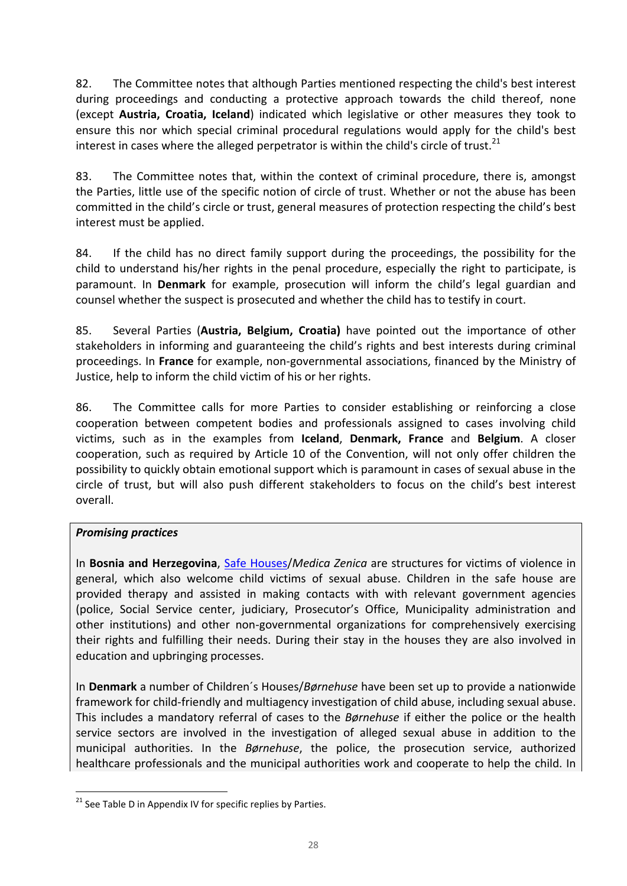82. The Committee notes that although Parties mentioned respecting the child's best interest during proceedings and conducting a protective approach towards the child thereof, none (except **Austria, Croatia, Iceland**) indicated which legislative or other measures they took to ensure this nor which special criminal procedural regulations would apply for the child's best interest in cases where the alleged perpetrator is within the child's circle of trust.[21]

83. The Committee notes that, within the context of criminal procedure, there is, amongst the Parties, little use of the specific notion of circle of trust. Whether or not the abuse has been committed in the child's circle or trust, general measures of protection respecting the child's best interest must be applied.

84. If the child has no direct family support during the proceedings, the possibility for the child to understand his/her rights in the penal procedure, especially the right to participate, is paramount. In **Denmark** for example, prosecution will inform the child's legal guardian and counsel whether the suspect is prosecuted and whether the child has to testify in court.

85. Several Parties (**Austria, Belgium, Croatia)** have pointed out the importance of other stakeholders in informing and guaranteeing the child's rights and best interests during criminal proceedings. In **France** for example, non-governmental associations, financed by the Ministry of Justice, help to inform the child victim of his or her rights.

86. The Committee calls for more Parties to consider establishing or reinforcing a close cooperation between competent bodies and professionals assigned to cases involving child victims, such as in the examples from **Iceland**, **Denmark, France** and **Belgium**. A closer cooperation, such as required by Article 10 of the Convention, will not only offer children the possibility to quickly obtain emotional support which is paramount in cases of sexual abuse in the circle of trust, but will also push different stakeholders to focus on the child's best interest overall.

***Promising practices***

In **Bosnia and Herzegovina**, Safe Houses/*Medica Zenica* are structures for victims of violence in general, which also welcome child victims of sexual abuse. Children in the safe house are provided therapy and assisted in making contacts with with relevant government agencies (police, Social Service center, judiciary, Prosecutor's Office, Municipality administration and other institutions) and other non-governmental organizations for comprehensively exercising their rights and fulfilling their needs. During their stay in the houses they are also involved in education and upbringing processes.

In **Denmark** a number of Children´s Houses/*Børnehuse* have been set up to provide a nationwide framework for child-friendly and multiagency investigation of child abuse, including sexual abuse. This includes a mandatory referral of cases to the *Børnehuse* if either the police or the health service sectors are involved in the investigation of alleged sexual abuse in addition to the municipal authorities. In the *Børnehuse*, the police, the prosecution service, authorized healthcare professionals and the municipal authorities work and cooperate to help the child. In

[21] See Table D in Appendix IV for specific replies by Parties.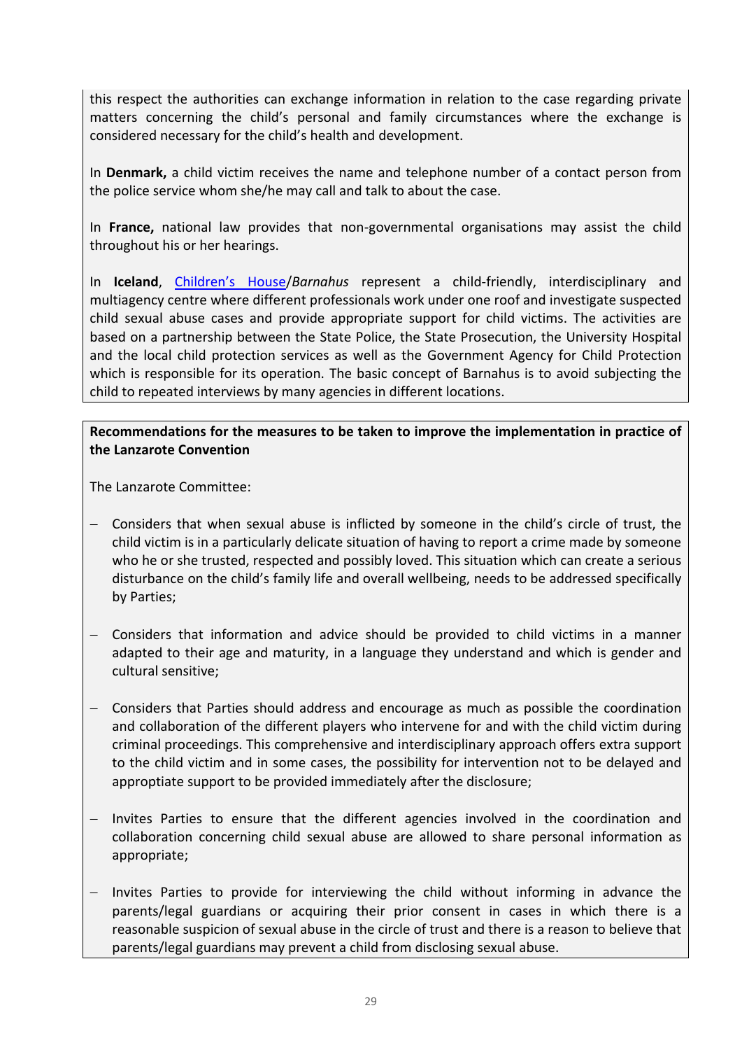this respect the authorities can exchange information in relation to the case regarding private matters concerning the child's personal and family circumstances where the exchange is considered necessary for the child's health and development.

In **Denmark,** a child victim receives the name and telephone number of a contact person from the police service whom she/he may call and talk to about the case.

In **France,** national law provides that non-governmental organisations may assist the child throughout his or her hearings.

In **Iceland**, Children's House/*Barnahus* represent a child-friendly, interdisciplinary and multiagency centre where different professionals work under one roof and investigate suspected child sexual abuse cases and provide appropriate support for child victims. The activities are based on a partnership between the State Police, the State Prosecution, the University Hospital and the local child protection services as well as the Government Agency for Child Protection which is responsible for its operation. The basic concept of Barnahus is to avoid subjecting the child to repeated interviews by many agencies in different locations.

**Recommendations for the measures to be taken to improve the implementation in practice of the Lanzarote Convention**

The Lanzarote Committee:

- Considers that when sexual abuse is inflicted by someone in the child's circle of trust, the child victim is in a particularly delicate situation of having to report a crime made by someone who he or she trusted, respected and possibly loved. This situation which can create a serious disturbance on the child's family life and overall wellbeing, needs to be addressed specifically by Parties;

- Considers that information and advice should be provided to child victims in a manner adapted to their age and maturity, in a language they understand and which is gender and cultural sensitive;

- Considers that Parties should address and encourage as much as possible the coordination and collaboration of the different players who intervene for and with the child victim during criminal proceedings. This comprehensive and interdisciplinary approach offers extra support to the child victim and in some cases, the possibility for intervention not to be delayed and approptiate support to be provided immediately after the disclosure;

- Invites Parties to ensure that the different agencies involved in the coordination and collaboration concerning child sexual abuse are allowed to share personal information as appropriate;

- Invites Parties to provide for interviewing the child without informing in advance the parents/legal guardians or acquiring their prior consent in cases in which there is a reasonable suspicion of sexual abuse in the circle of trust and there is a reason to believe that parents/legal guardians may prevent a child from disclosing sexual abuse.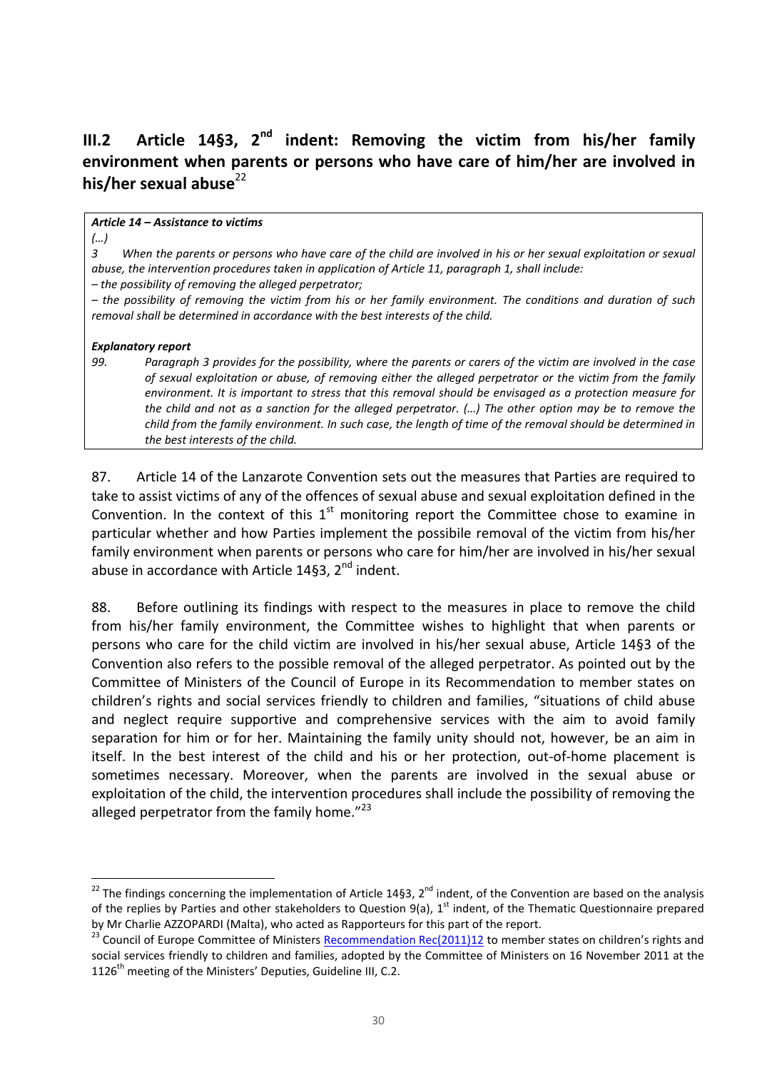## III.2 Article 14§3, 2nd indent: Removing the victim from his/her family environment when parents or persons who have care of him/her are involved in his/her sexual abuse[22]

> ***Article 14 – Assistance to victims***
>
> *(…)*
>
> *3 When the parents or persons who have care of the child are involved in his or her sexual exploitation or sexual abuse, the intervention procedures taken in application of Article 11, paragraph 1, shall include:*
>
> *– the possibility of removing the alleged perpetrator;*
>
> *– the possibility of removing the victim from his or her family environment. The conditions and duration of such removal shall be determined in accordance with the best interests of the child.*
>
> ***Explanatory report***
>
> *99. Paragraph 3 provides for the possibility, where the parents or carers of the victim are involved in the case of sexual exploitation or abuse, of removing either the alleged perpetrator or the victim from the family environment. It is important to stress that this removal should be envisaged as a protection measure for the child and not as a sanction for the alleged perpetrator. (…) The other option may be to remove the child from the family environment. In such case, the length of time of the removal should be determined in the best interests of the child.*

87. Article 14 of the Lanzarote Convention sets out the measures that Parties are required to take to assist victims of any of the offences of sexual abuse and sexual exploitation defined in the Convention. In the context of this 1st monitoring report the Committee chose to examine in particular whether and how Parties implement the possibile removal of the victim from his/her family environment when parents or persons who care for him/her are involved in his/her sexual abuse in accordance with Article 14§3, 2nd indent.

88. Before outlining its findings with respect to the measures in place to remove the child from his/her family environment, the Committee wishes to highlight that when parents or persons who care for the child victim are involved in his/her sexual abuse, Article 14§3 of the Convention also refers to the possible removal of the alleged perpetrator. As pointed out by the Committee of Ministers of the Council of Europe in its Recommendation to member states on children's rights and social services friendly to children and families, "situations of child abuse and neglect require supportive and comprehensive services with the aim to avoid family separation for him or for her. Maintaining the family unity should not, however, be an aim in itself. In the best interest of the child and his or her protection, out-of-home placement is sometimes necessary. Moreover, when the parents are involved in the sexual abuse or exploitation of the child, the intervention procedures shall include the possibility of removing the alleged perpetrator from the family home."[23]

---

[22] The findings concerning the implementation of Article 14§3, 2nd indent, of the Convention are based on the analysis of the replies by Parties and other stakeholders to Question 9(a), 1st indent, of the Thematic Questionnaire prepared by Mr Charlie AZZOPARDI (Malta), who acted as Rapporteurs for this part of the report.

[23] Council of Europe Committee of Ministers Recommendation Rec(2011)12 to member states on children's rights and social services friendly to children and families, adopted by the Committee of Ministers on 16 November 2011 at the 1126th meeting of the Ministers' Deputies, Guideline III, C.2.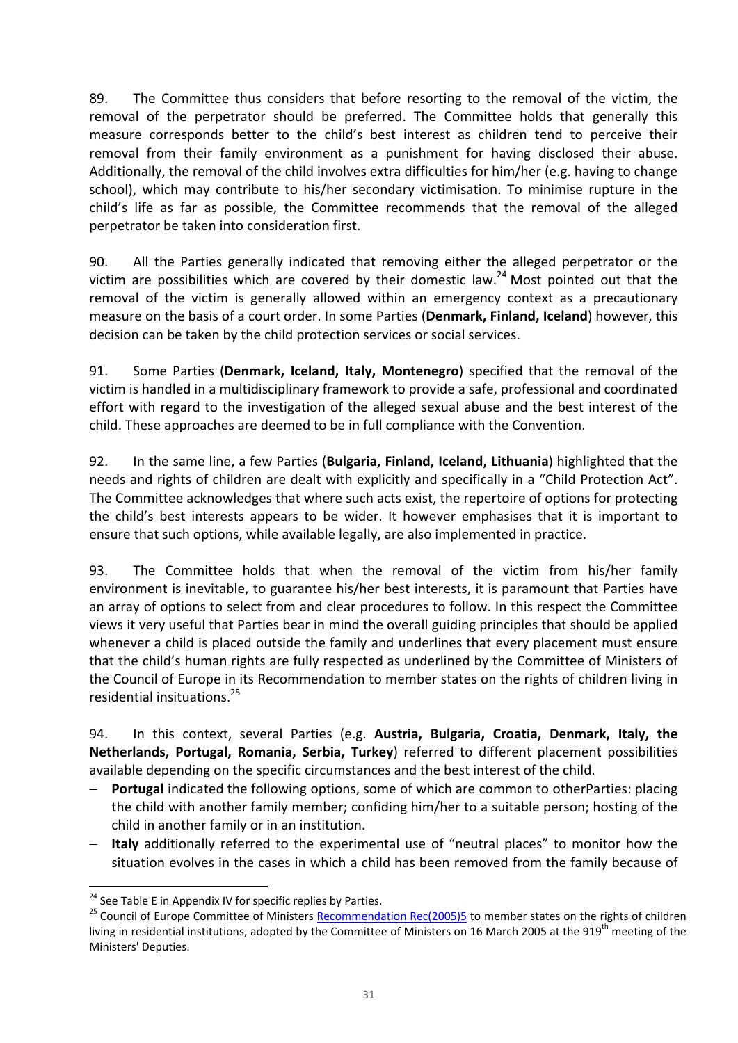89. The Committee thus considers that before resorting to the removal of the victim, the removal of the perpetrator should be preferred. The Committee holds that generally this measure corresponds better to the child's best interest as children tend to perceive their removal from their family environment as a punishment for having disclosed their abuse. Additionally, the removal of the child involves extra difficulties for him/her (e.g. having to change school), which may contribute to his/her secondary victimisation. To minimise rupture in the child's life as far as possible, the Committee recommends that the removal of the alleged perpetrator be taken into consideration first.

90. All the Parties generally indicated that removing either the alleged perpetrator or the victim are possibilities which are covered by their domestic law.[24] Most pointed out that the removal of the victim is generally allowed within an emergency context as a precautionary measure on the basis of a court order. In some Parties (**Denmark, Finland, Iceland**) however, this decision can be taken by the child protection services or social services.

91. Some Parties (**Denmark, Iceland, Italy, Montenegro**) specified that the removal of the victim is handled in a multidisciplinary framework to provide a safe, professional and coordinated effort with regard to the investigation of the alleged sexual abuse and the best interest of the child. These approaches are deemed to be in full compliance with the Convention.

92. In the same line, a few Parties (**Bulgaria, Finland, Iceland, Lithuania**) highlighted that the needs and rights of children are dealt with explicitly and specifically in a "Child Protection Act". The Committee acknowledges that where such acts exist, the repertoire of options for protecting the child's best interests appears to be wider. It however emphasises that it is important to ensure that such options, while available legally, are also implemented in practice.

93. The Committee holds that when the removal of the victim from his/her family environment is inevitable, to guarantee his/her best interests, it is paramount that Parties have an array of options to select from and clear procedures to follow. In this respect the Committee views it very useful that Parties bear in mind the overall guiding principles that should be applied whenever a child is placed outside the family and underlines that every placement must ensure that the child's human rights are fully respected as underlined by the Committee of Ministers of the Council of Europe in its Recommendation to member states on the rights of children living in residential insituations.[25]

94. In this context, several Parties (e.g. **Austria, Bulgaria, Croatia, Denmark, Italy, the Netherlands, Portugal, Romania, Serbia, Turkey**) referred to different placement possibilities available depending on the specific circumstances and the best interest of the child.

- **Portugal** indicated the following options, some of which are common to otherParties: placing the child with another family member; confiding him/her to a suitable person; hosting of the child in another family or in an institution.
- **Italy** additionally referred to the experimental use of "neutral places" to monitor how the situation evolves in the cases in which a child has been removed from the family because of

---

[24] See Table E in Appendix IV for specific replies by Parties.

[25] Council of Europe Committee of Ministers Recommendation Rec(2005)5 to member states on the rights of children living in residential institutions, adopted by the Committee of Ministers on 16 March 2005 at the 919th meeting of the Ministers' Deputies.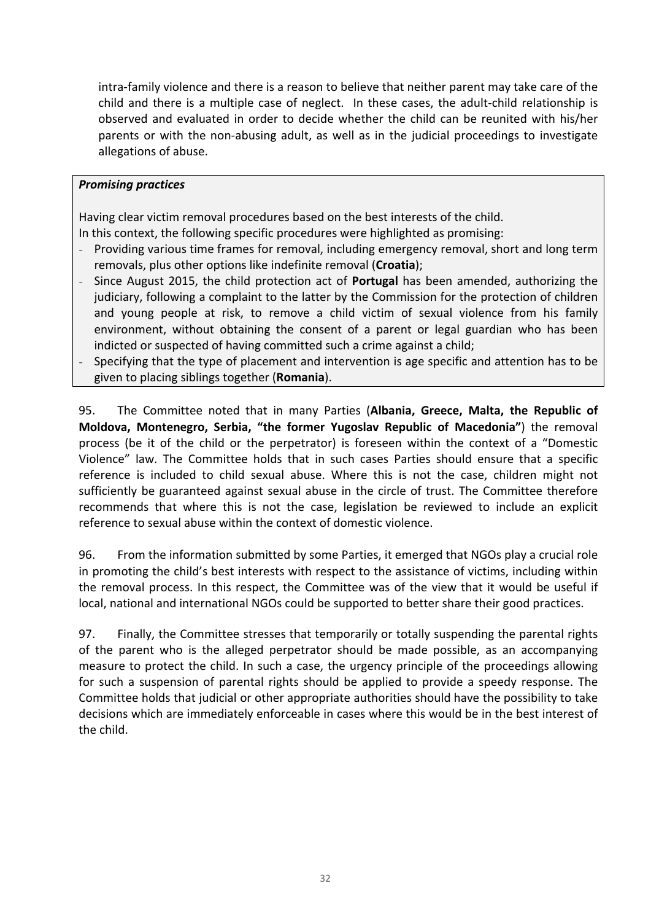intra-family violence and there is a reason to believe that neither parent may take care of the child and there is a multiple case of neglect. In these cases, the adult-child relationship is observed and evaluated in order to decide whether the child can be reunited with his/her parents or with the non-abusing adult, as well as in the judicial proceedings to investigate allegations of abuse.

***Promising practices***

Having clear victim removal procedures based on the best interests of the child.
In this context, the following specific procedures were highlighted as promising:

- Providing various time frames for removal, including emergency removal, short and long term removals, plus other options like indefinite removal (**Croatia**);
- Since August 2015, the child protection act of **Portugal** has been amended, authorizing the judiciary, following a complaint to the latter by the Commission for the protection of children and young people at risk, to remove a child victim of sexual violence from his family environment, without obtaining the consent of a parent or legal guardian who has been indicted or suspected of having committed such a crime against a child;
- Specifying that the type of placement and intervention is age specific and attention has to be given to placing siblings together (**Romania**).

95. The Committee noted that in many Parties (**Albania, Greece, Malta, the Republic of Moldova, Montenegro, Serbia, "the former Yugoslav Republic of Macedonia"**) the removal process (be it of the child or the perpetrator) is foreseen within the context of a "Domestic Violence" law. The Committee holds that in such cases Parties should ensure that a specific reference is included to child sexual abuse. Where this is not the case, children might not sufficiently be guaranteed against sexual abuse in the circle of trust. The Committee therefore recommends that where this is not the case, legislation be reviewed to include an explicit reference to sexual abuse within the context of domestic violence.

96. From the information submitted by some Parties, it emerged that NGOs play a crucial role in promoting the child's best interests with respect to the assistance of victims, including within the removal process. In this respect, the Committee was of the view that it would be useful if local, national and international NGOs could be supported to better share their good practices.

97. Finally, the Committee stresses that temporarily or totally suspending the parental rights of the parent who is the alleged perpetrator should be made possible, as an accompanying measure to protect the child. In such a case, the urgency principle of the proceedings allowing for such a suspension of parental rights should be applied to provide a speedy response. The Committee holds that judicial or other appropriate authorities should have the possibility to take decisions which are immediately enforceable in cases where this would be in the best interest of the child.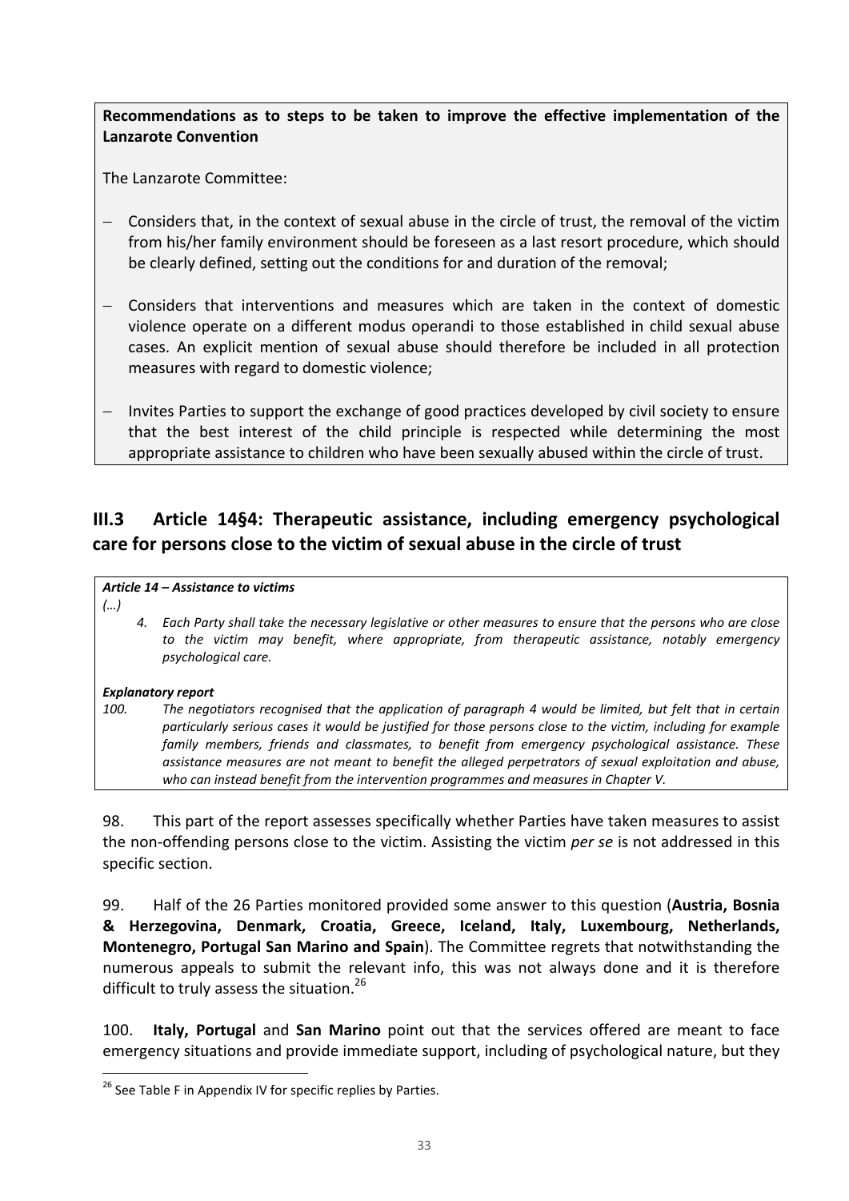**Recommendations as to steps to be taken to improve the effective implementation of the Lanzarote Convention**

The Lanzarote Committee:

- Considers that, in the context of sexual abuse in the circle of trust, the removal of the victim from his/her family environment should be foreseen as a last resort procedure, which should be clearly defined, setting out the conditions for and duration of the removal;

- Considers that interventions and measures which are taken in the context of domestic violence operate on a different modus operandi to those established in child sexual abuse cases. An explicit mention of sexual abuse should therefore be included in all protection measures with regard to domestic violence;

- Invites Parties to support the exchange of good practices developed by civil society to ensure that the best interest of the child principle is respected while determining the most appropriate assistance to children who have been sexually abused within the circle of trust.

## III.3 Article 14§4: Therapeutic assistance, including emergency psychological care for persons close to the victim of sexual abuse in the circle of trust

> ***Article 14 – Assistance to victims***
>
> *(…)*
>
> *4. Each Party shall take the necessary legislative or other measures to ensure that the persons who are close to the victim may benefit, where appropriate, from therapeutic assistance, notably emergency psychological care.*
>
> ***Explanatory report***
>
> *100. The negotiators recognised that the application of paragraph 4 would be limited, but felt that in certain particularly serious cases it would be justified for those persons close to the victim, including for example family members, friends and classmates, to benefit from emergency psychological assistance. These assistance measures are not meant to benefit the alleged perpetrators of sexual exploitation and abuse, who can instead benefit from the intervention programmes and measures in Chapter V.*

98. This part of the report assesses specifically whether Parties have taken measures to assist the non-offending persons close to the victim. Assisting the victim *per se* is not addressed in this specific section.

99. Half of the 26 Parties monitored provided some answer to this question (**Austria, Bosnia & Herzegovina, Denmark, Croatia, Greece, Iceland, Italy, Luxembourg, Netherlands, Montenegro, Portugal San Marino and Spain**). The Committee regrets that notwithstanding the numerous appeals to submit the relevant info, this was not always done and it is therefore difficult to truly assess the situation.[26]

100. **Italy, Portugal** and **San Marino** point out that the services offered are meant to face emergency situations and provide immediate support, including of psychological nature, but they

[26] See Table F in Appendix IV for specific replies by Parties.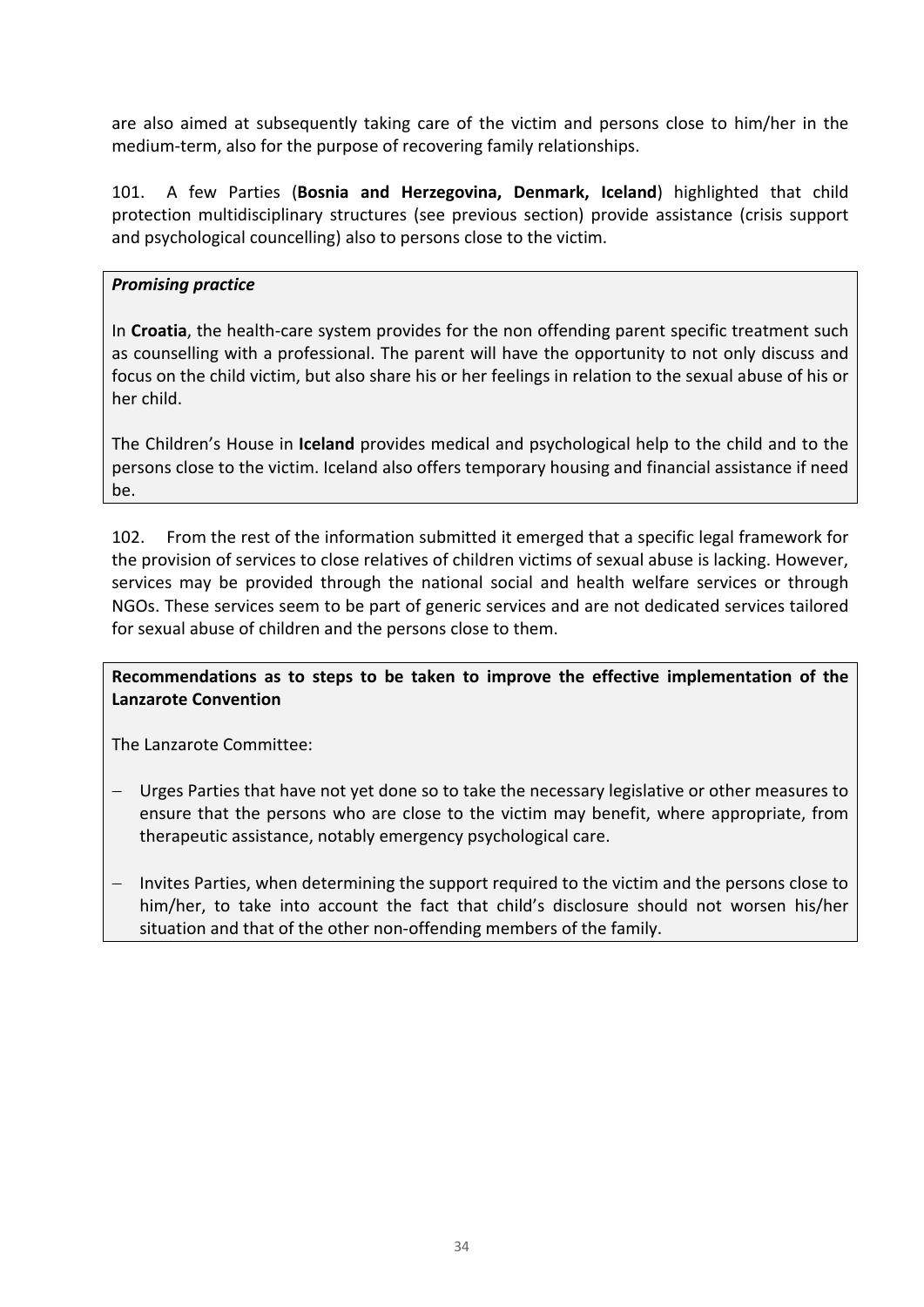are also aimed at subsequently taking care of the victim and persons close to him/her in the medium-term, also for the purpose of recovering family relationships.

101. A few Parties (**Bosnia and Herzegovina, Denmark, Iceland**) highlighted that child protection multidisciplinary structures (see previous section) provide assistance (crisis support and psychological councelling) also to persons close to the victim.

***Promising practice***

In **Croatia**, the health-care system provides for the non offending parent specific treatment such as counselling with a professional. The parent will have the opportunity to not only discuss and focus on the child victim, but also share his or her feelings in relation to the sexual abuse of his or her child.

The Children's House in **Iceland** provides medical and psychological help to the child and to the persons close to the victim. Iceland also offers temporary housing and financial assistance if need be.

102. From the rest of the information submitted it emerged that a specific legal framework for the provision of services to close relatives of children victims of sexual abuse is lacking. However, services may be provided through the national social and health welfare services or through NGOs. These services seem to be part of generic services and are not dedicated services tailored for sexual abuse of children and the persons close to them.

**Recommendations as to steps to be taken to improve the effective implementation of the Lanzarote Convention**

The Lanzarote Committee:

- Urges Parties that have not yet done so to take the necessary legislative or other measures to ensure that the persons who are close to the victim may benefit, where appropriate, from therapeutic assistance, notably emergency psychological care.
- Invites Parties, when determining the support required to the victim and the persons close to him/her, to take into account the fact that child's disclosure should not worsen his/her situation and that of the other non-offending members of the family.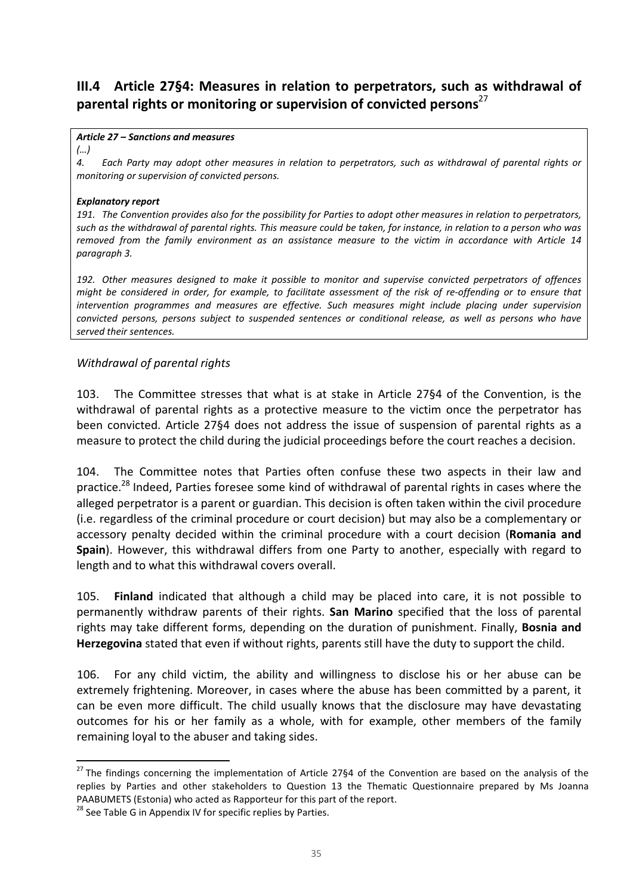## III.4 Article 27§4: Measures in relation to perpetrators, such as withdrawal of parental rights or monitoring or supervision of convicted persons[27]

> ***Article 27 – Sanctions and measures***
>
> *(…)*
>
> *4. Each Party may adopt other measures in relation to perpetrators, such as withdrawal of parental rights or monitoring or supervision of convicted persons.*
>
> ***Explanatory report***
>
> *191. The Convention provides also for the possibility for Parties to adopt other measures in relation to perpetrators, such as the withdrawal of parental rights. This measure could be taken, for instance, in relation to a person who was removed from the family environment as an assistance measure to the victim in accordance with Article 14 paragraph 3.*
>
> *192. Other measures designed to make it possible to monitor and supervise convicted perpetrators of offences might be considered in order, for example, to facilitate assessment of the risk of re-offending or to ensure that intervention programmes and measures are effective. Such measures might include placing under supervision convicted persons, persons subject to suspended sentences or conditional release, as well as persons who have served their sentences.*

*Withdrawal of parental rights*

103. The Committee stresses that what is at stake in Article 27§4 of the Convention, is the withdrawal of parental rights as a protective measure to the victim once the perpetrator has been convicted. Article 27§4 does not address the issue of suspension of parental rights as a measure to protect the child during the judicial proceedings before the court reaches a decision.

104. The Committee notes that Parties often confuse these two aspects in their law and practice.[28] Indeed, Parties foresee some kind of withdrawal of parental rights in cases where the alleged perpetrator is a parent or guardian. This decision is often taken within the civil procedure (i.e. regardless of the criminal procedure or court decision) but may also be a complementary or accessory penalty decided within the criminal procedure with a court decision (**Romania and Spain**). However, this withdrawal differs from one Party to another, especially with regard to length and to what this withdrawal covers overall.

105. **Finland** indicated that although a child may be placed into care, it is not possible to permanently withdraw parents of their rights. **San Marino** specified that the loss of parental rights may take different forms, depending on the duration of punishment. Finally, **Bosnia and Herzegovina** stated that even if without rights, parents still have the duty to support the child.

106. For any child victim, the ability and willingness to disclose his or her abuse can be extremely frightening. Moreover, in cases where the abuse has been committed by a parent, it can be even more difficult. The child usually knows that the disclosure may have devastating outcomes for his or her family as a whole, with for example, other members of the family remaining loyal to the abuser and taking sides.

---

[27] The findings concerning the implementation of Article 27§4 of the Convention are based on the analysis of the replies by Parties and other stakeholders to Question 13 the Thematic Questionnaire prepared by Ms Joanna PAABUMETS (Estonia) who acted as Rapporteur for this part of the report.

[28] See Table G in Appendix IV for specific replies by Parties.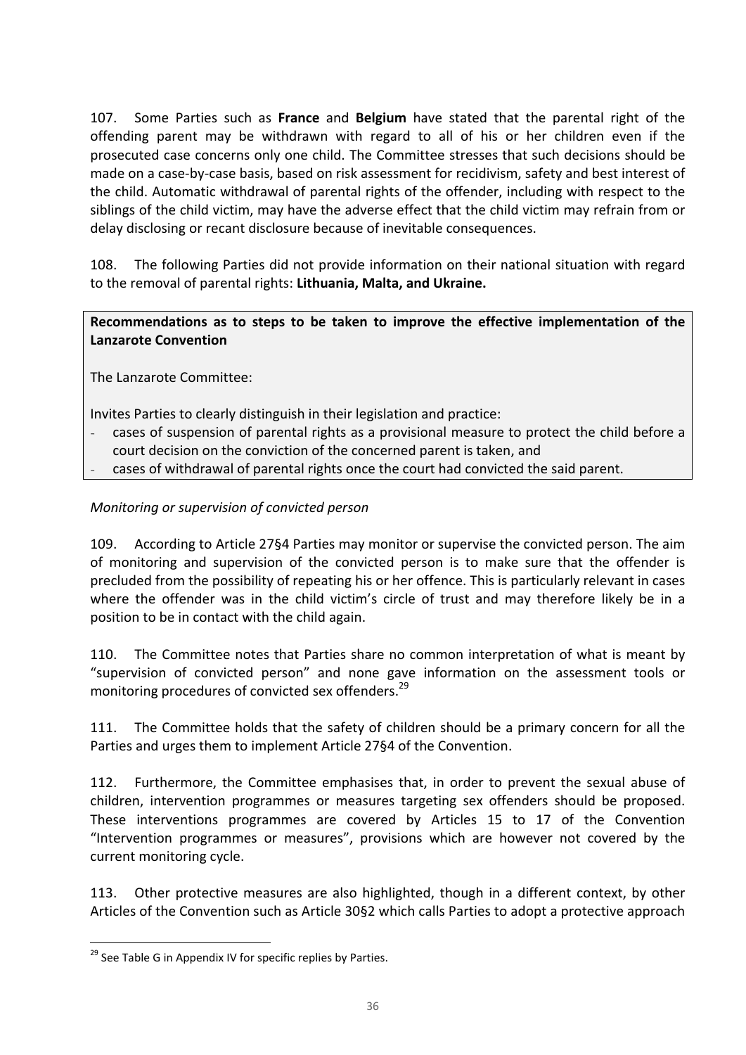107. Some Parties such as **France** and **Belgium** have stated that the parental right of the offending parent may be withdrawn with regard to all of his or her children even if the prosecuted case concerns only one child. The Committee stresses that such decisions should be made on a case-by-case basis, based on risk assessment for recidivism, safety and best interest of the child. Automatic withdrawal of parental rights of the offender, including with respect to the siblings of the child victim, may have the adverse effect that the child victim may refrain from or delay disclosing or recant disclosure because of inevitable consequences.

108. The following Parties did not provide information on their national situation with regard to the removal of parental rights: **Lithuania, Malta, and Ukraine.**

> **Recommendations as to steps to be taken to improve the effective implementation of the Lanzarote Convention**
>
> The Lanzarote Committee:
>
> Invites Parties to clearly distinguish in their legislation and practice:
> - cases of suspension of parental rights as a provisional measure to protect the child before a court decision on the conviction of the concerned parent is taken, and
> - cases of withdrawal of parental rights once the court had convicted the said parent.

*Monitoring or supervision of convicted person*

109. According to Article 27§4 Parties may monitor or supervise the convicted person. The aim of monitoring and supervision of the convicted person is to make sure that the offender is precluded from the possibility of repeating his or her offence. This is particularly relevant in cases where the offender was in the child victim's circle of trust and may therefore likely be in a position to be in contact with the child again.

110. The Committee notes that Parties share no common interpretation of what is meant by "supervision of convicted person" and none gave information on the assessment tools or monitoring procedures of convicted sex offenders.[29]

111. The Committee holds that the safety of children should be a primary concern for all the Parties and urges them to implement Article 27§4 of the Convention.

112. Furthermore, the Committee emphasises that, in order to prevent the sexual abuse of children, intervention programmes or measures targeting sex offenders should be proposed. These interventions programmes are covered by Articles 15 to 17 of the Convention "Intervention programmes or measures", provisions which are however not covered by the current monitoring cycle.

113. Other protective measures are also highlighted, though in a different context, by other Articles of the Convention such as Article 30§2 which calls Parties to adopt a protective approach

[29] See Table G in Appendix IV for specific replies by Parties.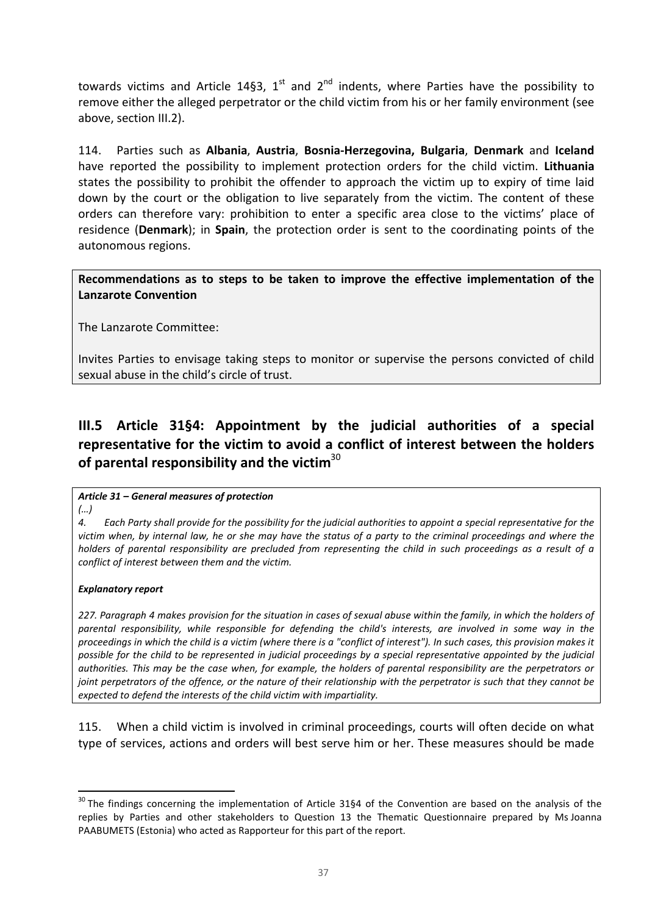towards victims and Article 14§3, 1st and 2nd indents, where Parties have the possibility to remove either the alleged perpetrator or the child victim from his or her family environment (see above, section III.2).

114. Parties such as **Albania**, **Austria**, **Bosnia-Herzegovina, Bulgaria**, **Denmark** and **Iceland** have reported the possibility to implement protection orders for the child victim. **Lithuania** states the possibility to prohibit the offender to approach the victim up to expiry of time laid down by the court or the obligation to live separately from the victim. The content of these orders can therefore vary: prohibition to enter a specific area close to the victims' place of residence (**Denmark**); in **Spain**, the protection order is sent to the coordinating points of the autonomous regions.

> **Recommendations as to steps to be taken to improve the effective implementation of the Lanzarote Convention**
>
> The Lanzarote Committee:
>
> Invites Parties to envisage taking steps to monitor or supervise the persons convicted of child sexual abuse in the child's circle of trust.

## III.5 Article 31§4: Appointment by the judicial authorities of a special representative for the victim to avoid a conflict of interest between the holders of parental responsibility and the victim[30]

> ***Article 31 – General measures of protection***
>
> *(...)*
>
> *4. Each Party shall provide for the possibility for the judicial authorities to appoint a special representative for the victim when, by internal law, he or she may have the status of a party to the criminal proceedings and where the holders of parental responsibility are precluded from representing the child in such proceedings as a result of a conflict of interest between them and the victim.*
>
> ***Explanatory report***
>
> *227. Paragraph 4 makes provision for the situation in cases of sexual abuse within the family, in which the holders of parental responsibility, while responsible for defending the child's interests, are involved in some way in the proceedings in which the child is a victim (where there is a "conflict of interest"). In such cases, this provision makes it possible for the child to be represented in judicial proceedings by a special representative appointed by the judicial authorities. This may be the case when, for example, the holders of parental responsibility are the perpetrators or joint perpetrators of the offence, or the nature of their relationship with the perpetrator is such that they cannot be expected to defend the interests of the child victim with impartiality.*

115. When a child victim is involved in criminal proceedings, courts will often decide on what type of services, actions and orders will best serve him or her. These measures should be made

[30] The findings concerning the implementation of Article 31§4 of the Convention are based on the analysis of the replies by Parties and other stakeholders to Question 13 the Thematic Questionnaire prepared by Ms Joanna PAABUMETS (Estonia) who acted as Rapporteur for this part of the report.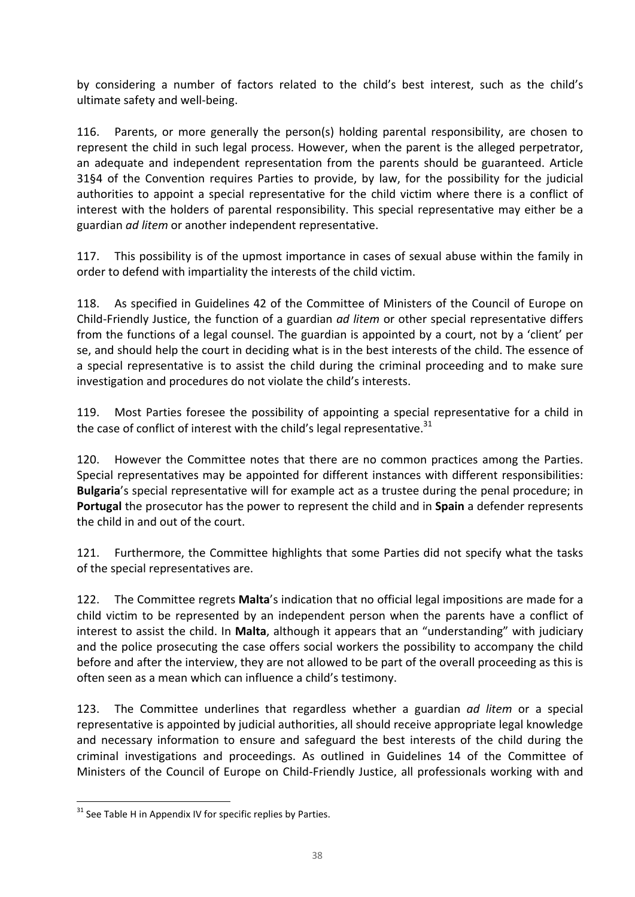by considering a number of factors related to the child's best interest, such as the child's ultimate safety and well-being.

116. Parents, or more generally the person(s) holding parental responsibility, are chosen to represent the child in such legal process. However, when the parent is the alleged perpetrator, an adequate and independent representation from the parents should be guaranteed. Article 31§4 of the Convention requires Parties to provide, by law, for the possibility for the judicial authorities to appoint a special representative for the child victim where there is a conflict of interest with the holders of parental responsibility. This special representative may either be a guardian *ad litem* or another independent representative.

117. This possibility is of the upmost importance in cases of sexual abuse within the family in order to defend with impartiality the interests of the child victim.

118. As specified in Guidelines 42 of the Committee of Ministers of the Council of Europe on Child-Friendly Justice, the function of a guardian *ad litem* or other special representative differs from the functions of a legal counsel. The guardian is appointed by a court, not by a 'client' per se, and should help the court in deciding what is in the best interests of the child. The essence of a special representative is to assist the child during the criminal proceeding and to make sure investigation and procedures do not violate the child's interests.

119. Most Parties foresee the possibility of appointing a special representative for a child in the case of conflict of interest with the child's legal representative.[31]

120. However the Committee notes that there are no common practices among the Parties. Special representatives may be appointed for different instances with different responsibilities: **Bulgaria**'s special representative will for example act as a trustee during the penal procedure; in **Portugal** the prosecutor has the power to represent the child and in **Spain** a defender represents the child in and out of the court.

121. Furthermore, the Committee highlights that some Parties did not specify what the tasks of the special representatives are.

122. The Committee regrets **Malta**'s indication that no official legal impositions are made for a child victim to be represented by an independent person when the parents have a conflict of interest to assist the child. In **Malta**, although it appears that an "understanding" with judiciary and the police prosecuting the case offers social workers the possibility to accompany the child before and after the interview, they are not allowed to be part of the overall proceeding as this is often seen as a mean which can influence a child's testimony.

123. The Committee underlines that regardless whether a guardian *ad litem* or a special representative is appointed by judicial authorities, all should receive appropriate legal knowledge and necessary information to ensure and safeguard the best interests of the child during the criminal investigations and proceedings. As outlined in Guidelines 14 of the Committee of Ministers of the Council of Europe on Child-Friendly Justice, all professionals working with and

---

[31] See Table H in Appendix IV for specific replies by Parties.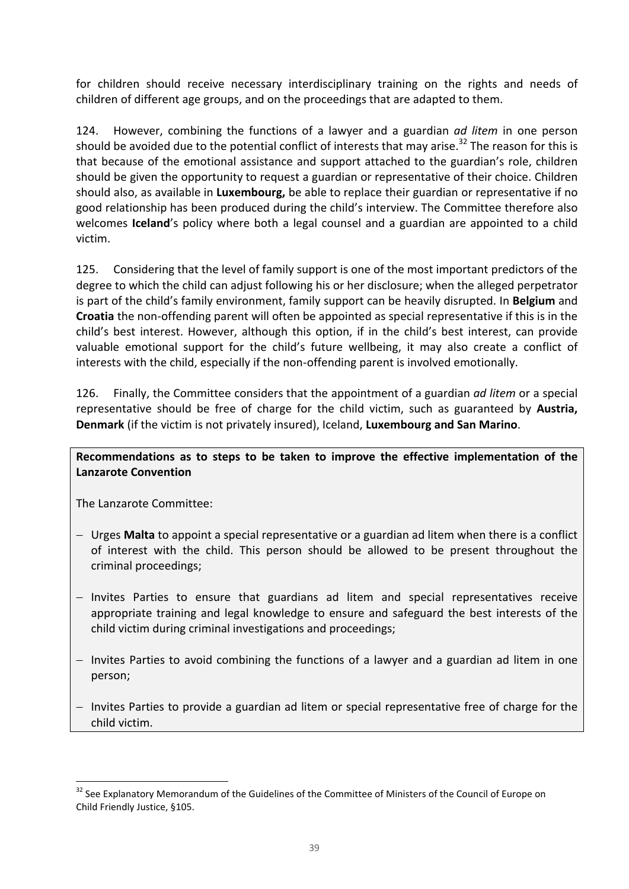for children should receive necessary interdisciplinary training on the rights and needs of children of different age groups, and on the proceedings that are adapted to them.

124. However, combining the functions of a lawyer and a guardian *ad litem* in one person should be avoided due to the potential conflict of interests that may arise.[32] The reason for this is that because of the emotional assistance and support attached to the guardian's role, children should be given the opportunity to request a guardian or representative of their choice. Children should also, as available in **Luxembourg,** be able to replace their guardian or representative if no good relationship has been produced during the child's interview. The Committee therefore also welcomes **Iceland**'s policy where both a legal counsel and a guardian are appointed to a child victim.

125. Considering that the level of family support is one of the most important predictors of the degree to which the child can adjust following his or her disclosure; when the alleged perpetrator is part of the child's family environment, family support can be heavily disrupted. In **Belgium** and **Croatia** the non-offending parent will often be appointed as special representative if this is in the child's best interest. However, although this option, if in the child's best interest, can provide valuable emotional support for the child's future wellbeing, it may also create a conflict of interests with the child, especially if the non-offending parent is involved emotionally.

126. Finally, the Committee considers that the appointment of a guardian *ad litem* or a special representative should be free of charge for the child victim, such as guaranteed by **Austria, Denmark** (if the victim is not privately insured), Iceland, **Luxembourg and San Marino**.

**Recommendations as to steps to be taken to improve the effective implementation of the Lanzarote Convention**

The Lanzarote Committee:

- Urges **Malta** to appoint a special representative or a guardian ad litem when there is a conflict of interest with the child. This person should be allowed to be present throughout the criminal proceedings;
- Invites Parties to ensure that guardians ad litem and special representatives receive appropriate training and legal knowledge to ensure and safeguard the best interests of the child victim during criminal investigations and proceedings;
- Invites Parties to avoid combining the functions of a lawyer and a guardian ad litem in one person;
- Invites Parties to provide a guardian ad litem or special representative free of charge for the child victim.

[32] See Explanatory Memorandum of the Guidelines of the Committee of Ministers of the Council of Europe on Child Friendly Justice, §105.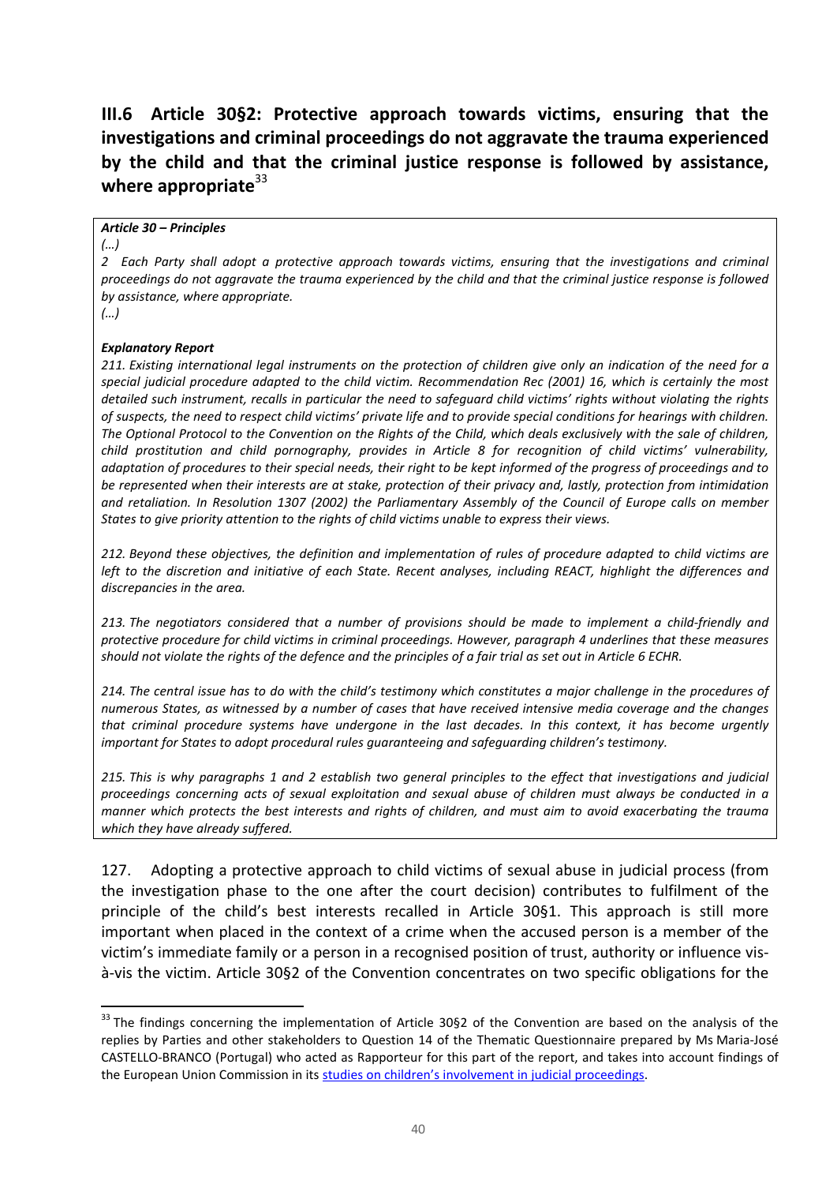## III.6 Article 30§2: Protective approach towards victims, ensuring that the investigations and criminal proceedings do not aggravate the trauma experienced by the child and that the criminal justice response is followed by assistance, where appropriate[33]

> ***Article 30 – Principles***
>
> *(…)*
>
> *2 Each Party shall adopt a protective approach towards victims, ensuring that the investigations and criminal proceedings do not aggravate the trauma experienced by the child and that the criminal justice response is followed by assistance, where appropriate.*
>
> *(…)*
>
> ***Explanatory Report***
>
> *211. Existing international legal instruments on the protection of children give only an indication of the need for a special judicial procedure adapted to the child victim. Recommendation Rec (2001) 16, which is certainly the most detailed such instrument, recalls in particular the need to safeguard child victims' rights without violating the rights of suspects, the need to respect child victims' private life and to provide special conditions for hearings with children. The Optional Protocol to the Convention on the Rights of the Child, which deals exclusively with the sale of children, child prostitution and child pornography, provides in Article 8 for recognition of child victims' vulnerability, adaptation of procedures to their special needs, their right to be kept informed of the progress of proceedings and to be represented when their interests are at stake, protection of their privacy and, lastly, protection from intimidation and retaliation. In Resolution 1307 (2002) the Parliamentary Assembly of the Council of Europe calls on member States to give priority attention to the rights of child victims unable to express their views.*
>
> *212. Beyond these objectives, the definition and implementation of rules of procedure adapted to child victims are left to the discretion and initiative of each State. Recent analyses, including REACT, highlight the differences and discrepancies in the area.*
>
> *213. The negotiators considered that a number of provisions should be made to implement a child-friendly and protective procedure for child victims in criminal proceedings. However, paragraph 4 underlines that these measures should not violate the rights of the defence and the principles of a fair trial as set out in Article 6 ECHR.*
>
> *214. The central issue has to do with the child's testimony which constitutes a major challenge in the procedures of numerous States, as witnessed by a number of cases that have received intensive media coverage and the changes that criminal procedure systems have undergone in the last decades. In this context, it has become urgently important for States to adopt procedural rules guaranteeing and safeguarding children's testimony.*
>
> *215. This is why paragraphs 1 and 2 establish two general principles to the effect that investigations and judicial proceedings concerning acts of sexual exploitation and sexual abuse of children must always be conducted in a manner which protects the best interests and rights of children, and must aim to avoid exacerbating the trauma which they have already suffered.*

127. Adopting a protective approach to child victims of sexual abuse in judicial process (from the investigation phase to the one after the court decision) contributes to fulfilment of the principle of the child's best interests recalled in Article 30§1. This approach is still more important when placed in the context of a crime when the accused person is a member of the victim's immediate family or a person in a recognised position of trust, authority or influence vis-à-vis the victim. Article 30§2 of the Convention concentrates on two specific obligations for the

---

[33] The findings concerning the implementation of Article 30§2 of the Convention are based on the analysis of the replies by Parties and other stakeholders to Question 14 of the Thematic Questionnaire prepared by Ms Maria-José CASTELLO-BRANCO (Portugal) who acted as Rapporteur for this part of the report, and takes into account findings of the European Union Commission in its studies on children's involvement in judicial proceedings.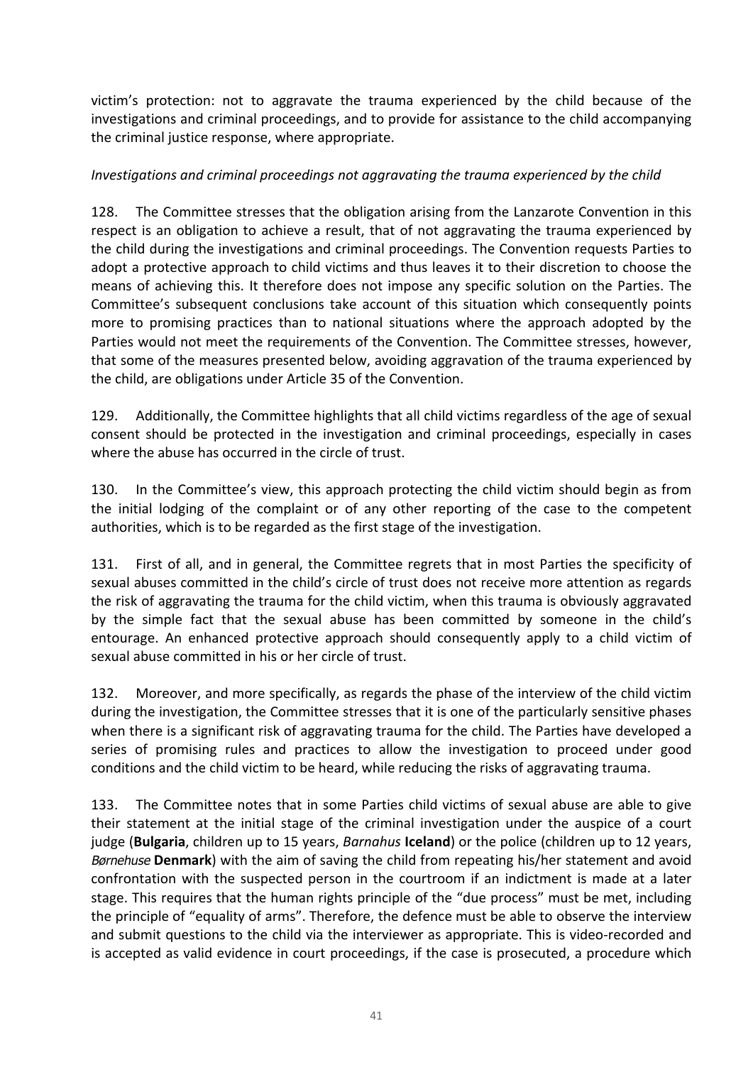victim's protection: not to aggravate the trauma experienced by the child because of the investigations and criminal proceedings, and to provide for assistance to the child accompanying the criminal justice response, where appropriate.

*Investigations and criminal proceedings not aggravating the trauma experienced by the child*

128. The Committee stresses that the obligation arising from the Lanzarote Convention in this respect is an obligation to achieve a result, that of not aggravating the trauma experienced by the child during the investigations and criminal proceedings. The Convention requests Parties to adopt a protective approach to child victims and thus leaves it to their discretion to choose the means of achieving this. It therefore does not impose any specific solution on the Parties. The Committee's subsequent conclusions take account of this situation which consequently points more to promising practices than to national situations where the approach adopted by the Parties would not meet the requirements of the Convention. The Committee stresses, however, that some of the measures presented below, avoiding aggravation of the trauma experienced by the child, are obligations under Article 35 of the Convention.

129. Additionally, the Committee highlights that all child victims regardless of the age of sexual consent should be protected in the investigation and criminal proceedings, especially in cases where the abuse has occurred in the circle of trust.

130. In the Committee's view, this approach protecting the child victim should begin as from the initial lodging of the complaint or of any other reporting of the case to the competent authorities, which is to be regarded as the first stage of the investigation.

131. First of all, and in general, the Committee regrets that in most Parties the specificity of sexual abuses committed in the child's circle of trust does not receive more attention as regards the risk of aggravating the trauma for the child victim, when this trauma is obviously aggravated by the simple fact that the sexual abuse has been committed by someone in the child's entourage. An enhanced protective approach should consequently apply to a child victim of sexual abuse committed in his or her circle of trust.

132. Moreover, and more specifically, as regards the phase of the interview of the child victim during the investigation, the Committee stresses that it is one of the particularly sensitive phases when there is a significant risk of aggravating trauma for the child. The Parties have developed a series of promising rules and practices to allow the investigation to proceed under good conditions and the child victim to be heard, while reducing the risks of aggravating trauma.

133. The Committee notes that in some Parties child victims of sexual abuse are able to give their statement at the initial stage of the criminal investigation under the auspice of a court judge (**Bulgaria**, children up to 15 years, *Barnahus* **Iceland**) or the police (children up to 12 years, *Børnehuse* **Denmark**) with the aim of saving the child from repeating his/her statement and avoid confrontation with the suspected person in the courtroom if an indictment is made at a later stage. This requires that the human rights principle of the "due process" must be met, including the principle of "equality of arms". Therefore, the defence must be able to observe the interview and submit questions to the child via the interviewer as appropriate. This is video-recorded and is accepted as valid evidence in court proceedings, if the case is prosecuted, a procedure which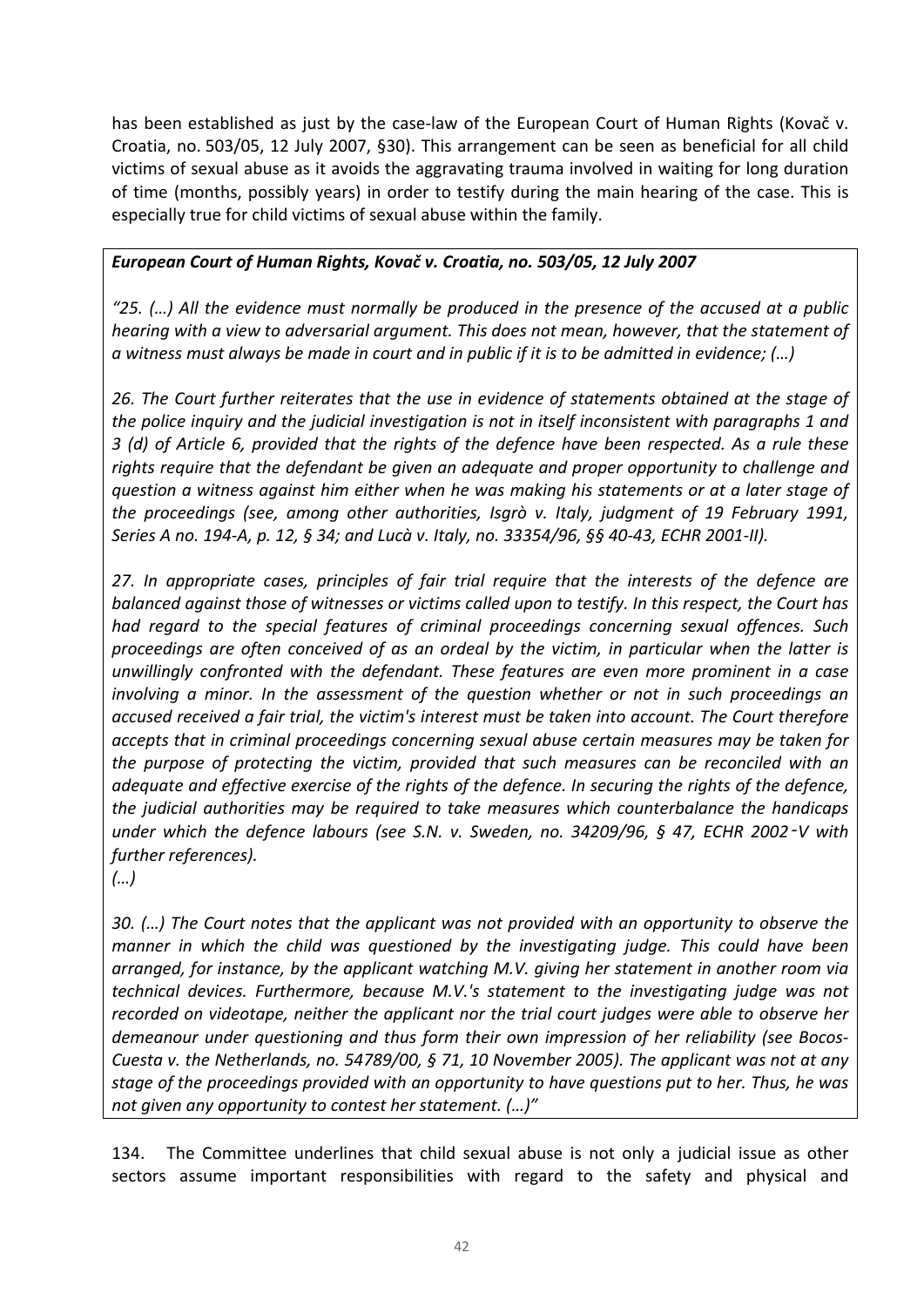has been established as just by the case-law of the European Court of Human Rights (Kovač v. Croatia, no. 503/05, 12 July 2007, §30). This arrangement can be seen as beneficial for all child victims of sexual abuse as it avoids the aggravating trauma involved in waiting for long duration of time (months, possibly years) in order to testify during the main hearing of the case. This is especially true for child victims of sexual abuse within the family.

> ***European Court of Human Rights, Kovač v. Croatia, no. 503/05, 12 July 2007***
>
> *"25. (…) All the evidence must normally be produced in the presence of the accused at a public hearing with a view to adversarial argument. This does not mean, however, that the statement of a witness must always be made in court and in public if it is to be admitted in evidence; (…)*
>
> *26. The Court further reiterates that the use in evidence of statements obtained at the stage of the police inquiry and the judicial investigation is not in itself inconsistent with paragraphs 1 and 3 (d) of Article 6, provided that the rights of the defence have been respected. As a rule these rights require that the defendant be given an adequate and proper opportunity to challenge and question a witness against him either when he was making his statements or at a later stage of the proceedings (see, among other authorities, Isgrò v. Italy, judgment of 19 February 1991, Series A no. 194-A, p. 12, § 34; and Lucà v. Italy, no. 33354/96, §§ 40-43, ECHR 2001-II).*
>
> *27. In appropriate cases, principles of fair trial require that the interests of the defence are balanced against those of witnesses or victims called upon to testify. In this respect, the Court has had regard to the special features of criminal proceedings concerning sexual offences. Such proceedings are often conceived of as an ordeal by the victim, in particular when the latter is unwillingly confronted with the defendant. These features are even more prominent in a case involving a minor. In the assessment of the question whether or not in such proceedings an accused received a fair trial, the victim's interest must be taken into account. The Court therefore accepts that in criminal proceedings concerning sexual abuse certain measures may be taken for the purpose of protecting the victim, provided that such measures can be reconciled with an adequate and effective exercise of the rights of the defence. In securing the rights of the defence, the judicial authorities may be required to take measures which counterbalance the handicaps under which the defence labours (see S.N. v. Sweden, no. 34209/96, § 47, ECHR 2002‑V with further references).*
> *(…)*
>
> *30. (…) The Court notes that the applicant was not provided with an opportunity to observe the manner in which the child was questioned by the investigating judge. This could have been arranged, for instance, by the applicant watching M.V. giving her statement in another room via technical devices. Furthermore, because M.V.'s statement to the investigating judge was not recorded on videotape, neither the applicant nor the trial court judges were able to observe her demeanour under questioning and thus form their own impression of her reliability (see Bocos-Cuesta v. the Netherlands, no. 54789/00, § 71, 10 November 2005). The applicant was not at any stage of the proceedings provided with an opportunity to have questions put to her. Thus, he was not given any opportunity to contest her statement. (…)"*

134. The Committee underlines that child sexual abuse is not only a judicial issue as other sectors assume important responsibilities with regard to the safety and physical and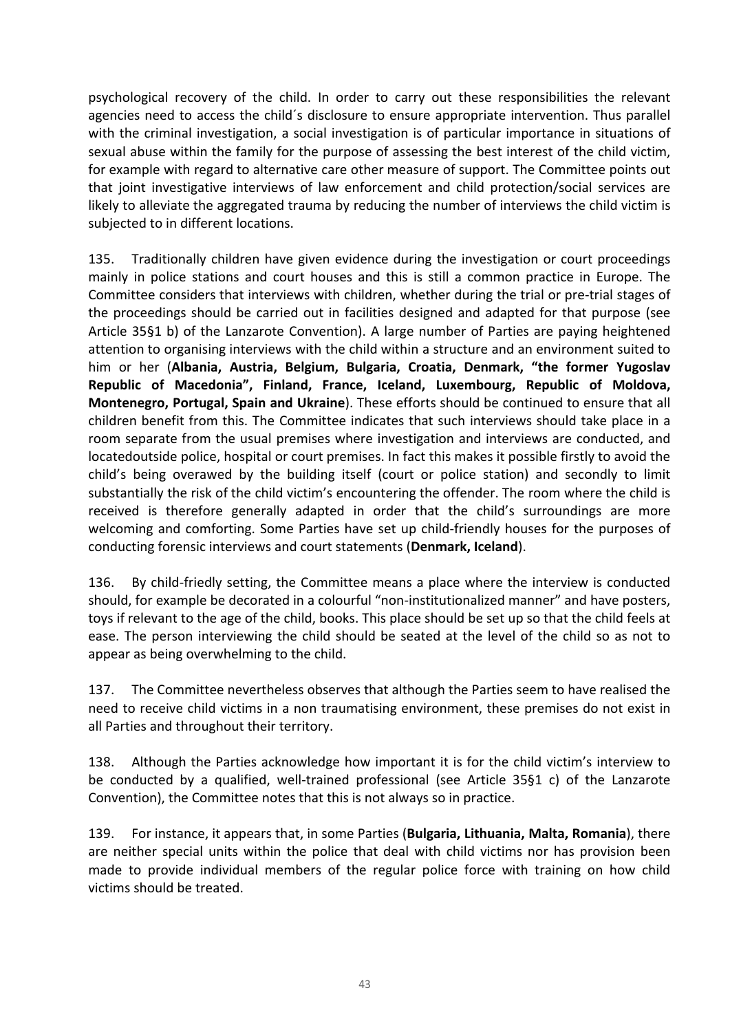psychological recovery of the child. In order to carry out these responsibilities the relevant agencies need to access the child´s disclosure to ensure appropriate intervention. Thus parallel with the criminal investigation, a social investigation is of particular importance in situations of sexual abuse within the family for the purpose of assessing the best interest of the child victim, for example with regard to alternative care other measure of support. The Committee points out that joint investigative interviews of law enforcement and child protection/social services are likely to alleviate the aggregated trauma by reducing the number of interviews the child victim is subjected to in different locations.

135. Traditionally children have given evidence during the investigation or court proceedings mainly in police stations and court houses and this is still a common practice in Europe. The Committee considers that interviews with children, whether during the trial or pre-trial stages of the proceedings should be carried out in facilities designed and adapted for that purpose (see Article 35§1 b) of the Lanzarote Convention). A large number of Parties are paying heightened attention to organising interviews with the child within a structure and an environment suited to him or her (**Albania, Austria, Belgium, Bulgaria, Croatia, Denmark, "the former Yugoslav Republic of Macedonia", Finland, France, Iceland, Luxembourg, Republic of Moldova, Montenegro, Portugal, Spain and Ukraine**). These efforts should be continued to ensure that all children benefit from this. The Committee indicates that such interviews should take place in a room separate from the usual premises where investigation and interviews are conducted, and locatedoutside police, hospital or court premises. In fact this makes it possible firstly to avoid the child's being overawed by the building itself (court or police station) and secondly to limit substantially the risk of the child victim's encountering the offender. The room where the child is received is therefore generally adapted in order that the child's surroundings are more welcoming and comforting. Some Parties have set up child-friendly houses for the purposes of conducting forensic interviews and court statements (**Denmark, Iceland**).

136. By child-friedly setting, the Committee means a place where the interview is conducted should, for example be decorated in a colourful "non-institutionalized manner" and have posters, toys if relevant to the age of the child, books. This place should be set up so that the child feels at ease. The person interviewing the child should be seated at the level of the child so as not to appear as being overwhelming to the child.

137. The Committee nevertheless observes that although the Parties seem to have realised the need to receive child victims in a non traumatising environment, these premises do not exist in all Parties and throughout their territory.

138. Although the Parties acknowledge how important it is for the child victim's interview to be conducted by a qualified, well-trained professional (see Article 35§1 c) of the Lanzarote Convention), the Committee notes that this is not always so in practice.

139. For instance, it appears that, in some Parties (**Bulgaria, Lithuania, Malta, Romania**), there are neither special units within the police that deal with child victims nor has provision been made to provide individual members of the regular police force with training on how child victims should be treated.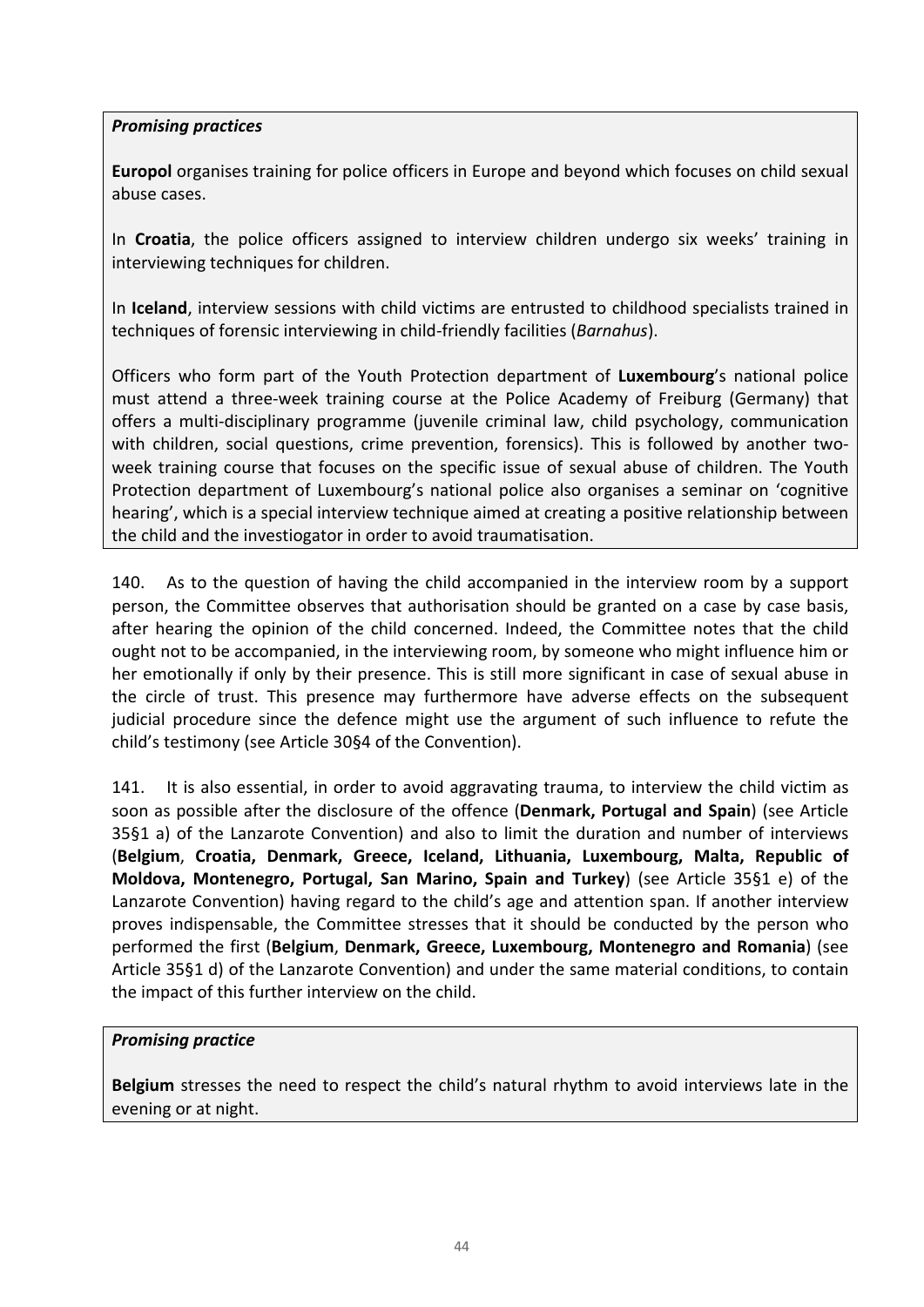***Promising practices***

**Europol** organises training for police officers in Europe and beyond which focuses on child sexual abuse cases.

In **Croatia**, the police officers assigned to interview children undergo six weeks' training in interviewing techniques for children.

In **Iceland**, interview sessions with child victims are entrusted to childhood specialists trained in techniques of forensic interviewing in child-friendly facilities (*Barnahus*).

Officers who form part of the Youth Protection department of **Luxembourg**'s national police must attend a three-week training course at the Police Academy of Freiburg (Germany) that offers a multi-disciplinary programme (juvenile criminal law, child psychology, communication with children, social questions, crime prevention, forensics). This is followed by another two-week training course that focuses on the specific issue of sexual abuse of children. The Youth Protection department of Luxembourg's national police also organises a seminar on 'cognitive hearing', which is a special interview technique aimed at creating a positive relationship between the child and the investiogator in order to avoid traumatisation.

140. As to the question of having the child accompanied in the interview room by a support person, the Committee observes that authorisation should be granted on a case by case basis, after hearing the opinion of the child concerned. Indeed, the Committee notes that the child ought not to be accompanied, in the interviewing room, by someone who might influence him or her emotionally if only by their presence. This is still more significant in case of sexual abuse in the circle of trust. This presence may furthermore have adverse effects on the subsequent judicial procedure since the defence might use the argument of such influence to refute the child's testimony (see Article 30§4 of the Convention).

141. It is also essential, in order to avoid aggravating trauma, to interview the child victim as soon as possible after the disclosure of the offence (**Denmark, Portugal and Spain**) (see Article 35§1 a) of the Lanzarote Convention) and also to limit the duration and number of interviews (**Belgium**, **Croatia, Denmark, Greece, Iceland, Lithuania, Luxembourg, Malta, Republic of Moldova, Montenegro, Portugal, San Marino, Spain and Turkey**) (see Article 35§1 e) of the Lanzarote Convention) having regard to the child's age and attention span. If another interview proves indispensable, the Committee stresses that it should be conducted by the person who performed the first (**Belgium**, **Denmark, Greece, Luxembourg, Montenegro and Romania**) (see Article 35§1 d) of the Lanzarote Convention) and under the same material conditions, to contain the impact of this further interview on the child.

***Promising practice***

**Belgium** stresses the need to respect the child's natural rhythm to avoid interviews late in the evening or at night.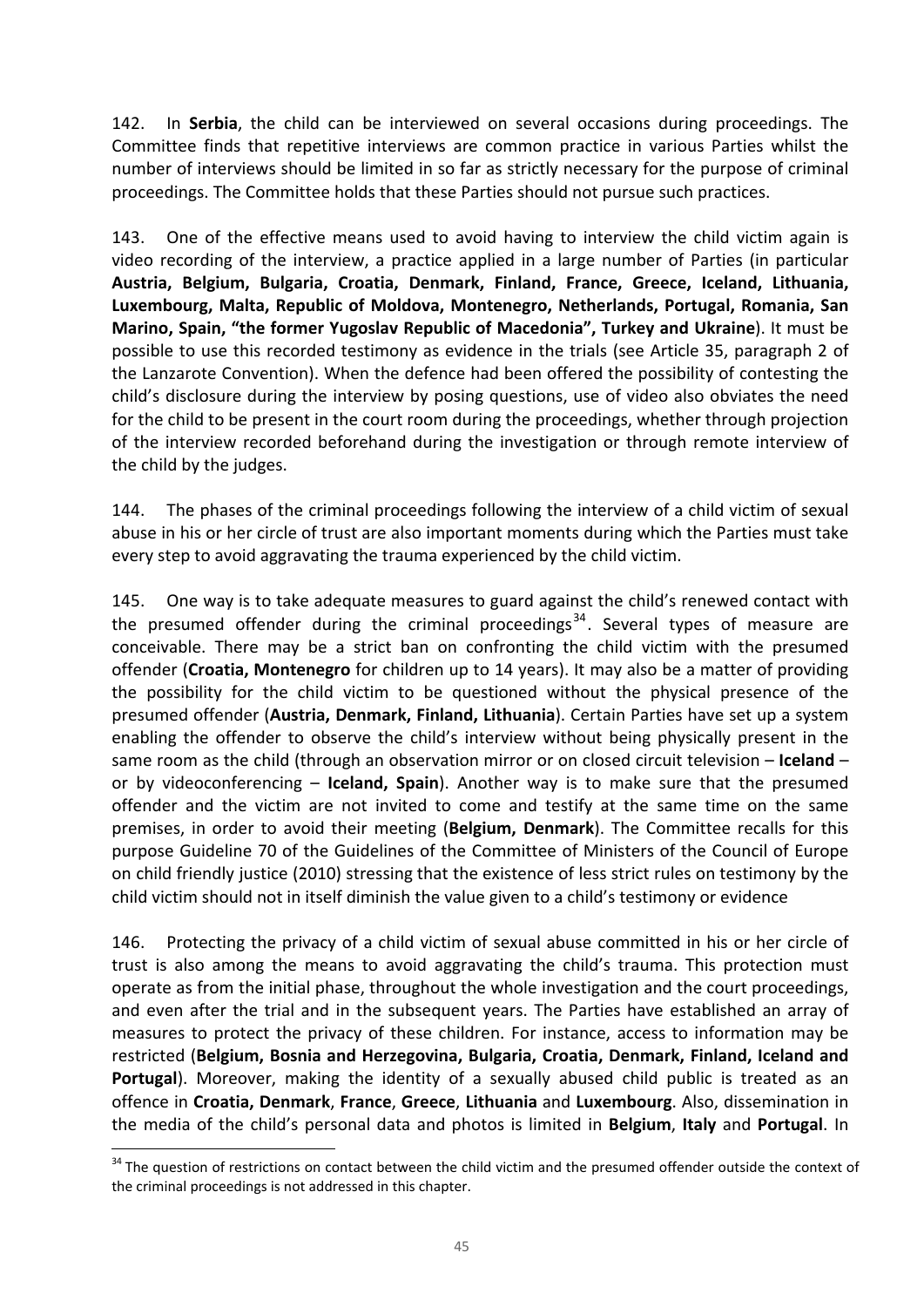142. In **Serbia**, the child can be interviewed on several occasions during proceedings. The Committee finds that repetitive interviews are common practice in various Parties whilst the number of interviews should be limited in so far as strictly necessary for the purpose of criminal proceedings. The Committee holds that these Parties should not pursue such practices.

143. One of the effective means used to avoid having to interview the child victim again is video recording of the interview, a practice applied in a large number of Parties (in particular **Austria, Belgium, Bulgaria, Croatia, Denmark, Finland, France, Greece, Iceland, Lithuania, Luxembourg, Malta, Republic of Moldova, Montenegro, Netherlands, Portugal, Romania, San Marino, Spain, "the former Yugoslav Republic of Macedonia", Turkey and Ukraine**). It must be possible to use this recorded testimony as evidence in the trials (see Article 35, paragraph 2 of the Lanzarote Convention). When the defence had been offered the possibility of contesting the child's disclosure during the interview by posing questions, use of video also obviates the need for the child to be present in the court room during the proceedings, whether through projection of the interview recorded beforehand during the investigation or through remote interview of the child by the judges.

144. The phases of the criminal proceedings following the interview of a child victim of sexual abuse in his or her circle of trust are also important moments during which the Parties must take every step to avoid aggravating the trauma experienced by the child victim.

145. One way is to take adequate measures to guard against the child's renewed contact with the presumed offender during the criminal proceedings[34]. Several types of measure are conceivable. There may be a strict ban on confronting the child victim with the presumed offender (**Croatia, Montenegro** for children up to 14 years). It may also be a matter of providing the possibility for the child victim to be questioned without the physical presence of the presumed offender (**Austria, Denmark, Finland, Lithuania**). Certain Parties have set up a system enabling the offender to observe the child's interview without being physically present in the same room as the child (through an observation mirror or on closed circuit television – **Iceland** – or by videoconferencing – **Iceland, Spain**). Another way is to make sure that the presumed offender and the victim are not invited to come and testify at the same time on the same premises, in order to avoid their meeting (**Belgium, Denmark**). The Committee recalls for this purpose Guideline 70 of the Guidelines of the Committee of Ministers of the Council of Europe on child friendly justice (2010) stressing that the existence of less strict rules on testimony by the child victim should not in itself diminish the value given to a child's testimony or evidence

146. Protecting the privacy of a child victim of sexual abuse committed in his or her circle of trust is also among the means to avoid aggravating the child's trauma. This protection must operate as from the initial phase, throughout the whole investigation and the court proceedings, and even after the trial and in the subsequent years. The Parties have established an array of measures to protect the privacy of these children. For instance, access to information may be restricted (**Belgium, Bosnia and Herzegovina, Bulgaria, Croatia, Denmark, Finland, Iceland and Portugal**). Moreover, making the identity of a sexually abused child public is treated as an offence in **Croatia, Denmark**, **France**, **Greece**, **Lithuania** and **Luxembourg**. Also, dissemination in the media of the child's personal data and photos is limited in **Belgium**, **Italy** and **Portugal**. In

---

[34] The question of restrictions on contact between the child victim and the presumed offender outside the context of the criminal proceedings is not addressed in this chapter.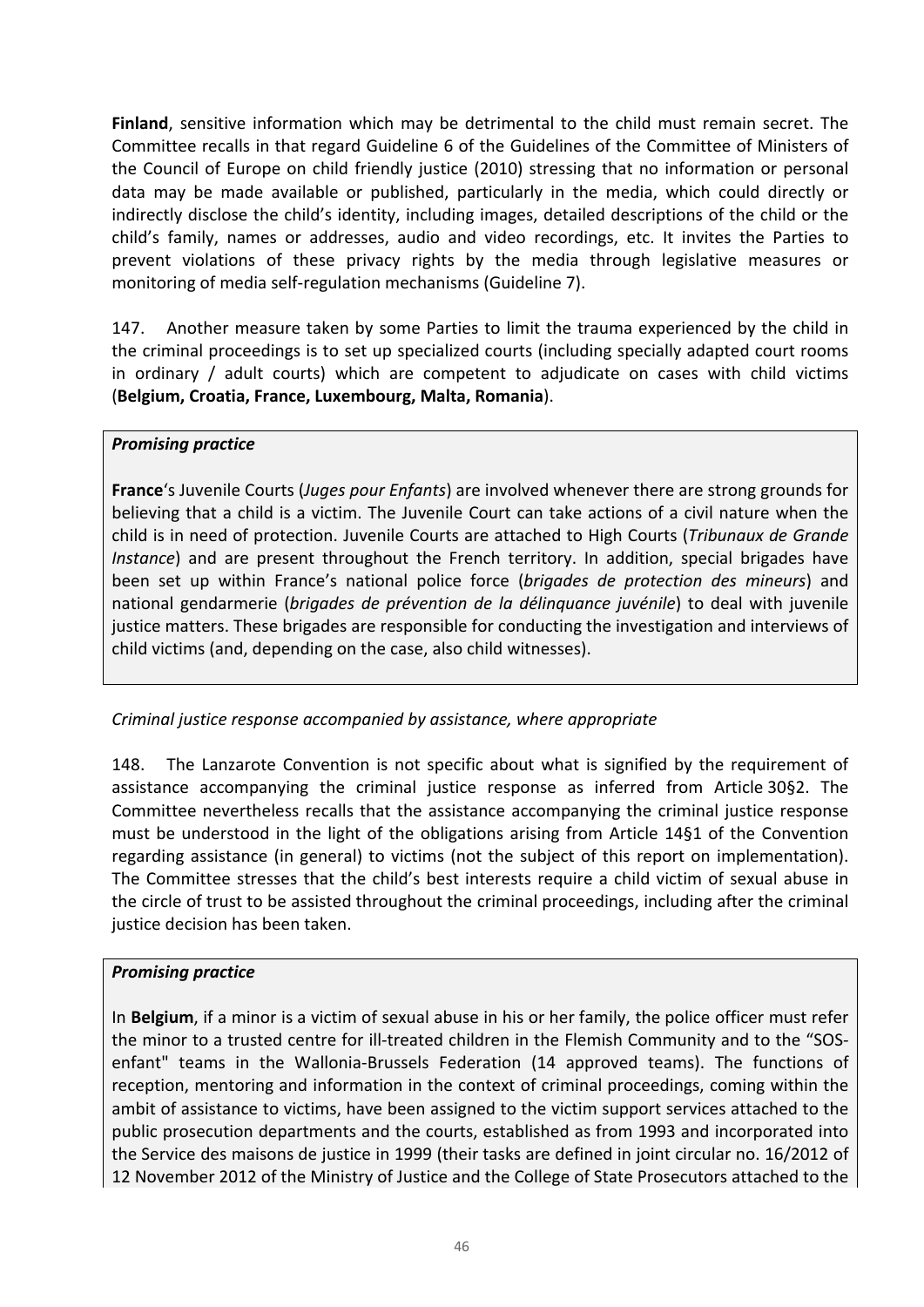**Finland**, sensitive information which may be detrimental to the child must remain secret. The Committee recalls in that regard Guideline 6 of the Guidelines of the Committee of Ministers of the Council of Europe on child friendly justice (2010) stressing that no information or personal data may be made available or published, particularly in the media, which could directly or indirectly disclose the child's identity, including images, detailed descriptions of the child or the child's family, names or addresses, audio and video recordings, etc. It invites the Parties to prevent violations of these privacy rights by the media through legislative measures or monitoring of media self-regulation mechanisms (Guideline 7).

147. Another measure taken by some Parties to limit the trauma experienced by the child in the criminal proceedings is to set up specialized courts (including specially adapted court rooms in ordinary / adult courts) which are competent to adjudicate on cases with child victims (**Belgium, Croatia, France, Luxembourg, Malta, Romania**).

***Promising practice***

**France**'s Juvenile Courts (*Juges pour Enfants*) are involved whenever there are strong grounds for believing that a child is a victim. The Juvenile Court can take actions of a civil nature when the child is in need of protection. Juvenile Courts are attached to High Courts (*Tribunaux de Grande Instance*) and are present throughout the French territory. In addition, special brigades have been set up within France's national police force (*brigades de protection des mineurs*) and national gendarmerie (*brigades de prévention de la délinquance juvénile*) to deal with juvenile justice matters. These brigades are responsible for conducting the investigation and interviews of child victims (and, depending on the case, also child witnesses).

*Criminal justice response accompanied by assistance, where appropriate*

148. The Lanzarote Convention is not specific about what is signified by the requirement of assistance accompanying the criminal justice response as inferred from Article 30§2. The Committee nevertheless recalls that the assistance accompanying the criminal justice response must be understood in the light of the obligations arising from Article 14§1 of the Convention regarding assistance (in general) to victims (not the subject of this report on implementation). The Committee stresses that the child's best interests require a child victim of sexual abuse in the circle of trust to be assisted throughout the criminal proceedings, including after the criminal justice decision has been taken.

***Promising practice***

In **Belgium**, if a minor is a victim of sexual abuse in his or her family, the police officer must refer the minor to a trusted centre for ill-treated children in the Flemish Community and to the "SOS-enfant" teams in the Wallonia-Brussels Federation (14 approved teams). The functions of reception, mentoring and information in the context of criminal proceedings, coming within the ambit of assistance to victims, have been assigned to the victim support services attached to the public prosecution departments and the courts, established as from 1993 and incorporated into the Service des maisons de justice in 1999 (their tasks are defined in joint circular no. 16/2012 of 12 November 2012 of the Ministry of Justice and the College of State Prosecutors attached to the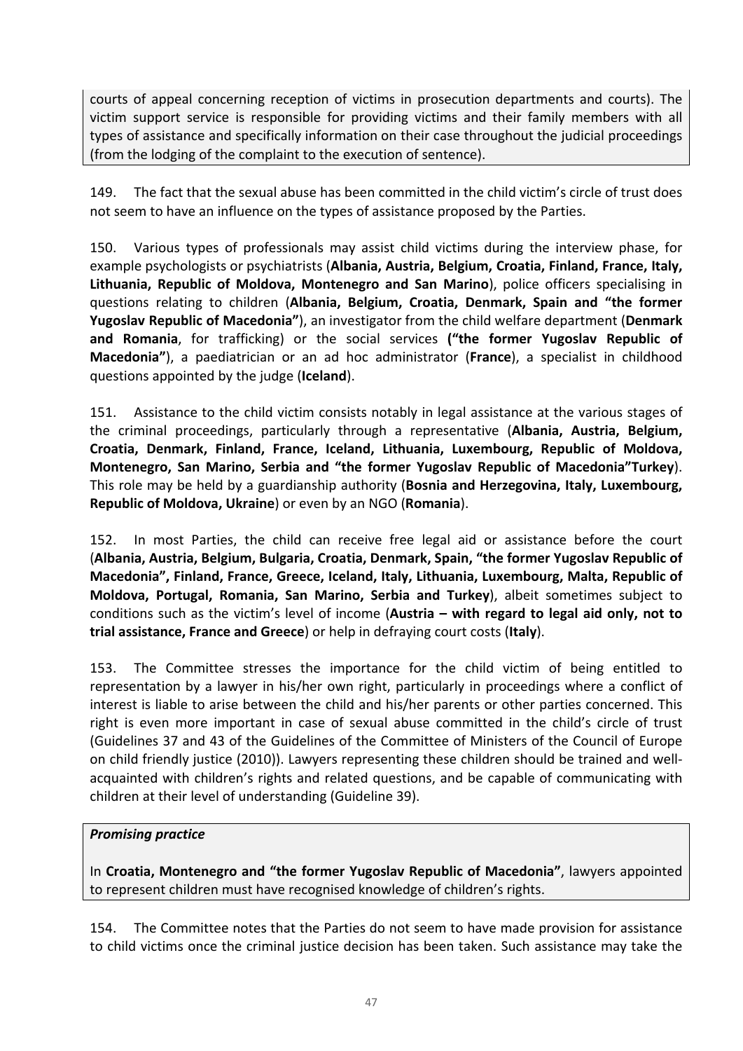courts of appeal concerning reception of victims in prosecution departments and courts). The victim support service is responsible for providing victims and their family members with all types of assistance and specifically information on their case throughout the judicial proceedings (from the lodging of the complaint to the execution of sentence).

149. The fact that the sexual abuse has been committed in the child victim's circle of trust does not seem to have an influence on the types of assistance proposed by the Parties.

150. Various types of professionals may assist child victims during the interview phase, for example psychologists or psychiatrists (**Albania, Austria, Belgium, Croatia, Finland, France, Italy, Lithuania, Republic of Moldova, Montenegro and San Marino**), police officers specialising in questions relating to children (**Albania, Belgium, Croatia, Denmark, Spain and "the former Yugoslav Republic of Macedonia"**), an investigator from the child welfare department (**Denmark and Romania**, for trafficking) or the social services **("the former Yugoslav Republic of Macedonia"**), a paediatrician or an ad hoc administrator (**France**), a specialist in childhood questions appointed by the judge (**Iceland**).

151. Assistance to the child victim consists notably in legal assistance at the various stages of the criminal proceedings, particularly through a representative (**Albania, Austria, Belgium, Croatia, Denmark, Finland, France, Iceland, Lithuania, Luxembourg, Republic of Moldova, Montenegro, San Marino, Serbia and "the former Yugoslav Republic of Macedonia"Turkey**). This role may be held by a guardianship authority (**Bosnia and Herzegovina, Italy, Luxembourg, Republic of Moldova, Ukraine**) or even by an NGO (**Romania**).

152. In most Parties, the child can receive free legal aid or assistance before the court (**Albania, Austria, Belgium, Bulgaria, Croatia, Denmark, Spain, "the former Yugoslav Republic of Macedonia", Finland, France, Greece, Iceland, Italy, Lithuania, Luxembourg, Malta, Republic of Moldova, Portugal, Romania, San Marino, Serbia and Turkey**), albeit sometimes subject to conditions such as the victim's level of income (**Austria – with regard to legal aid only, not to trial assistance, France and Greece**) or help in defraying court costs (**Italy**).

153. The Committee stresses the importance for the child victim of being entitled to representation by a lawyer in his/her own right, particularly in proceedings where a conflict of interest is liable to arise between the child and his/her parents or other parties concerned. This right is even more important in case of sexual abuse committed in the child's circle of trust (Guidelines 37 and 43 of the Guidelines of the Committee of Ministers of the Council of Europe on child friendly justice (2010)). Lawyers representing these children should be trained and well-acquainted with children's rights and related questions, and be capable of communicating with children at their level of understanding (Guideline 39).

***Promising practice***

In **Croatia, Montenegro and "the former Yugoslav Republic of Macedonia"**, lawyers appointed to represent children must have recognised knowledge of children's rights.

154. The Committee notes that the Parties do not seem to have made provision for assistance to child victims once the criminal justice decision has been taken. Such assistance may take the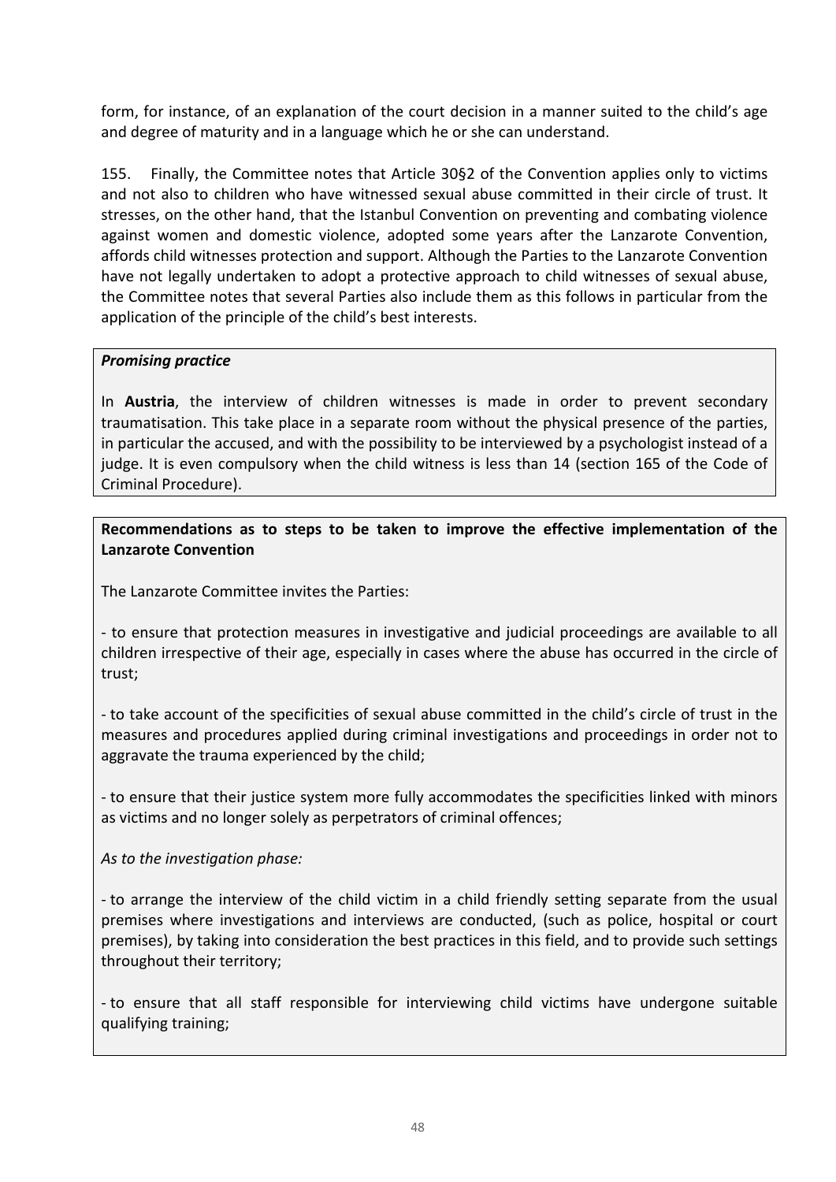form, for instance, of an explanation of the court decision in a manner suited to the child's age and degree of maturity and in a language which he or she can understand.

155. Finally, the Committee notes that Article 30§2 of the Convention applies only to victims and not also to children who have witnessed sexual abuse committed in their circle of trust. It stresses, on the other hand, that the Istanbul Convention on preventing and combating violence against women and domestic violence, adopted some years after the Lanzarote Convention, affords child witnesses protection and support. Although the Parties to the Lanzarote Convention have not legally undertaken to adopt a protective approach to child witnesses of sexual abuse, the Committee notes that several Parties also include them as this follows in particular from the application of the principle of the child's best interests.

***Promising practice***

In **Austria**, the interview of children witnesses is made in order to prevent secondary traumatisation. This take place in a separate room without the physical presence of the parties, in particular the accused, and with the possibility to be interviewed by a psychologist instead of a judge. It is even compulsory when the child witness is less than 14 (section 165 of the Code of Criminal Procedure).

**Recommendations as to steps to be taken to improve the effective implementation of the Lanzarote Convention**

The Lanzarote Committee invites the Parties:

- to ensure that protection measures in investigative and judicial proceedings are available to all children irrespective of their age, especially in cases where the abuse has occurred in the circle of trust;

- to take account of the specificities of sexual abuse committed in the child's circle of trust in the measures and procedures applied during criminal investigations and proceedings in order not to aggravate the trauma experienced by the child;

- to ensure that their justice system more fully accommodates the specificities linked with minors as victims and no longer solely as perpetrators of criminal offences;

*As to the investigation phase:*

- to arrange the interview of the child victim in a child friendly setting separate from the usual premises where investigations and interviews are conducted, (such as police, hospital or court premises), by taking into consideration the best practices in this field, and to provide such settings throughout their territory;

- to ensure that all staff responsible for interviewing child victims have undergone suitable qualifying training;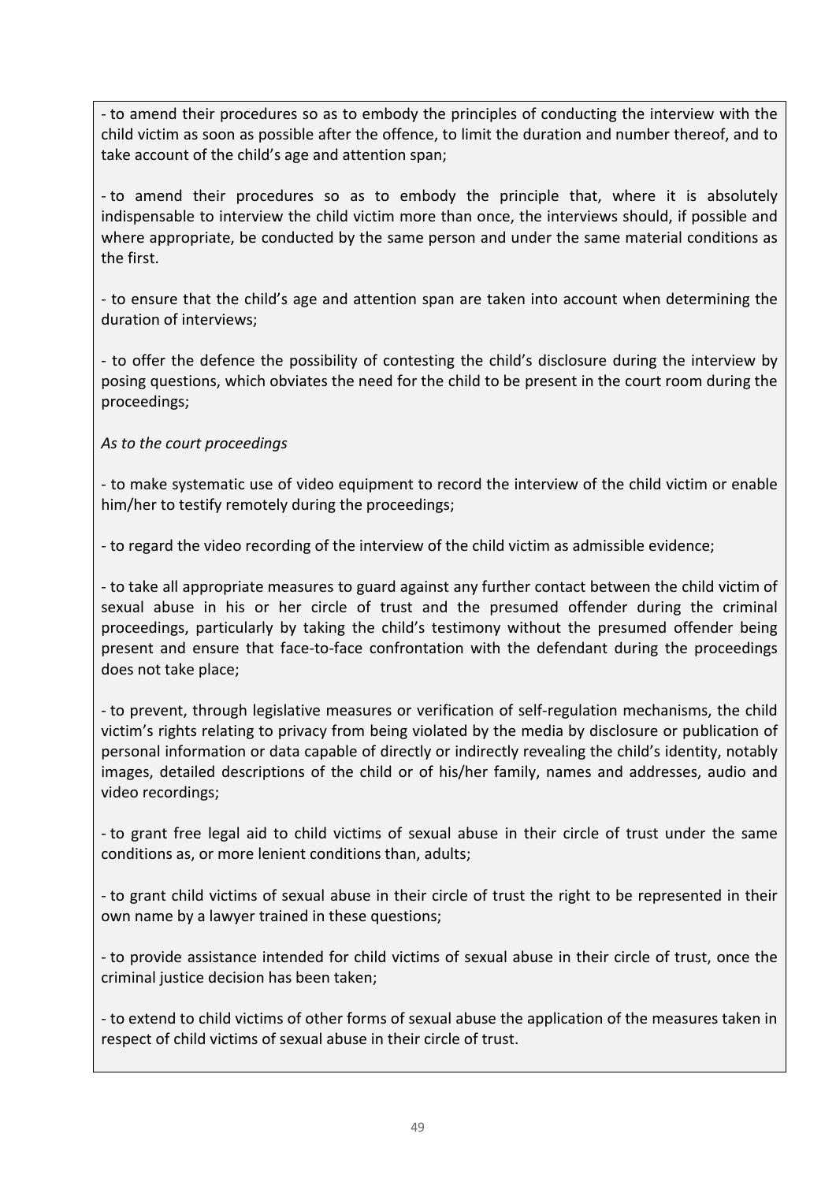- to amend their procedures so as to embody the principles of conducting the interview with the child victim as soon as possible after the offence, to limit the duration and number thereof, and to take account of the child's age and attention span;

- to amend their procedures so as to embody the principle that, where it is absolutely indispensable to interview the child victim more than once, the interviews should, if possible and where appropriate, be conducted by the same person and under the same material conditions as the first.

- to ensure that the child's age and attention span are taken into account when determining the duration of interviews;

- to offer the defence the possibility of contesting the child's disclosure during the interview by posing questions, which obviates the need for the child to be present in the court room during the proceedings;

*As to the court proceedings*

- to make systematic use of video equipment to record the interview of the child victim or enable him/her to testify remotely during the proceedings;

- to regard the video recording of the interview of the child victim as admissible evidence;

- to take all appropriate measures to guard against any further contact between the child victim of sexual abuse in his or her circle of trust and the presumed offender during the criminal proceedings, particularly by taking the child's testimony without the presumed offender being present and ensure that face-to-face confrontation with the defendant during the proceedings does not take place;

- to prevent, through legislative measures or verification of self-regulation mechanisms, the child victim's rights relating to privacy from being violated by the media by disclosure or publication of personal information or data capable of directly or indirectly revealing the child's identity, notably images, detailed descriptions of the child or of his/her family, names and addresses, audio and video recordings;

- to grant free legal aid to child victims of sexual abuse in their circle of trust under the same conditions as, or more lenient conditions than, adults;

- to grant child victims of sexual abuse in their circle of trust the right to be represented in their own name by a lawyer trained in these questions;

- to provide assistance intended for child victims of sexual abuse in their circle of trust, once the criminal justice decision has been taken;

- to extend to child victims of other forms of sexual abuse the application of the measures taken in respect of child victims of sexual abuse in their circle of trust.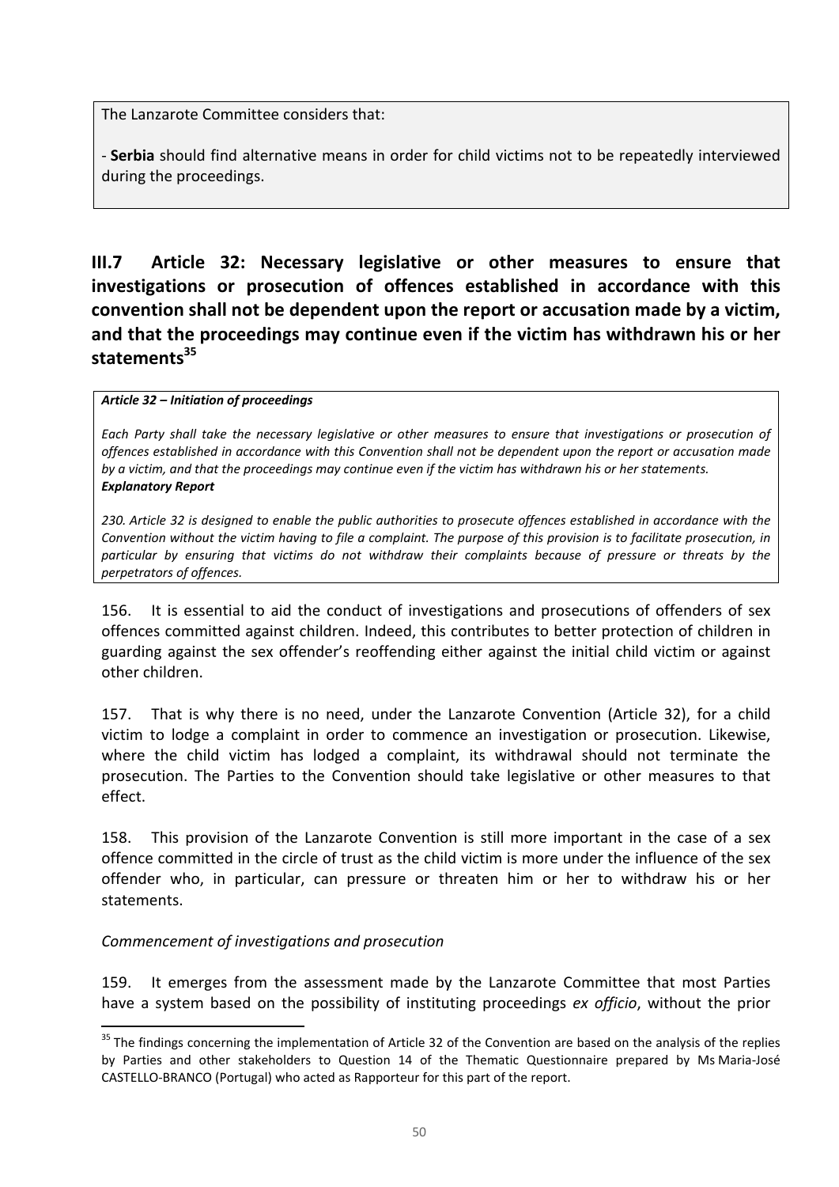The Lanzarote Committee considers that:

- **Serbia** should find alternative means in order for child victims not to be repeatedly interviewed during the proceedings.

## III.7 Article 32: Necessary legislative or other measures to ensure that investigations or prosecution of offences established in accordance with this convention shall not be dependent upon the report or accusation made by a victim, and that the proceedings may continue even if the victim has withdrawn his or her statements[35]

***Article 32 – Initiation of proceedings***

*Each Party shall take the necessary legislative or other measures to ensure that investigations or prosecution of offences established in accordance with this Convention shall not be dependent upon the report or accusation made by a victim, and that the proceedings may continue even if the victim has withdrawn his or her statements.*

***Explanatory Report***

*230. Article 32 is designed to enable the public authorities to prosecute offences established in accordance with the Convention without the victim having to file a complaint. The purpose of this provision is to facilitate prosecution, in particular by ensuring that victims do not withdraw their complaints because of pressure or threats by the perpetrators of offences.*

156. It is essential to aid the conduct of investigations and prosecutions of offenders of sex offences committed against children. Indeed, this contributes to better protection of children in guarding against the sex offender's reoffending either against the initial child victim or against other children.

157. That is why there is no need, under the Lanzarote Convention (Article 32), for a child victim to lodge a complaint in order to commence an investigation or prosecution. Likewise, where the child victim has lodged a complaint, its withdrawal should not terminate the prosecution. The Parties to the Convention should take legislative or other measures to that effect.

158. This provision of the Lanzarote Convention is still more important in the case of a sex offence committed in the circle of trust as the child victim is more under the influence of the sex offender who, in particular, can pressure or threaten him or her to withdraw his or her statements.

*Commencement of investigations and prosecution*

159. It emerges from the assessment made by the Lanzarote Committee that most Parties have a system based on the possibility of instituting proceedings *ex officio*, without the prior

[35] The findings concerning the implementation of Article 32 of the Convention are based on the analysis of the replies by Parties and other stakeholders to Question 14 of the Thematic Questionnaire prepared by Ms Maria-José CASTELLO-BRANCO (Portugal) who acted as Rapporteur for this part of the report.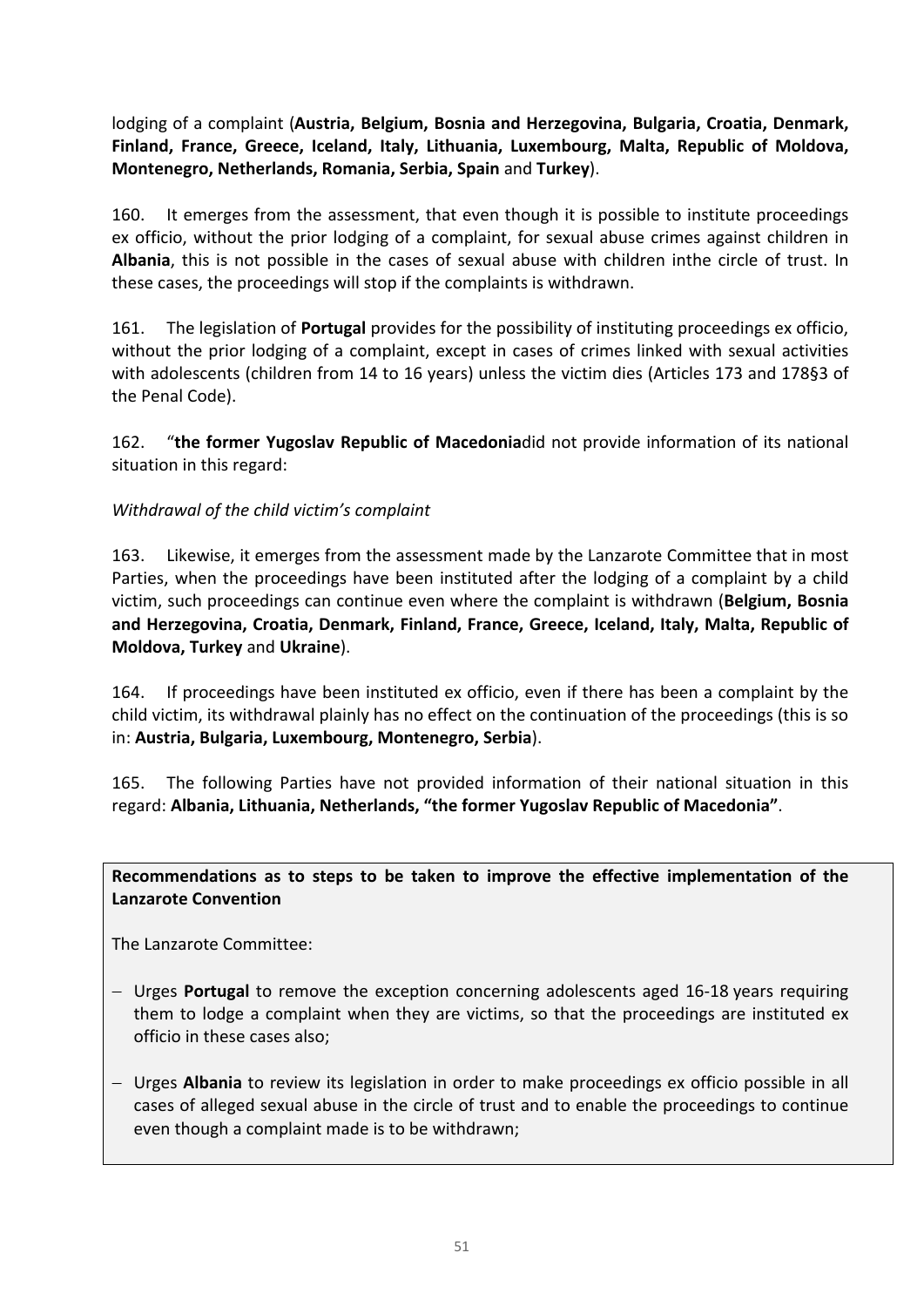lodging of a complaint (**Austria, Belgium, Bosnia and Herzegovina, Bulgaria, Croatia, Denmark, Finland, France, Greece, Iceland, Italy, Lithuania, Luxembourg, Malta, Republic of Moldova, Montenegro, Netherlands, Romania, Serbia, Spain** and **Turkey**).

160. It emerges from the assessment, that even though it is possible to institute proceedings ex officio, without the prior lodging of a complaint, for sexual abuse crimes against children in **Albania**, this is not possible in the cases of sexual abuse with children inthe circle of trust. In these cases, the proceedings will stop if the complaints is withdrawn.

161. The legislation of **Portugal** provides for the possibility of instituting proceedings ex officio, without the prior lodging of a complaint, except in cases of crimes linked with sexual activities with adolescents (children from 14 to 16 years) unless the victim dies (Articles 173 and 178§3 of the Penal Code).

162. "**the former Yugoslav Republic of Macedonia**did not provide information of its national situation in this regard:

*Withdrawal of the child victim's complaint*

163. Likewise, it emerges from the assessment made by the Lanzarote Committee that in most Parties, when the proceedings have been instituted after the lodging of a complaint by a child victim, such proceedings can continue even where the complaint is withdrawn (**Belgium, Bosnia and Herzegovina, Croatia, Denmark, Finland, France, Greece, Iceland, Italy, Malta, Republic of Moldova, Turkey** and **Ukraine**).

164. If proceedings have been instituted ex officio, even if there has been a complaint by the child victim, its withdrawal plainly has no effect on the continuation of the proceedings (this is so in: **Austria, Bulgaria, Luxembourg, Montenegro, Serbia**).

165. The following Parties have not provided information of their national situation in this regard: **Albania, Lithuania, Netherlands, "the former Yugoslav Republic of Macedonia"**.

**Recommendations as to steps to be taken to improve the effective implementation of the Lanzarote Convention**

The Lanzarote Committee:

- Urges **Portugal** to remove the exception concerning adolescents aged 16-18 years requiring them to lodge a complaint when they are victims, so that the proceedings are instituted ex officio in these cases also;
- Urges **Albania** to review its legislation in order to make proceedings ex officio possible in all cases of alleged sexual abuse in the circle of trust and to enable the proceedings to continue even though a complaint made is to be withdrawn;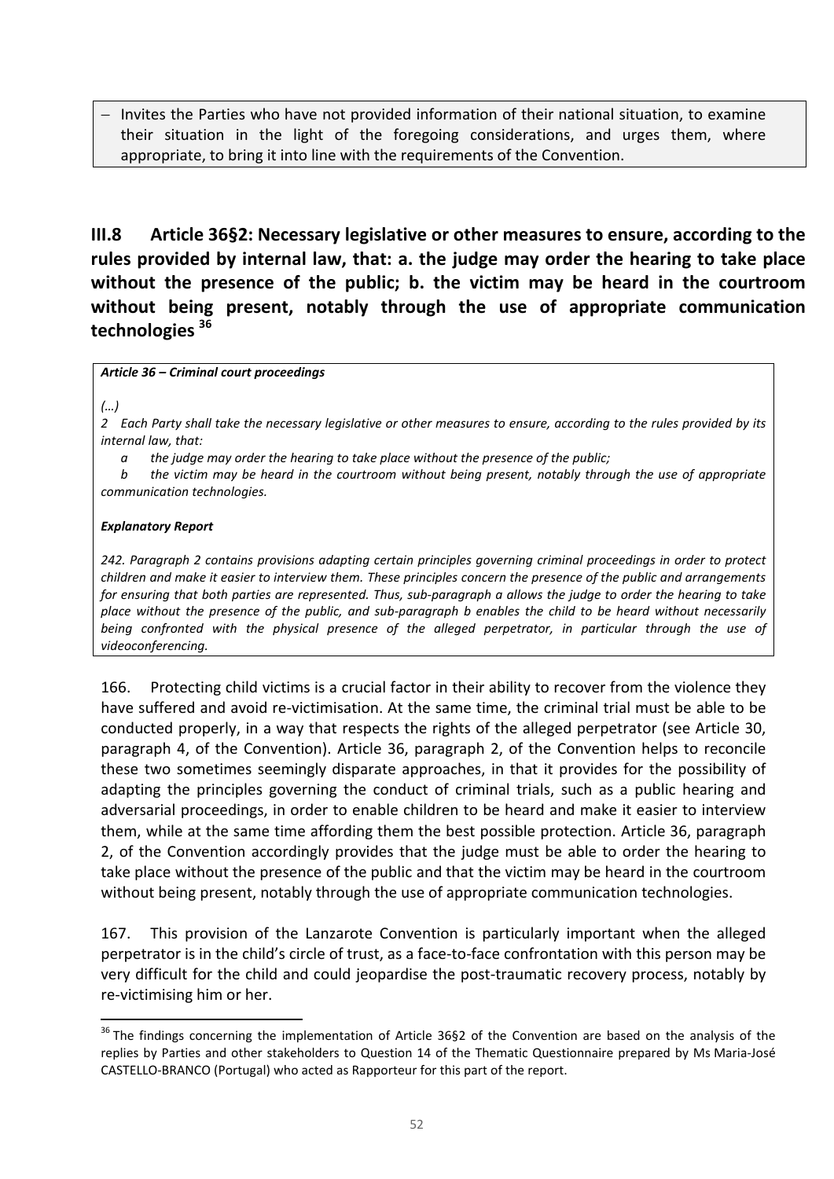- Invites the Parties who have not provided information of their national situation, to examine their situation in the light of the foregoing considerations, and urges them, where appropriate, to bring it into line with the requirements of the Convention.

## III.8 Article 36§2: Necessary legislative or other measures to ensure, according to the rules provided by internal law, that: a. the judge may order the hearing to take place without the presence of the public; b. the victim may be heard in the courtroom without being present, notably through the use of appropriate communication technologies [36]

***Article 36 – Criminal court proceedings***

*(…)*

*2 Each Party shall take the necessary legislative or other measures to ensure, according to the rules provided by its internal law, that:*

*a the judge may order the hearing to take place without the presence of the public;*

*b the victim may be heard in the courtroom without being present, notably through the use of appropriate communication technologies.*

***Explanatory Report***

*242. Paragraph 2 contains provisions adapting certain principles governing criminal proceedings in order to protect children and make it easier to interview them. These principles concern the presence of the public and arrangements for ensuring that both parties are represented. Thus, sub-paragraph a allows the judge to order the hearing to take place without the presence of the public, and sub-paragraph b enables the child to be heard without necessarily being confronted with the physical presence of the alleged perpetrator, in particular through the use of videoconferencing.*

166. Protecting child victims is a crucial factor in their ability to recover from the violence they have suffered and avoid re-victimisation. At the same time, the criminal trial must be able to be conducted properly, in a way that respects the rights of the alleged perpetrator (see Article 30, paragraph 4, of the Convention). Article 36, paragraph 2, of the Convention helps to reconcile these two sometimes seemingly disparate approaches, in that it provides for the possibility of adapting the principles governing the conduct of criminal trials, such as a public hearing and adversarial proceedings, in order to enable children to be heard and make it easier to interview them, while at the same time affording them the best possible protection. Article 36, paragraph 2, of the Convention accordingly provides that the judge must be able to order the hearing to take place without the presence of the public and that the victim may be heard in the courtroom without being present, notably through the use of appropriate communication technologies.

167. This provision of the Lanzarote Convention is particularly important when the alleged perpetrator is in the child's circle of trust, as a face-to-face confrontation with this person may be very difficult for the child and could jeopardise the post-traumatic recovery process, notably by re-victimising him or her.

[36] The findings concerning the implementation of Article 36§2 of the Convention are based on the analysis of the replies by Parties and other stakeholders to Question 14 of the Thematic Questionnaire prepared by Ms Maria-José CASTELLO-BRANCO (Portugal) who acted as Rapporteur for this part of the report.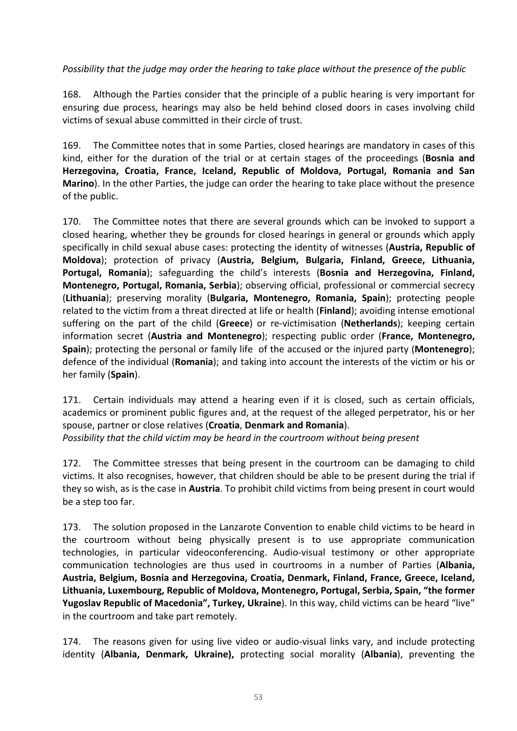*Possibility that the judge may order the hearing to take place without the presence of the public*

168. Although the Parties consider that the principle of a public hearing is very important for ensuring due process, hearings may also be held behind closed doors in cases involving child victims of sexual abuse committed in their circle of trust.

169. The Committee notes that in some Parties, closed hearings are mandatory in cases of this kind, either for the duration of the trial or at certain stages of the proceedings (**Bosnia and Herzegovina, Croatia, France, Iceland, Republic of Moldova, Portugal, Romania and San Marino**). In the other Parties, the judge can order the hearing to take place without the presence of the public.

170. The Committee notes that there are several grounds which can be invoked to support a closed hearing, whether they be grounds for closed hearings in general or grounds which apply specifically in child sexual abuse cases: protecting the identity of witnesses (**Austria, Republic of Moldova**); protection of privacy (**Austria, Belgium, Bulgaria, Finland, Greece, Lithuania, Portugal, Romania**); safeguarding the child's interests (**Bosnia and Herzegovina, Finland, Montenegro, Portugal, Romania, Serbia**); observing official, professional or commercial secrecy (**Lithuania**); preserving morality (**Bulgaria, Montenegro, Romania, Spain**); protecting people related to the victim from a threat directed at life or health (**Finland**); avoiding intense emotional suffering on the part of the child (**Greece**) or re-victimisation (**Netherlands**); keeping certain information secret (**Austria and Montenegro**); respecting public order (**France, Montenegro, Spain**); protecting the personal or family life of the accused or the injured party (**Montenegro**); defence of the individual (**Romania**); and taking into account the interests of the victim or his or her family (**Spain**).

171. Certain individuals may attend a hearing even if it is closed, such as certain officials, academics or prominent public figures and, at the request of the alleged perpetrator, his or her spouse, partner or close relatives (**Croatia**, **Denmark and Romania**).

*Possibility that the child victim may be heard in the courtroom without being present*

172. The Committee stresses that being present in the courtroom can be damaging to child victims. It also recognises, however, that children should be able to be present during the trial if they so wish, as is the case in **Austria**. To prohibit child victims from being present in court would be a step too far.

173. The solution proposed in the Lanzarote Convention to enable child victims to be heard in the courtroom without being physically present is to use appropriate communication technologies, in particular videoconferencing. Audio-visual testimony or other appropriate communication technologies are thus used in courtrooms in a number of Parties (**Albania, Austria, Belgium, Bosnia and Herzegovina, Croatia, Denmark, Finland, France, Greece, Iceland, Lithuania, Luxembourg, Republic of Moldova, Montenegro, Portugal, Serbia, Spain, "the former Yugoslav Republic of Macedonia", Turkey, Ukraine**). In this way, child victims can be heard "live" in the courtroom and take part remotely.

174. The reasons given for using live video or audio-visual links vary, and include protecting identity (**Albania, Denmark, Ukraine),** protecting social morality (**Albania**), preventing the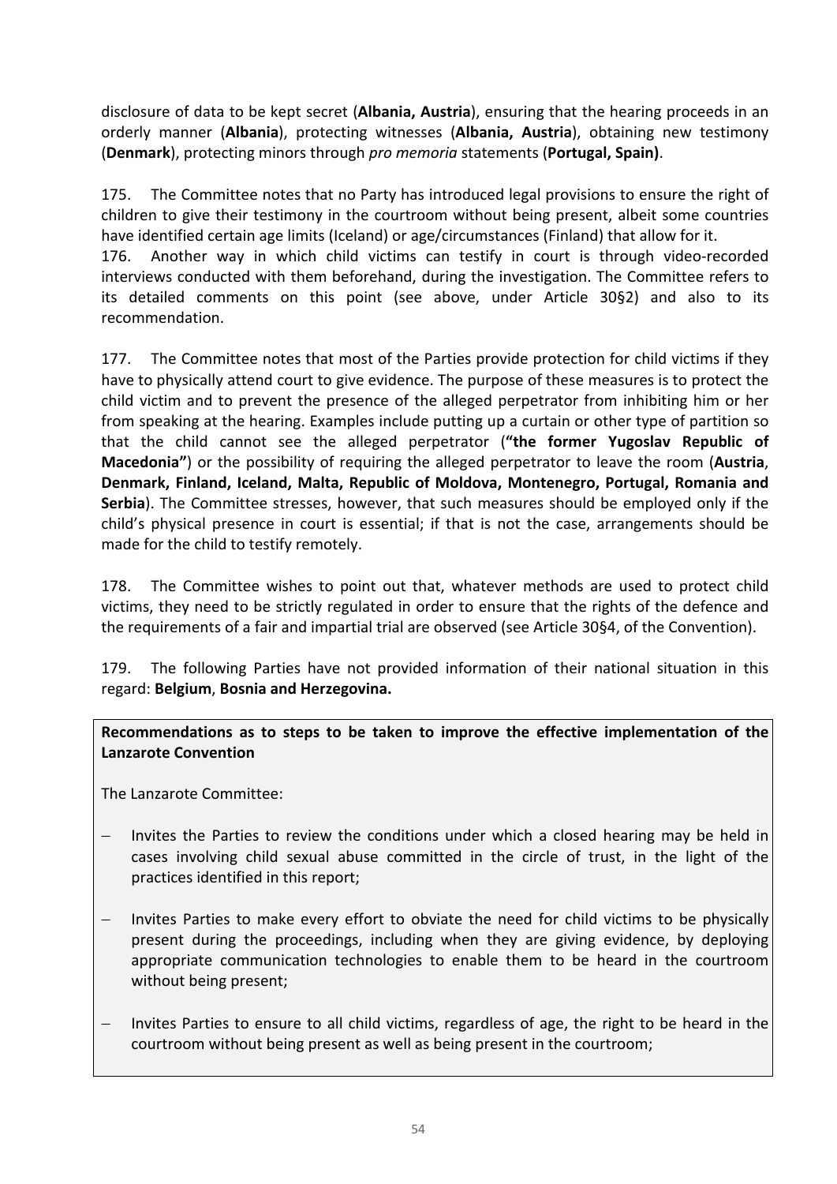disclosure of data to be kept secret (**Albania, Austria**), ensuring that the hearing proceeds in an orderly manner (**Albania**), protecting witnesses (**Albania, Austria**), obtaining new testimony (**Denmark**), protecting minors through *pro memoria* statements (**Portugal, Spain)**.

175. The Committee notes that no Party has introduced legal provisions to ensure the right of children to give their testimony in the courtroom without being present, albeit some countries have identified certain age limits (Iceland) or age/circumstances (Finland) that allow for it.

176. Another way in which child victims can testify in court is through video-recorded interviews conducted with them beforehand, during the investigation. The Committee refers to its detailed comments on this point (see above, under Article 30§2) and also to its recommendation.

177. The Committee notes that most of the Parties provide protection for child victims if they have to physically attend court to give evidence. The purpose of these measures is to protect the child victim and to prevent the presence of the alleged perpetrator from inhibiting him or her from speaking at the hearing. Examples include putting up a curtain or other type of partition so that the child cannot see the alleged perpetrator (**"the former Yugoslav Republic of Macedonia"**) or the possibility of requiring the alleged perpetrator to leave the room (**Austria**, **Denmark, Finland, Iceland, Malta, Republic of Moldova, Montenegro, Portugal, Romania and Serbia**). The Committee stresses, however, that such measures should be employed only if the child's physical presence in court is essential; if that is not the case, arrangements should be made for the child to testify remotely.

178. The Committee wishes to point out that, whatever methods are used to protect child victims, they need to be strictly regulated in order to ensure that the rights of the defence and the requirements of a fair and impartial trial are observed (see Article 30§4, of the Convention).

179. The following Parties have not provided information of their national situation in this regard: **Belgium**, **Bosnia and Herzegovina.**

**Recommendations as to steps to be taken to improve the effective implementation of the Lanzarote Convention**

The Lanzarote Committee:

- Invites the Parties to review the conditions under which a closed hearing may be held in cases involving child sexual abuse committed in the circle of trust, in the light of the practices identified in this report;

- Invites Parties to make every effort to obviate the need for child victims to be physically present during the proceedings, including when they are giving evidence, by deploying appropriate communication technologies to enable them to be heard in the courtroom without being present;

- Invites Parties to ensure to all child victims, regardless of age, the right to be heard in the courtroom without being present as well as being present in the courtroom;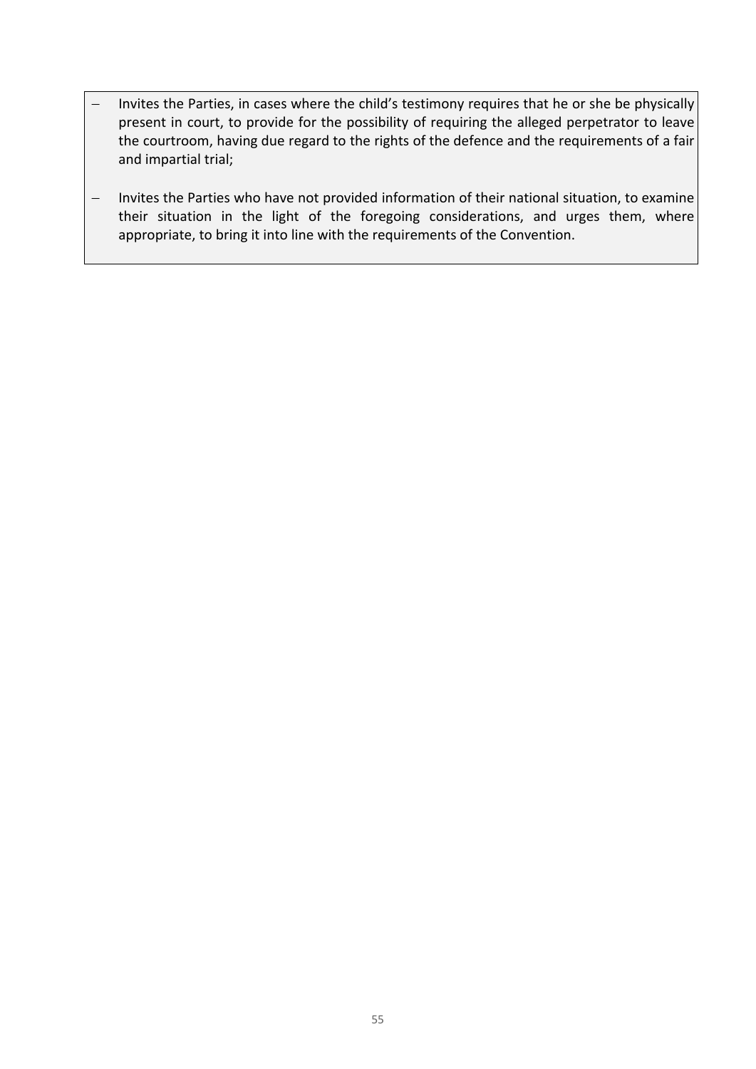- Invites the Parties, in cases where the child's testimony requires that he or she be physically present in court, to provide for the possibility of requiring the alleged perpetrator to leave the courtroom, having due regard to the rights of the defence and the requirements of a fair and impartial trial;
- Invites the Parties who have not provided information of their national situation, to examine their situation in the light of the foregoing considerations, and urges them, where appropriate, to bring it into line with the requirements of the Convention.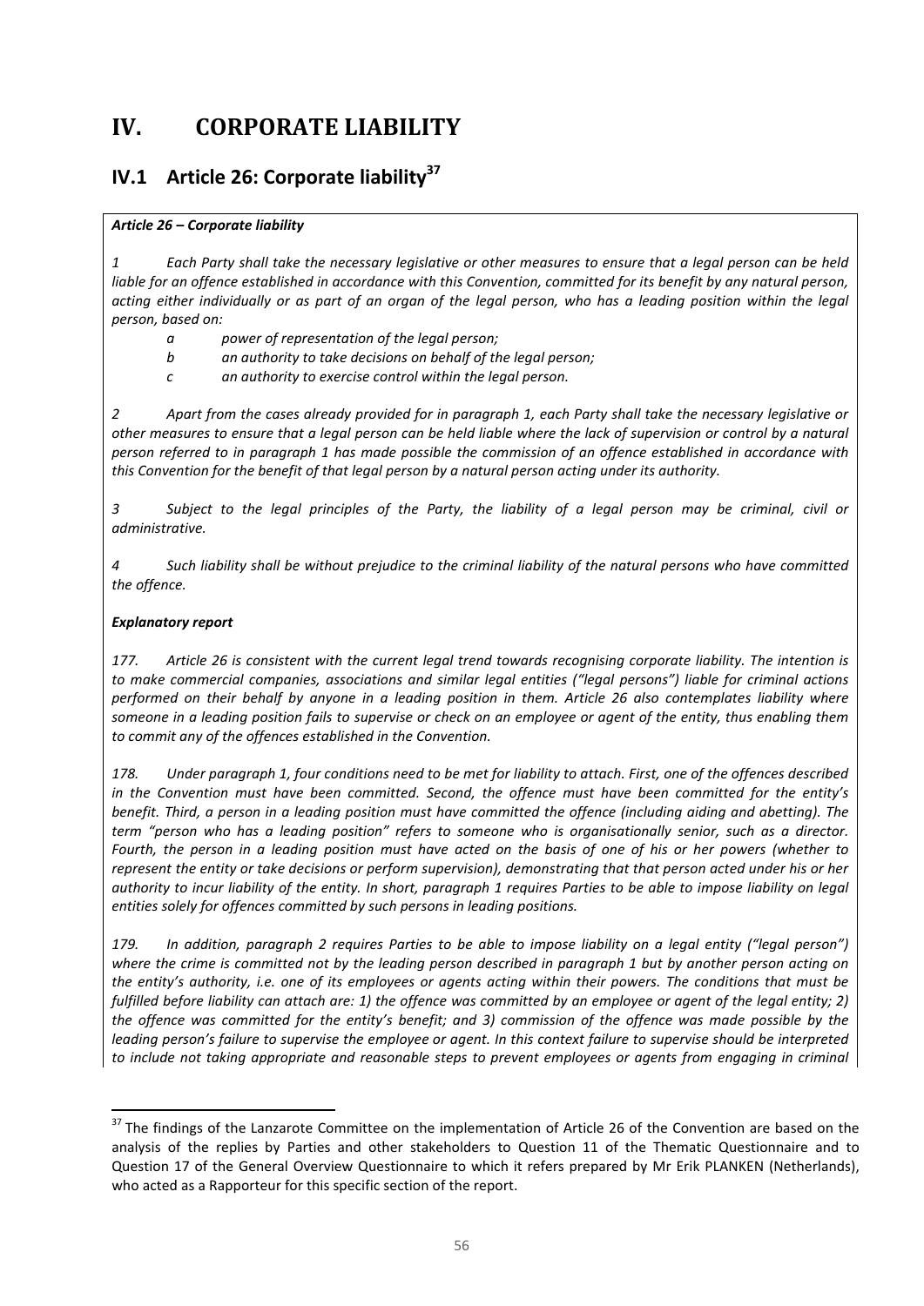# IV. CORPORATE LIABILITY

## IV.1 Article 26: Corporate liability[37]

***Article 26 – Corporate liability***

*1 Each Party shall take the necessary legislative or other measures to ensure that a legal person can be held liable for an offence established in accordance with this Convention, committed for its benefit by any natural person, acting either individually or as part of an organ of the legal person, who has a leading position within the legal person, based on:*

- *a power of representation of the legal person;*
- *b an authority to take decisions on behalf of the legal person;*
- *c an authority to exercise control within the legal person.*

*2 Apart from the cases already provided for in paragraph 1, each Party shall take the necessary legislative or other measures to ensure that a legal person can be held liable where the lack of supervision or control by a natural person referred to in paragraph 1 has made possible the commission of an offence established in accordance with this Convention for the benefit of that legal person by a natural person acting under its authority.*

*3 Subject to the legal principles of the Party, the liability of a legal person may be criminal, civil or administrative.*

*4 Such liability shall be without prejudice to the criminal liability of the natural persons who have committed the offence.*

***Explanatory report***

*177. Article 26 is consistent with the current legal trend towards recognising corporate liability. The intention is to make commercial companies, associations and similar legal entities ("legal persons") liable for criminal actions performed on their behalf by anyone in a leading position in them. Article 26 also contemplates liability where someone in a leading position fails to supervise or check on an employee or agent of the entity, thus enabling them to commit any of the offences established in the Convention.*

*178. Under paragraph 1, four conditions need to be met for liability to attach. First, one of the offences described in the Convention must have been committed. Second, the offence must have been committed for the entity's benefit. Third, a person in a leading position must have committed the offence (including aiding and abetting). The term "person who has a leading position" refers to someone who is organisationally senior, such as a director. Fourth, the person in a leading position must have acted on the basis of one of his or her powers (whether to represent the entity or take decisions or perform supervision), demonstrating that that person acted under his or her authority to incur liability of the entity. In short, paragraph 1 requires Parties to be able to impose liability on legal entities solely for offences committed by such persons in leading positions.*

*179. In addition, paragraph 2 requires Parties to be able to impose liability on a legal entity ("legal person") where the crime is committed not by the leading person described in paragraph 1 but by another person acting on the entity's authority, i.e. one of its employees or agents acting within their powers. The conditions that must be fulfilled before liability can attach are: 1) the offence was committed by an employee or agent of the legal entity; 2) the offence was committed for the entity's benefit; and 3) commission of the offence was made possible by the leading person's failure to supervise the employee or agent. In this context failure to supervise should be interpreted to include not taking appropriate and reasonable steps to prevent employees or agents from engaging in criminal*

---

[37] The findings of the Lanzarote Committee on the implementation of Article 26 of the Convention are based on the analysis of the replies by Parties and other stakeholders to Question 11 of the Thematic Questionnaire and to Question 17 of the General Overview Questionnaire to which it refers prepared by Mr Erik PLANKEN (Netherlands), who acted as a Rapporteur for this specific section of the report.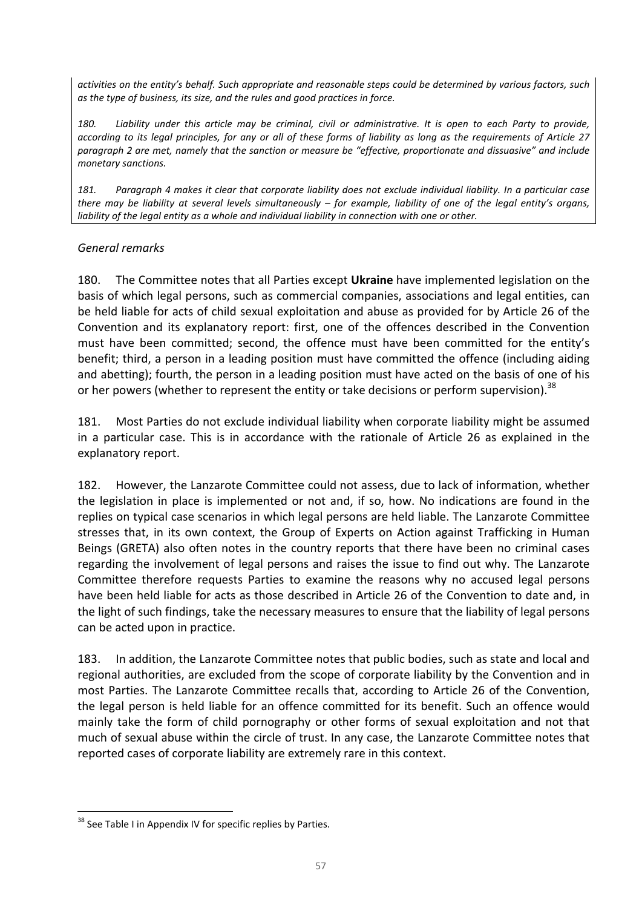*activities on the entity's behalf. Such appropriate and reasonable steps could be determined by various factors, such as the type of business, its size, and the rules and good practices in force.*

*180. Liability under this article may be criminal, civil or administrative. It is open to each Party to provide, according to its legal principles, for any or all of these forms of liability as long as the requirements of Article 27 paragraph 2 are met, namely that the sanction or measure be "effective, proportionate and dissuasive" and include monetary sanctions.*

*181. Paragraph 4 makes it clear that corporate liability does not exclude individual liability. In a particular case there may be liability at several levels simultaneously – for example, liability of one of the legal entity's organs, liability of the legal entity as a whole and individual liability in connection with one or other.*

*General remarks*

180. The Committee notes that all Parties except **Ukraine** have implemented legislation on the basis of which legal persons, such as commercial companies, associations and legal entities, can be held liable for acts of child sexual exploitation and abuse as provided for by Article 26 of the Convention and its explanatory report: first, one of the offences described in the Convention must have been committed; second, the offence must have been committed for the entity's benefit; third, a person in a leading position must have committed the offence (including aiding and abetting); fourth, the person in a leading position must have acted on the basis of one of his or her powers (whether to represent the entity or take decisions or perform supervision).[38]

181. Most Parties do not exclude individual liability when corporate liability might be assumed in a particular case. This is in accordance with the rationale of Article 26 as explained in the explanatory report.

182. However, the Lanzarote Committee could not assess, due to lack of information, whether the legislation in place is implemented or not and, if so, how. No indications are found in the replies on typical case scenarios in which legal persons are held liable. The Lanzarote Committee stresses that, in its own context, the Group of Experts on Action against Trafficking in Human Beings (GRETA) also often notes in the country reports that there have been no criminal cases regarding the involvement of legal persons and raises the issue to find out why. The Lanzarote Committee therefore requests Parties to examine the reasons why no accused legal persons have been held liable for acts as those described in Article 26 of the Convention to date and, in the light of such findings, take the necessary measures to ensure that the liability of legal persons can be acted upon in practice.

183. In addition, the Lanzarote Committee notes that public bodies, such as state and local and regional authorities, are excluded from the scope of corporate liability by the Convention and in most Parties. The Lanzarote Committee recalls that, according to Article 26 of the Convention, the legal person is held liable for an offence committed for its benefit. Such an offence would mainly take the form of child pornography or other forms of sexual exploitation and not that much of sexual abuse within the circle of trust. In any case, the Lanzarote Committee notes that reported cases of corporate liability are extremely rare in this context.

[38] See Table I in Appendix IV for specific replies by Parties.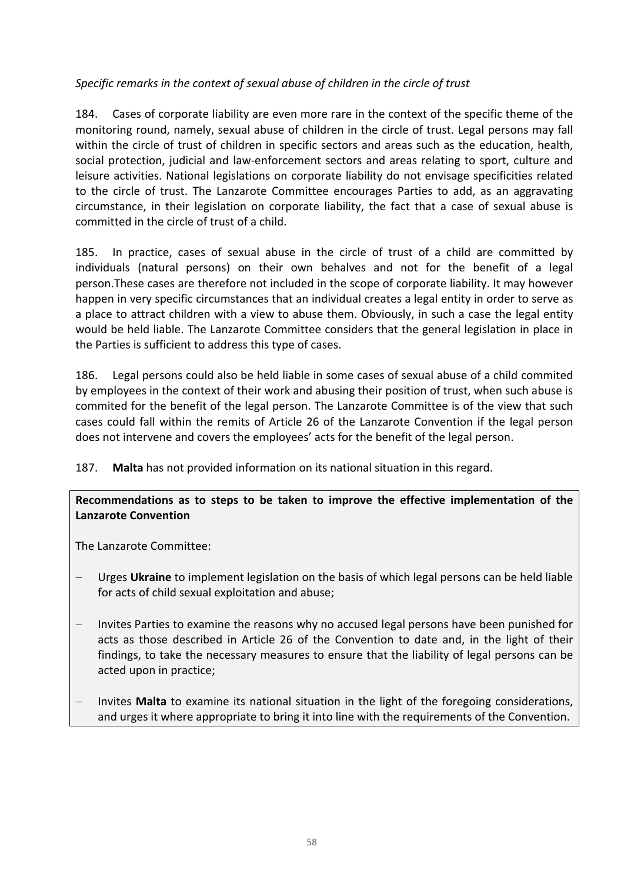*Specific remarks in the context of sexual abuse of children in the circle of trust*

184. Cases of corporate liability are even more rare in the context of the specific theme of the monitoring round, namely, sexual abuse of children in the circle of trust. Legal persons may fall within the circle of trust of children in specific sectors and areas such as the education, health, social protection, judicial and law-enforcement sectors and areas relating to sport, culture and leisure activities. National legislations on corporate liability do not envisage specificities related to the circle of trust. The Lanzarote Committee encourages Parties to add, as an aggravating circumstance, in their legislation on corporate liability, the fact that a case of sexual abuse is committed in the circle of trust of a child.

185. In practice, cases of sexual abuse in the circle of trust of a child are committed by individuals (natural persons) on their own behalves and not for the benefit of a legal person.These cases are therefore not included in the scope of corporate liability. It may however happen in very specific circumstances that an individual creates a legal entity in order to serve as a place to attract children with a view to abuse them. Obviously, in such a case the legal entity would be held liable. The Lanzarote Committee considers that the general legislation in place in the Parties is sufficient to address this type of cases.

186. Legal persons could also be held liable in some cases of sexual abuse of a child commited by employees in the context of their work and abusing their position of trust, when such abuse is commited for the benefit of the legal person. The Lanzarote Committee is of the view that such cases could fall within the remits of Article 26 of the Lanzarote Convention if the legal person does not intervene and covers the employees' acts for the benefit of the legal person.

187. **Malta** has not provided information on its national situation in this regard.

**Recommendations as to steps to be taken to improve the effective implementation of the Lanzarote Convention**

The Lanzarote Committee:

- Urges **Ukraine** to implement legislation on the basis of which legal persons can be held liable for acts of child sexual exploitation and abuse;
- Invites Parties to examine the reasons why no accused legal persons have been punished for acts as those described in Article 26 of the Convention to date and, in the light of their findings, to take the necessary measures to ensure that the liability of legal persons can be acted upon in practice;
- Invites **Malta** to examine its national situation in the light of the foregoing considerations, and urges it where appropriate to bring it into line with the requirements of the Convention.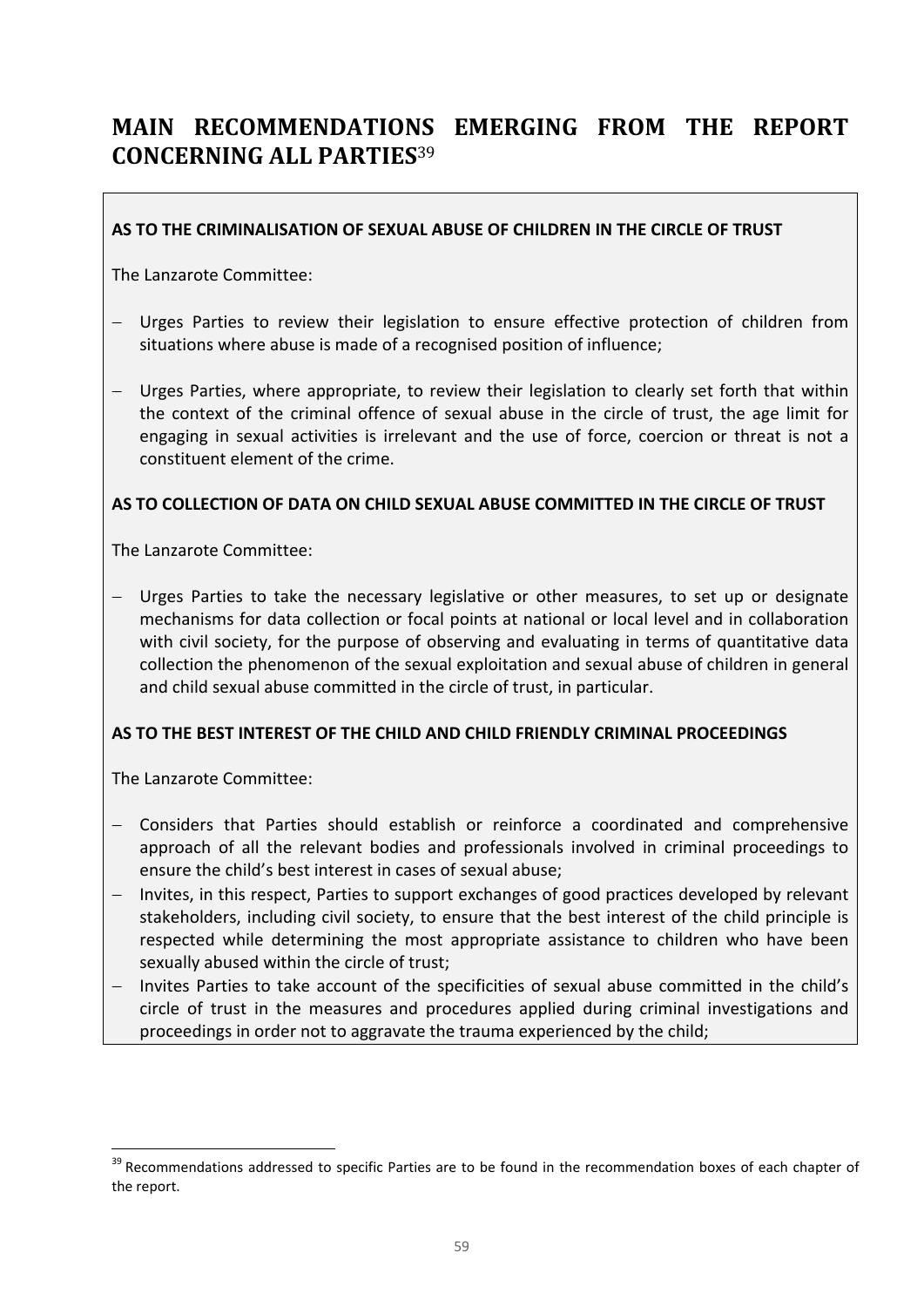# MAIN RECOMMENDATIONS EMERGING FROM THE REPORT CONCERNING ALL PARTIES[39]

**AS TO THE CRIMINALISATION OF SEXUAL ABUSE OF CHILDREN IN THE CIRCLE OF TRUST**

The Lanzarote Committee:

- Urges Parties to review their legislation to ensure effective protection of children from situations where abuse is made of a recognised position of influence;

- Urges Parties, where appropriate, to review their legislation to clearly set forth that within the context of the criminal offence of sexual abuse in the circle of trust, the age limit for engaging in sexual activities is irrelevant and the use of force, coercion or threat is not a constituent element of the crime.

**AS TO COLLECTION OF DATA ON CHILD SEXUAL ABUSE COMMITTED IN THE CIRCLE OF TRUST**

The Lanzarote Committee:

- Urges Parties to take the necessary legislative or other measures, to set up or designate mechanisms for data collection or focal points at national or local level and in collaboration with civil society, for the purpose of observing and evaluating in terms of quantitative data collection the phenomenon of the sexual exploitation and sexual abuse of children in general and child sexual abuse committed in the circle of trust, in particular.

**AS TO THE BEST INTEREST OF THE CHILD AND CHILD FRIENDLY CRIMINAL PROCEEDINGS**

The Lanzarote Committee:

- Considers that Parties should establish or reinforce a coordinated and comprehensive approach of all the relevant bodies and professionals involved in criminal proceedings to ensure the child's best interest in cases of sexual abuse;
- Invites, in this respect, Parties to support exchanges of good practices developed by relevant stakeholders, including civil society, to ensure that the best interest of the child principle is respected while determining the most appropriate assistance to children who have been sexually abused within the circle of trust;
- Invites Parties to take account of the specificities of sexual abuse committed in the child's circle of trust in the measures and procedures applied during criminal investigations and proceedings in order not to aggravate the trauma experienced by the child;

[39] Recommendations addressed to specific Parties are to be found in the recommendation boxes of each chapter of the report.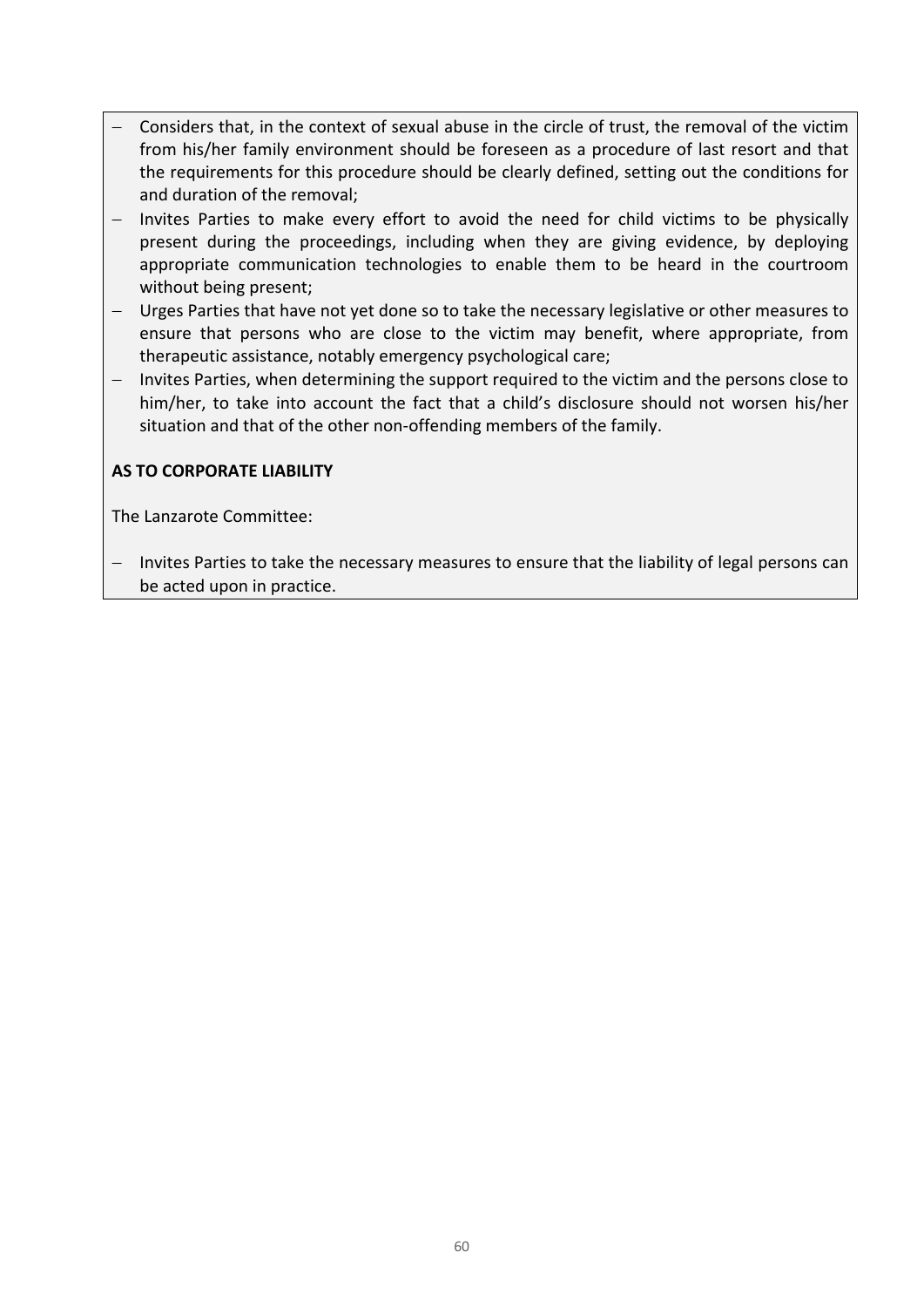- Considers that, in the context of sexual abuse in the circle of trust, the removal of the victim from his/her family environment should be foreseen as a procedure of last resort and that the requirements for this procedure should be clearly defined, setting out the conditions for and duration of the removal;
- Invites Parties to make every effort to avoid the need for child victims to be physically present during the proceedings, including when they are giving evidence, by deploying appropriate communication technologies to enable them to be heard in the courtroom without being present;
- Urges Parties that have not yet done so to take the necessary legislative or other measures to ensure that persons who are close to the victim may benefit, where appropriate, from therapeutic assistance, notably emergency psychological care;
- Invites Parties, when determining the support required to the victim and the persons close to him/her, to take into account the fact that a child's disclosure should not worsen his/her situation and that of the other non-offending members of the family.

**AS TO CORPORATE LIABILITY**

The Lanzarote Committee:

- Invites Parties to take the necessary measures to ensure that the liability of legal persons can be acted upon in practice.